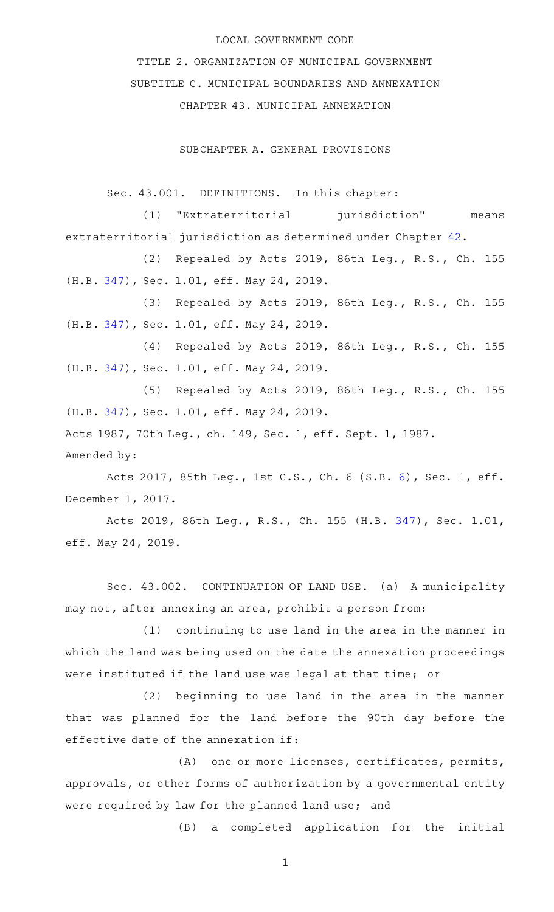LOCAL GOVERNMENT CODE

TITLE 2. ORGANIZATION OF MUNICIPAL GOVERNMENT

SUBTITLE C. MUNICIPAL BOUNDARIES AND ANNEXATION

CHAPTER 43. MUNICIPAL ANNEXATION

SUBCHAPTER A. GENERAL PROVISIONS

Sec. 43.001. DEFINITIONS. In this chapter:

(1) "Extraterritorial jurisdiction" means extraterritorial jurisdiction as determined under Chapter 42.

(2) Repealed by Acts 2019, 86th Leg., R.S., Ch. 155 (H.B. 347), Sec. 1.01, eff. May 24, 2019.

(3) Repealed by Acts 2019, 86th Leg., R.S., Ch. 155 (H.B. 347), Sec. 1.01, eff. May 24, 2019.

(4) Repealed by Acts 2019, 86th Leg., R.S., Ch. 155 (H.B. 347), Sec. 1.01, eff. May 24, 2019.

(5) Repealed by Acts 2019, 86th Leg., R.S., Ch. 155 (H.B. 347), Sec. 1.01, eff. May 24, 2019.

Acts 1987, 70th Leg., ch. 149, Sec. 1, eff. Sept. 1, 1987.

Amended by:

Acts 2017, 85th Leg., 1st C.S., Ch. 6 (S.B. 6), Sec. 1, eff. December 1, 2017.

Acts 2019, 86th Leg., R.S., Ch. 155 (H.B. 347), Sec. 1.01, eff. May 24, 2019.

Sec. 43.002. CONTINUATION OF LAND USE. (a) A municipality may not, after annexing an area, prohibit a person from:

(1) continuing to use land in the area in the manner in which the land was being used on the date the annexation proceedings were instituted if the land use was legal at that time; or

(2) beginning to use land in the area in the manner that was planned for the land before the 90th day before the effective date of the annexation if:

(A) one or more licenses, certificates, permits, approvals, or other forms of authorization by a governmental entity were required by law for the planned land use; and

(B) a completed application for the initial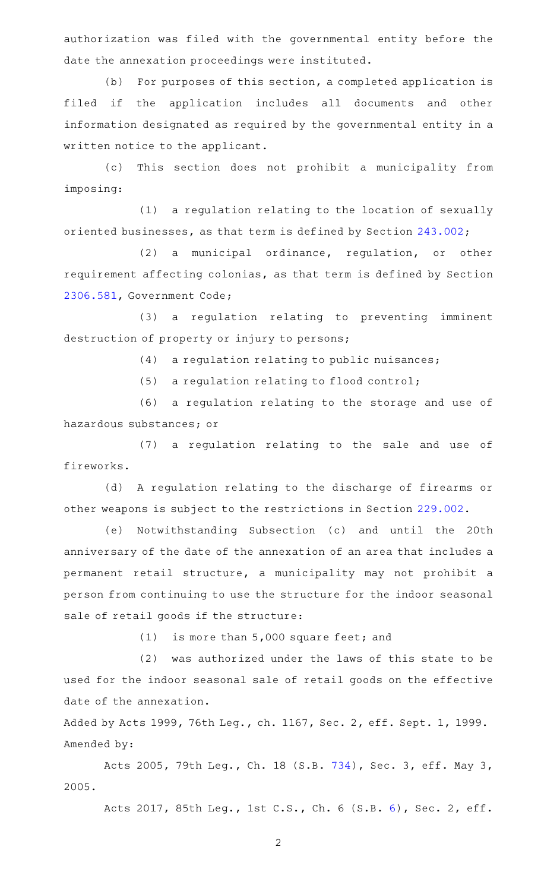authorization was filed with the governmental entity before the date the annexation proceedings were instituted.

(b) For purposes of this section, a completed application is filed if the application includes all documents and other information designated as required by the governmental entity in a written notice to the applicant.

(c) This section does not prohibit a municipality from imposing:

(1) a regulation relating to the location of sexually oriented businesses, as that term is defined by Section 243.002;

(2) a municipal ordinance, regulation, or other requirement affecting colonias, as that term is defined by Section 2306.581, Government Code;

(3) a regulation relating to preventing imminent destruction of property or injury to persons;

(4) a regulation relating to public nuisances;

(5) a regulation relating to flood control;

(6) a regulation relating to the storage and use of hazardous substances; or

(7) a regulation relating to the sale and use of fireworks.

(d) A regulation relating to the discharge of firearms or other weapons is subject to the restrictions in Section 229.002.

(e) Notwithstanding Subsection (c) and until the 20th anniversary of the date of the annexation of an area that includes a permanent retail structure, a municipality may not prohibit a person from continuing to use the structure for the indoor seasonal sale of retail goods if the structure:

(1) is more than 5,000 square feet; and

(2) was authorized under the laws of this state to be used for the indoor seasonal sale of retail goods on the effective date of the annexation.

Added by Acts 1999, 76th Leg., ch. 1167, Sec. 2, eff. Sept. 1, 1999.
Amended by:

Acts 2005, 79th Leg., Ch. 18 (S.B. 734), Sec. 3, eff. May 3, 2005.

Acts 2017, 85th Leg., 1st C.S., Ch. 6 (S.B. 6), Sec. 2, eff.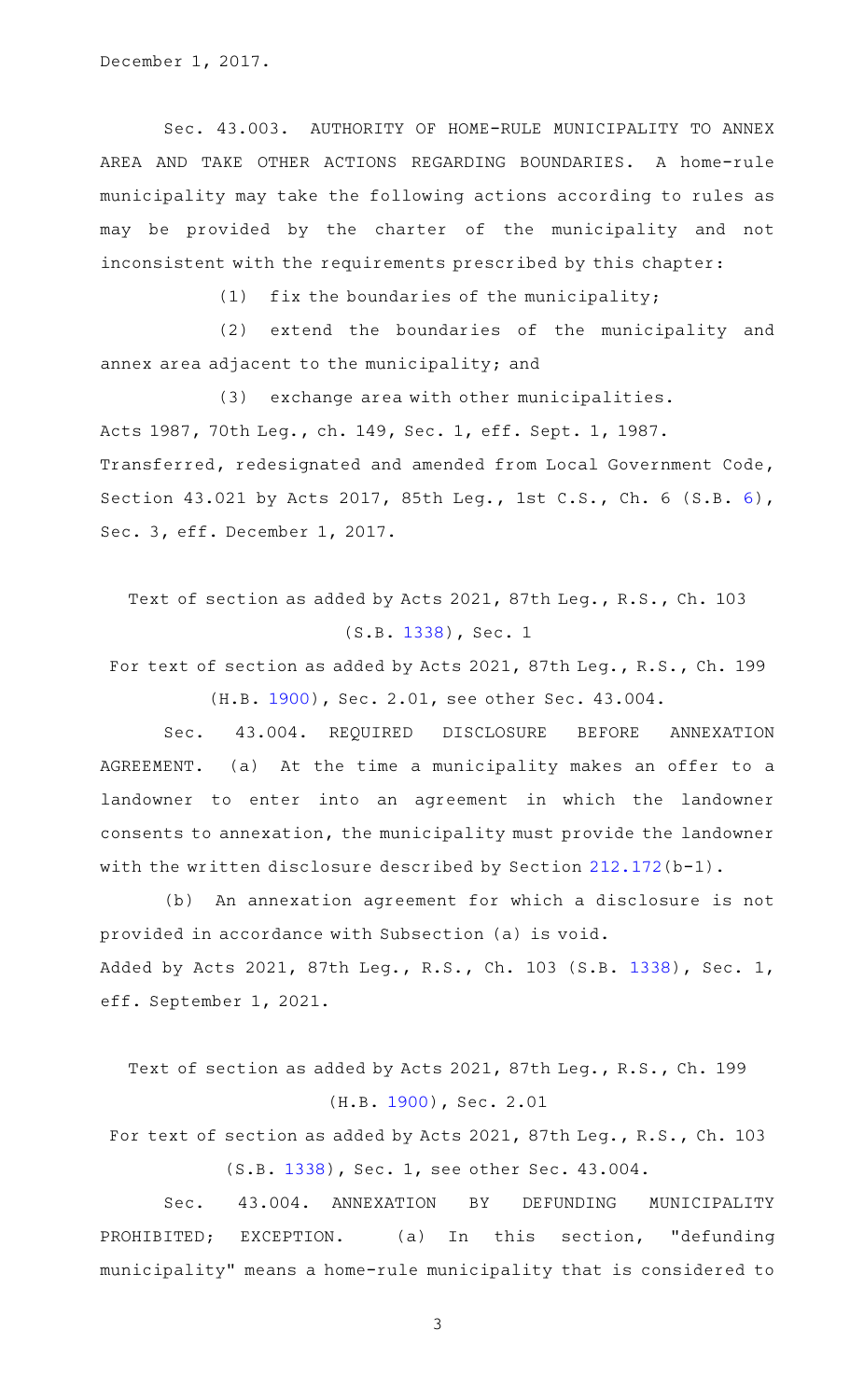December 1, 2017.

Sec. 43.003. AUTHORITY OF HOME-RULE MUNICIPALITY TO ANNEX AREA AND TAKE OTHER ACTIONS REGARDING BOUNDARIES. A home-rule municipality may take the following actions according to rules as may be provided by the charter of the municipality and not inconsistent with the requirements prescribed by this chapter:

(1) fix the boundaries of the municipality;

(2) extend the boundaries of the municipality and annex area adjacent to the municipality; and

(3) exchange area with other municipalities.

Acts 1987, 70th Leg., ch. 149, Sec. 1, eff. Sept. 1, 1987.
Transferred, redesignated and amended from Local Government Code, Section 43.021 by Acts 2017, 85th Leg., 1st C.S., Ch. 6 (S.B. 6), Sec. 3, eff. December 1, 2017.

Text of section as added by Acts 2021, 87th Leg., R.S., Ch. 103 (S.B. 1338), Sec. 1

For text of section as added by Acts 2021, 87th Leg., R.S., Ch. 199 (H.B. 1900), Sec. 2.01, see other Sec. 43.004.

Sec. 43.004. REQUIRED DISCLOSURE BEFORE ANNEXATION AGREEMENT. (a) At the time a municipality makes an offer to a landowner to enter into an agreement in which the landowner consents to annexation, the municipality must provide the landowner with the written disclosure described by Section 212.172(b-1).

(b) An annexation agreement for which a disclosure is not provided in accordance with Subsection (a) is void.

Added by Acts 2021, 87th Leg., R.S., Ch. 103 (S.B. 1338), Sec. 1, eff. September 1, 2021.

Text of section as added by Acts 2021, 87th Leg., R.S., Ch. 199 (H.B. 1900), Sec. 2.01

For text of section as added by Acts 2021, 87th Leg., R.S., Ch. 103 (S.B. 1338), Sec. 1, see other Sec. 43.004.

Sec. 43.004. ANNEXATION BY DEFUNDING MUNICIPALITY PROHIBITED; EXCEPTION. (a) In this section, "defunding municipality" means a home-rule municipality that is considered to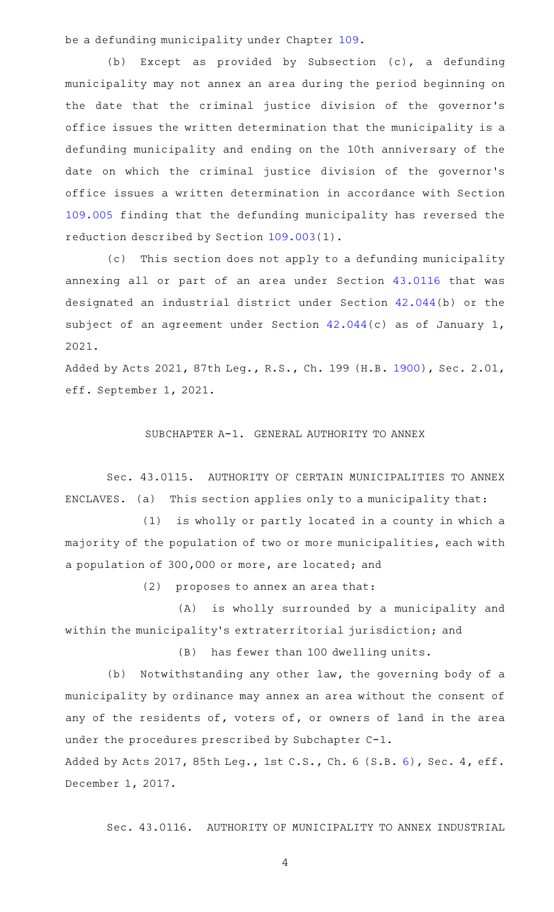be a defunding municipality under Chapter 109.

(b) Except as provided by Subsection (c), a defunding municipality may not annex an area during the period beginning on the date that the criminal justice division of the governor's office issues the written determination that the municipality is a defunding municipality and ending on the 10th anniversary of the date on which the criminal justice division of the governor's office issues a written determination in accordance with Section 109.005 finding that the defunding municipality has reversed the reduction described by Section 109.003(1).

(c) This section does not apply to a defunding municipality annexing all or part of an area under Section 43.0116 that was designated an industrial district under Section 42.044(b) or the subject of an agreement under Section 42.044(c) as of January 1, 2021.

Added by Acts 2021, 87th Leg., R.S., Ch. 199 (H.B. 1900), Sec. 2.01, eff. September 1, 2021.

## SUBCHAPTER A-1. GENERAL AUTHORITY TO ANNEX

Sec. 43.0115. AUTHORITY OF CERTAIN MUNICIPALITIES TO ANNEX ENCLAVES. (a) This section applies only to a municipality that:

(1) is wholly or partly located in a county in which a majority of the population of two or more municipalities, each with a population of 300,000 or more, are located; and

(2) proposes to annex an area that:

(A) is wholly surrounded by a municipality and within the municipality's extraterritorial jurisdiction; and

(B) has fewer than 100 dwelling units.

(b) Notwithstanding any other law, the governing body of a municipality by ordinance may annex an area without the consent of any of the residents of, voters of, or owners of land in the area under the procedures prescribed by Subchapter C-1.

Added by Acts 2017, 85th Leg., 1st C.S., Ch. 6 (S.B. 6), Sec. 4, eff. December 1, 2017.

Sec. 43.0116. AUTHORITY OF MUNICIPALITY TO ANNEX INDUSTRIAL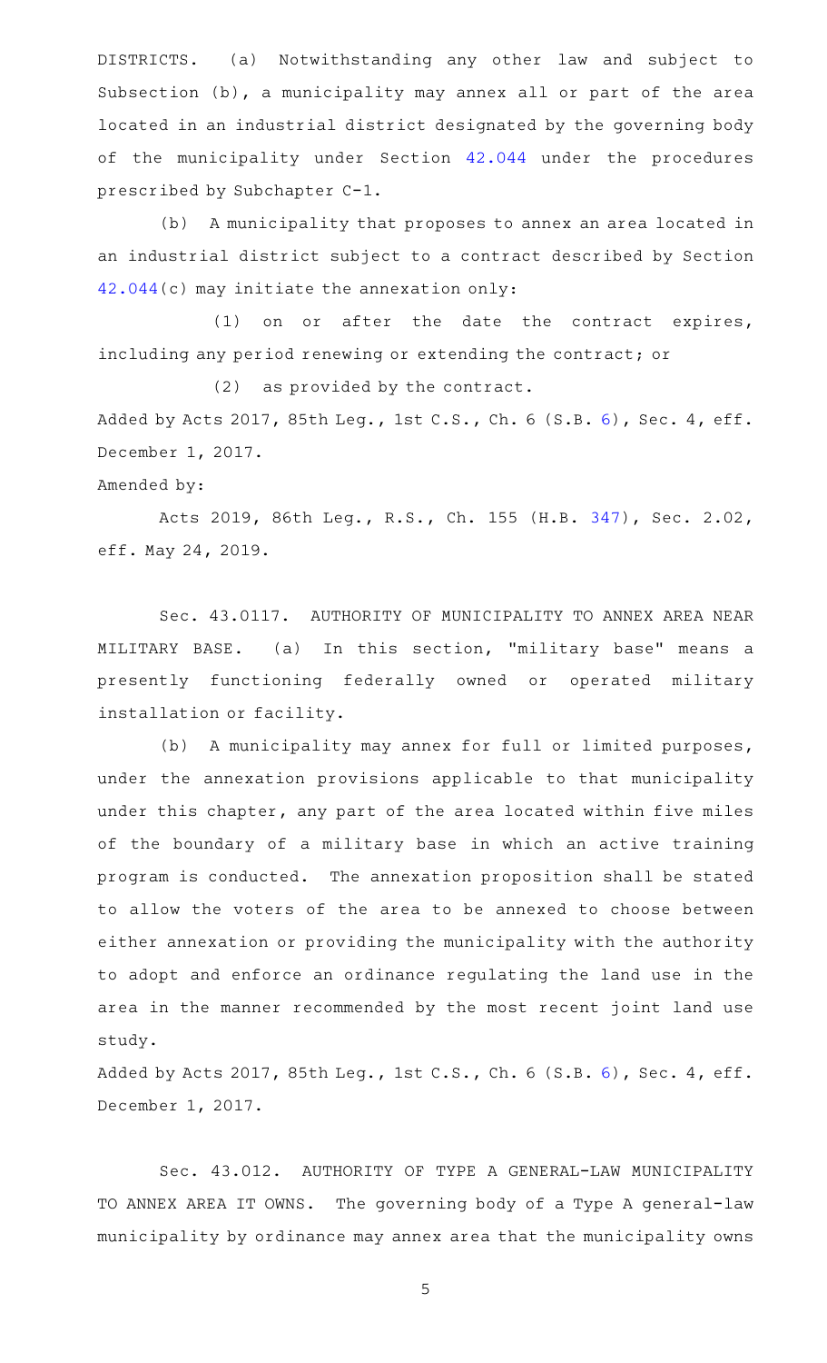DISTRICTS. (a) Notwithstanding any other law and subject to Subsection (b), a municipality may annex all or part of the area located in an industrial district designated by the governing body of the municipality under Section 42.044 under the procedures prescribed by Subchapter C-1.

(b) A municipality that proposes to annex an area located in an industrial district subject to a contract described by Section 42.044(c) may initiate the annexation only:

(1) on or after the date the contract expires, including any period renewing or extending the contract; or

(2) as provided by the contract.

Added by Acts 2017, 85th Leg., 1st C.S., Ch. 6 (S.B. 6), Sec. 4, eff. December 1, 2017.

Amended by:

Acts 2019, 86th Leg., R.S., Ch. 155 (H.B. 347), Sec. 2.02, eff. May 24, 2019.

Sec. 43.0117. AUTHORITY OF MUNICIPALITY TO ANNEX AREA NEAR MILITARY BASE. (a) In this section, "military base" means a presently functioning federally owned or operated military installation or facility.

(b) A municipality may annex for full or limited purposes, under the annexation provisions applicable to that municipality under this chapter, any part of the area located within five miles of the boundary of a military base in which an active training program is conducted. The annexation proposition shall be stated to allow the voters of the area to be annexed to choose between either annexation or providing the municipality with the authority to adopt and enforce an ordinance regulating the land use in the area in the manner recommended by the most recent joint land use study.

Added by Acts 2017, 85th Leg., 1st C.S., Ch. 6 (S.B. 6), Sec. 4, eff. December 1, 2017.

Sec. 43.012. AUTHORITY OF TYPE A GENERAL-LAW MUNICIPALITY TO ANNEX AREA IT OWNS. The governing body of a Type A general-law municipality by ordinance may annex area that the municipality owns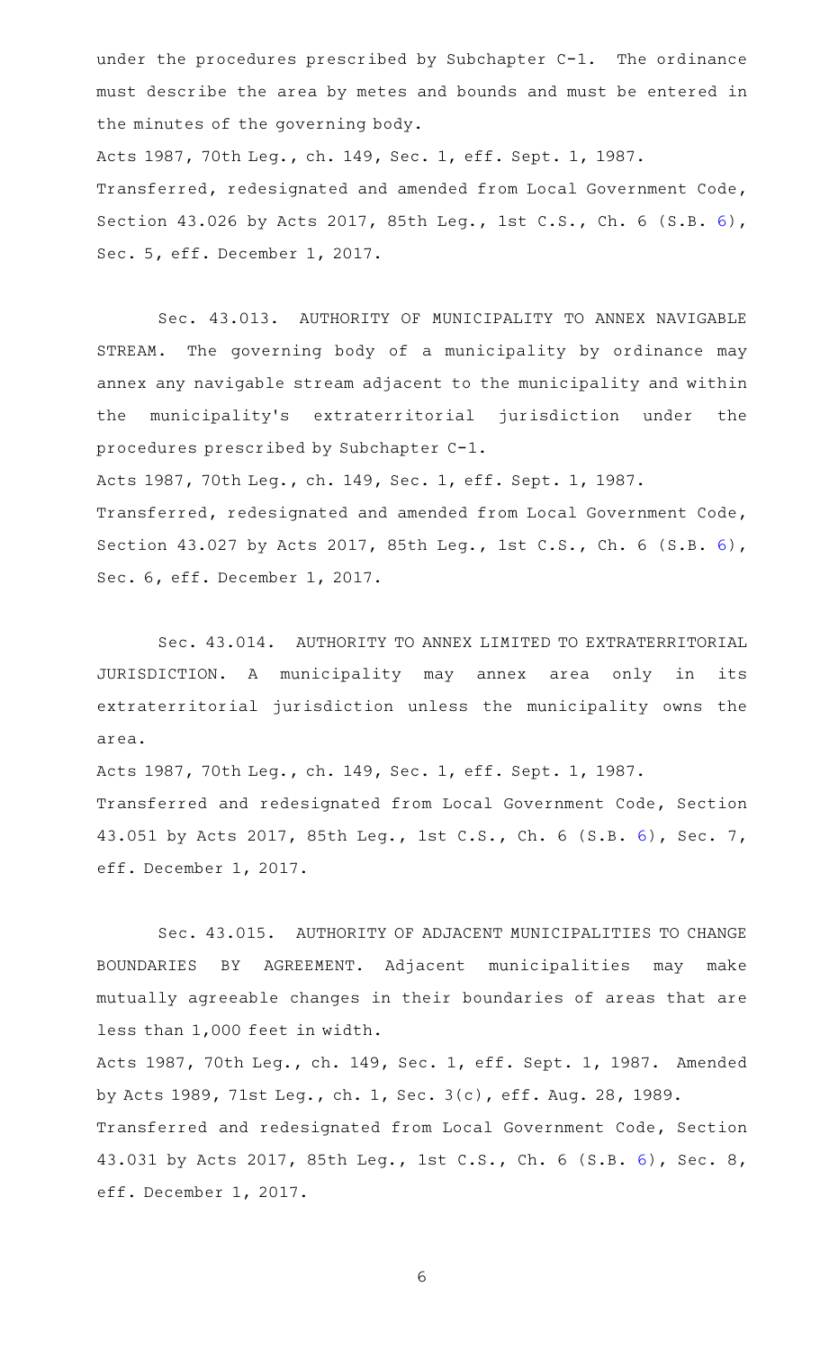under the procedures prescribed by Subchapter C-1. The ordinance must describe the area by metes and bounds and must be entered in the minutes of the governing body.

Acts 1987, 70th Leg., ch. 149, Sec. 1, eff. Sept. 1, 1987.

Transferred, redesignated and amended from Local Government Code, Section 43.026 by Acts 2017, 85th Leg., 1st C.S., Ch. 6 (S.B. 6), Sec. 5, eff. December 1, 2017.

Sec. 43.013. AUTHORITY OF MUNICIPALITY TO ANNEX NAVIGABLE STREAM. The governing body of a municipality by ordinance may annex any navigable stream adjacent to the municipality and within the municipality's extraterritorial jurisdiction under the procedures prescribed by Subchapter C-1.

Acts 1987, 70th Leg., ch. 149, Sec. 1, eff. Sept. 1, 1987.

Transferred, redesignated and amended from Local Government Code, Section 43.027 by Acts 2017, 85th Leg., 1st C.S., Ch. 6 (S.B. 6), Sec. 6, eff. December 1, 2017.

Sec. 43.014. AUTHORITY TO ANNEX LIMITED TO EXTRATERRITORIAL JURISDICTION. A municipality may annex area only in its extraterritorial jurisdiction unless the municipality owns the area.

Acts 1987, 70th Leg., ch. 149, Sec. 1, eff. Sept. 1, 1987.

Transferred and redesignated from Local Government Code, Section 43.051 by Acts 2017, 85th Leg., 1st C.S., Ch. 6 (S.B. 6), Sec. 7, eff. December 1, 2017.

Sec. 43.015. AUTHORITY OF ADJACENT MUNICIPALITIES TO CHANGE BOUNDARIES BY AGREEMENT. Adjacent municipalities may make mutually agreeable changes in their boundaries of areas that are less than 1,000 feet in width.

Acts 1987, 70th Leg., ch. 149, Sec. 1, eff. Sept. 1, 1987. Amended by Acts 1989, 71st Leg., ch. 1, Sec. 3(c), eff. Aug. 28, 1989.

Transferred and redesignated from Local Government Code, Section 43.031 by Acts 2017, 85th Leg., 1st C.S., Ch. 6 (S.B. 6), Sec. 8, eff. December 1, 2017.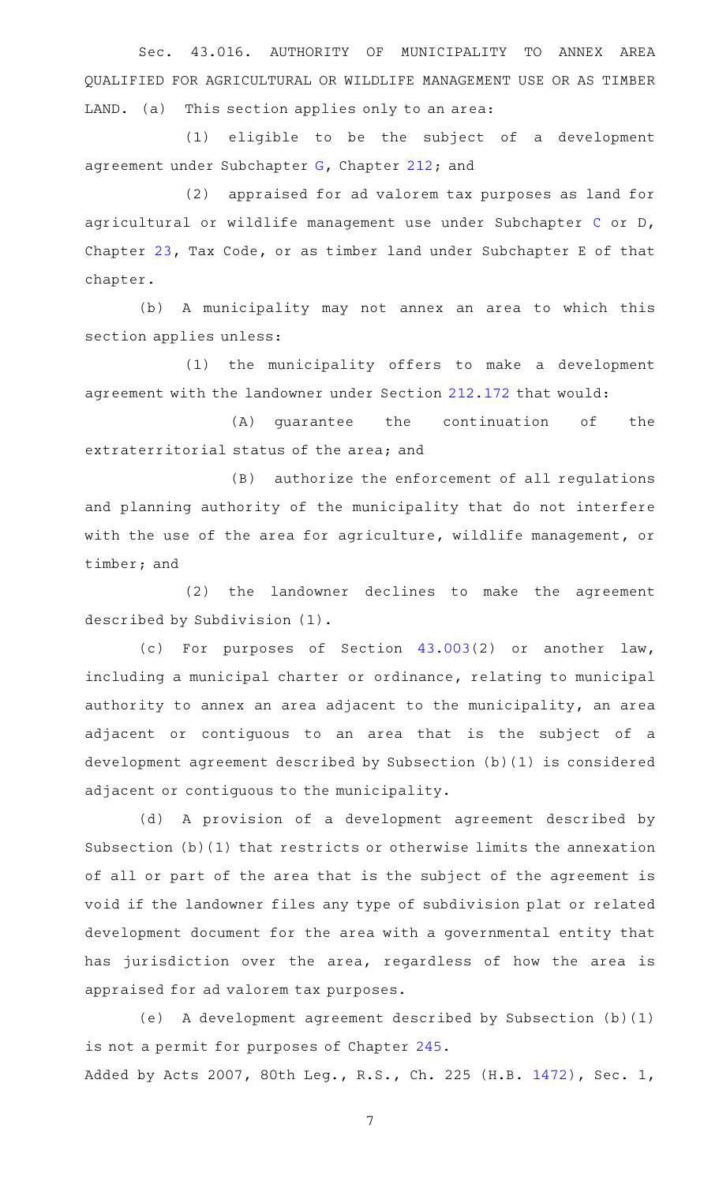Sec. 43.016. AUTHORITY OF MUNICIPALITY TO ANNEX AREA QUALIFIED FOR AGRICULTURAL OR WILDLIFE MANAGEMENT USE OR AS TIMBER LAND. (a) This section applies only to an area:

(1) eligible to be the subject of a development agreement under Subchapter G, Chapter 212; and

(2) appraised for ad valorem tax purposes as land for agricultural or wildlife management use under Subchapter C or D, Chapter 23, Tax Code, or as timber land under Subchapter E of that chapter.

(b) A municipality may not annex an area to which this section applies unless:

(1) the municipality offers to make a development agreement with the landowner under Section 212.172 that would:

(A) guarantee the continuation of the extraterritorial status of the area; and

(B) authorize the enforcement of all regulations and planning authority of the municipality that do not interfere with the use of the area for agriculture, wildlife management, or timber; and

(2) the landowner declines to make the agreement described by Subdivision (1).

(c) For purposes of Section 43.003(2) or another law, including a municipal charter or ordinance, relating to municipal authority to annex an area adjacent to the municipality, an area adjacent or contiguous to an area that is the subject of a development agreement described by Subsection (b)(1) is considered adjacent or contiguous to the municipality.

(d) A provision of a development agreement described by Subsection (b)(1) that restricts or otherwise limits the annexation of all or part of the area that is the subject of the agreement is void if the landowner files any type of subdivision plat or related development document for the area with a governmental entity that has jurisdiction over the area, regardless of how the area is appraised for ad valorem tax purposes.

(e) A development agreement described by Subsection (b)(1) is not a permit for purposes of Chapter 245.

Added by Acts 2007, 80th Leg., R.S., Ch. 225 (H.B. 1472), Sec. 1,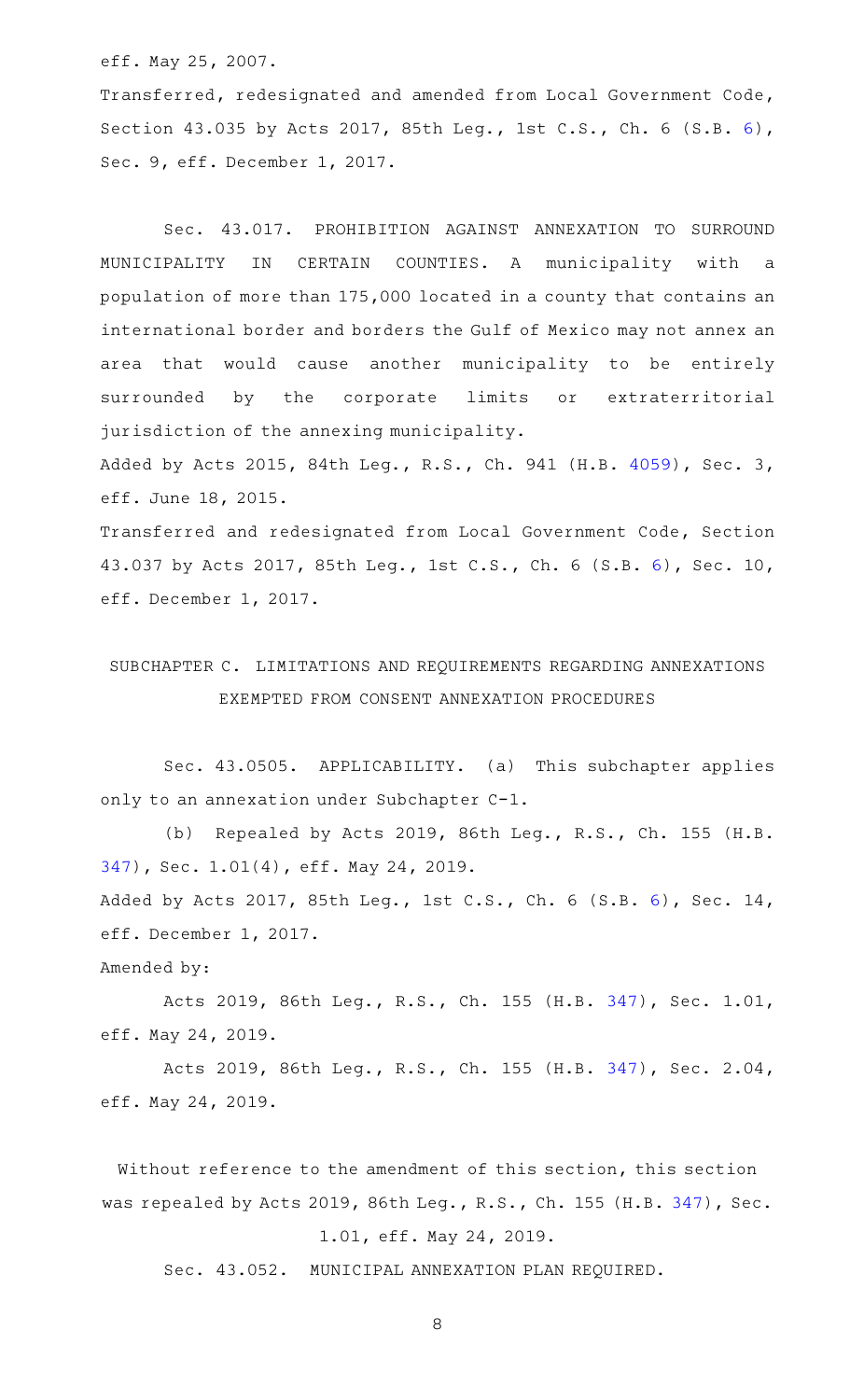eff. May 25, 2007.

Transferred, redesignated and amended from Local Government Code, Section 43.035 by Acts 2017, 85th Leg., 1st C.S., Ch. 6 (S.B. 6), Sec. 9, eff. December 1, 2017.

Sec. 43.017. PROHIBITION AGAINST ANNEXATION TO SURROUND MUNICIPALITY IN CERTAIN COUNTIES. A municipality with a population of more than 175,000 located in a county that contains an international border and borders the Gulf of Mexico may not annex an area that would cause another municipality to be entirely surrounded by the corporate limits or extraterritorial jurisdiction of the annexing municipality.

Added by Acts 2015, 84th Leg., R.S., Ch. 941 (H.B. 4059), Sec. 3, eff. June 18, 2015.

Transferred and redesignated from Local Government Code, Section 43.037 by Acts 2017, 85th Leg., 1st C.S., Ch. 6 (S.B. 6), Sec. 10, eff. December 1, 2017.

## SUBCHAPTER C. LIMITATIONS AND REQUIREMENTS REGARDING ANNEXATIONS EXEMPTED FROM CONSENT ANNEXATION PROCEDURES

Sec. 43.0505. APPLICABILITY. (a) This subchapter applies only to an annexation under Subchapter C-1.

(b) Repealed by Acts 2019, 86th Leg., R.S., Ch. 155 (H.B. 347), Sec. 1.01(4), eff. May 24, 2019.

Added by Acts 2017, 85th Leg., 1st C.S., Ch. 6 (S.B. 6), Sec. 14, eff. December 1, 2017.

Amended by:

Acts 2019, 86th Leg., R.S., Ch. 155 (H.B. 347), Sec. 1.01, eff. May 24, 2019.

Acts 2019, 86th Leg., R.S., Ch. 155 (H.B. 347), Sec. 2.04, eff. May 24, 2019.

Without reference to the amendment of this section, this section was repealed by Acts 2019, 86th Leg., R.S., Ch. 155 (H.B. 347), Sec. 1.01, eff. May 24, 2019.

Sec. 43.052. MUNICIPAL ANNEXATION PLAN REQUIRED.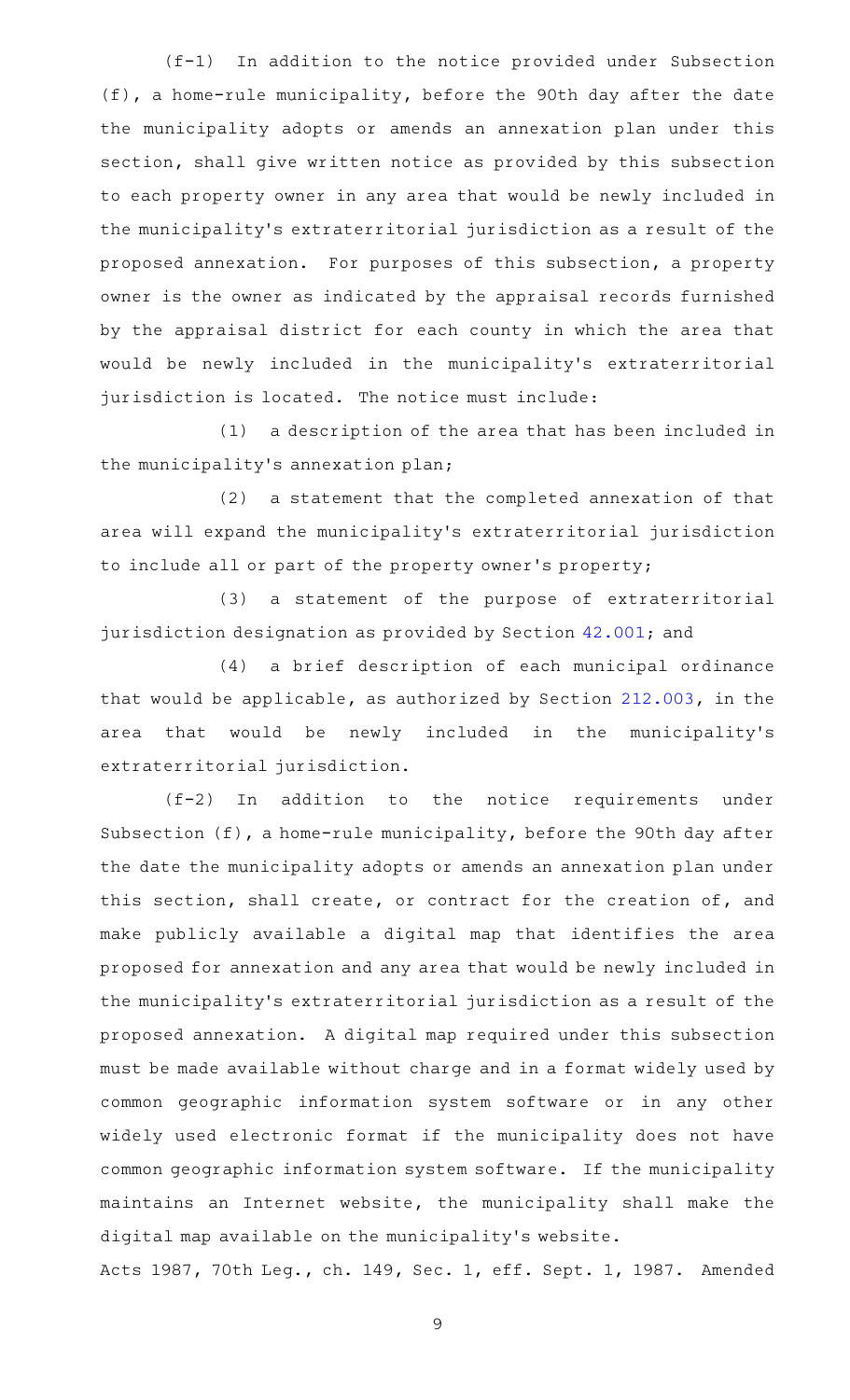(f-1) In addition to the notice provided under Subsection (f), a home-rule municipality, before the 90th day after the date the municipality adopts or amends an annexation plan under this section, shall give written notice as provided by this subsection to each property owner in any area that would be newly included in the municipality's extraterritorial jurisdiction as a result of the proposed annexation. For purposes of this subsection, a property owner is the owner as indicated by the appraisal records furnished by the appraisal district for each county in which the area that would be newly included in the municipality's extraterritorial jurisdiction is located. The notice must include:

(1) a description of the area that has been included in the municipality's annexation plan;

(2) a statement that the completed annexation of that area will expand the municipality's extraterritorial jurisdiction to include all or part of the property owner's property;

(3) a statement of the purpose of extraterritorial jurisdiction designation as provided by Section 42.001; and

(4) a brief description of each municipal ordinance that would be applicable, as authorized by Section 212.003, in the area that would be newly included in the municipality's extraterritorial jurisdiction.

(f-2) In addition to the notice requirements under Subsection (f), a home-rule municipality, before the 90th day after the date the municipality adopts or amends an annexation plan under this section, shall create, or contract for the creation of, and make publicly available a digital map that identifies the area proposed for annexation and any area that would be newly included in the municipality's extraterritorial jurisdiction as a result of the proposed annexation. A digital map required under this subsection must be made available without charge and in a format widely used by common geographic information system software or in any other widely used electronic format if the municipality does not have common geographic information system software. If the municipality maintains an Internet website, the municipality shall make the digital map available on the municipality's website.

Acts 1987, 70th Leg., ch. 149, Sec. 1, eff. Sept. 1, 1987. Amended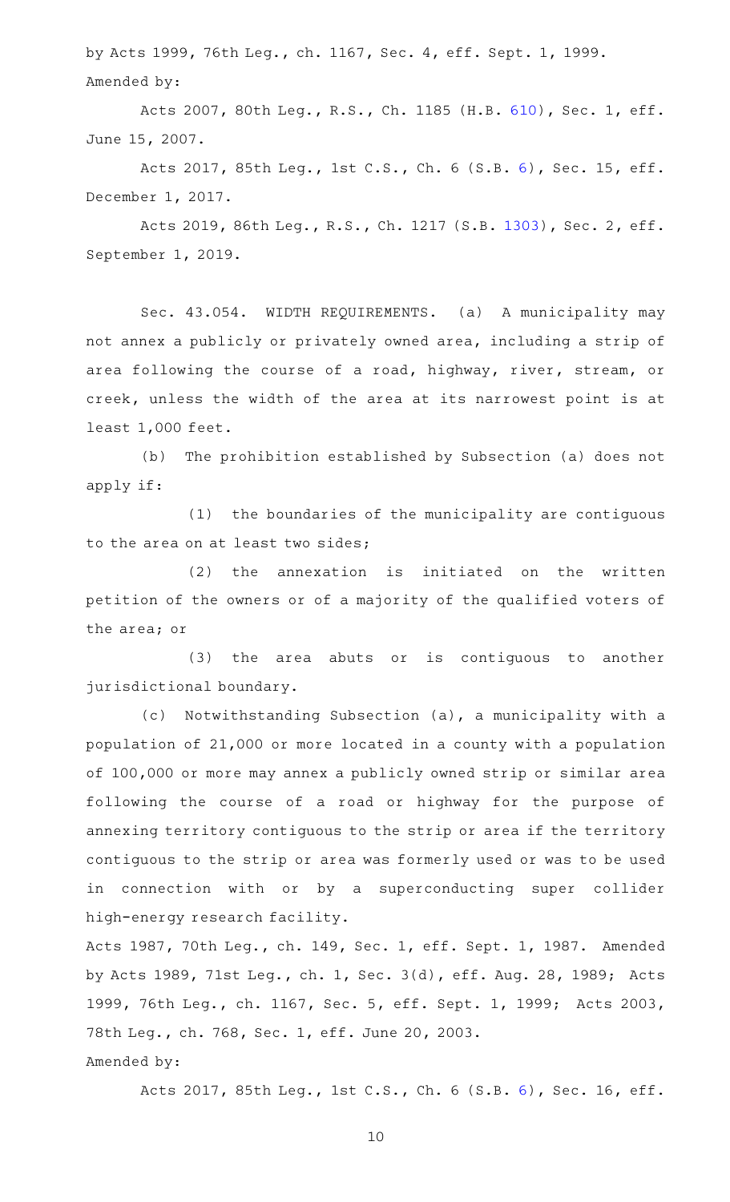by Acts 1999, 76th Leg., ch. 1167, Sec. 4, eff. Sept. 1, 1999.

Amended by:

Acts 2007, 80th Leg., R.S., Ch. 1185 (H.B. 610), Sec. 1, eff. June 15, 2007.

Acts 2017, 85th Leg., 1st C.S., Ch. 6 (S.B. 6), Sec. 15, eff. December 1, 2017.

Acts 2019, 86th Leg., R.S., Ch. 1217 (S.B. 1303), Sec. 2, eff. September 1, 2019.

Sec. 43.054. WIDTH REQUIREMENTS. (a) A municipality may not annex a publicly or privately owned area, including a strip of area following the course of a road, highway, river, stream, or creek, unless the width of the area at its narrowest point is at least 1,000 feet.

(b) The prohibition established by Subsection (a) does not apply if:

(1) the boundaries of the municipality are contiguous to the area on at least two sides;

(2) the annexation is initiated on the written petition of the owners or of a majority of the qualified voters of the area; or

(3) the area abuts or is contiguous to another jurisdictional boundary.

(c) Notwithstanding Subsection (a), a municipality with a population of 21,000 or more located in a county with a population of 100,000 or more may annex a publicly owned strip or similar area following the course of a road or highway for the purpose of annexing territory contiguous to the strip or area if the territory contiguous to the strip or area was formerly used or was to be used in connection with or by a superconducting super collider high-energy research facility.

Acts 1987, 70th Leg., ch. 149, Sec. 1, eff. Sept. 1, 1987. Amended by Acts 1989, 71st Leg., ch. 1, Sec. 3(d), eff. Aug. 28, 1989; Acts 1999, 76th Leg., ch. 1167, Sec. 5, eff. Sept. 1, 1999; Acts 2003, 78th Leg., ch. 768, Sec. 1, eff. June 20, 2003.

Amended by:

Acts 2017, 85th Leg., 1st C.S., Ch. 6 (S.B. 6), Sec. 16, eff.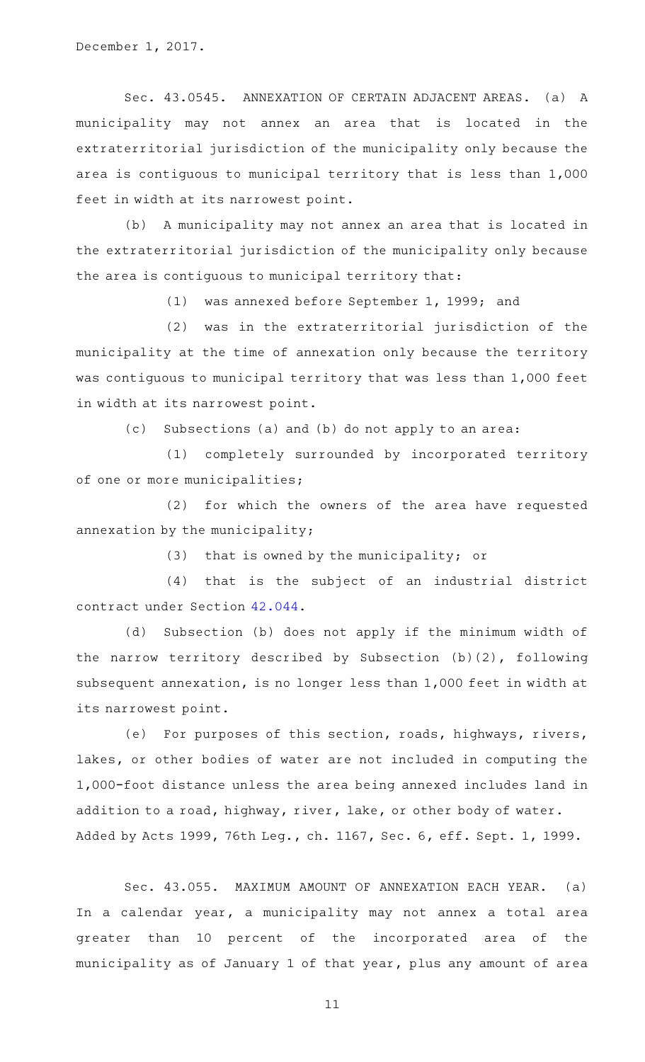December 1, 2017.

Sec. 43.0545. ANNEXATION OF CERTAIN ADJACENT AREAS. (a) A municipality may not annex an area that is located in the extraterritorial jurisdiction of the municipality only because the area is contiguous to municipal territory that is less than 1,000 feet in width at its narrowest point.

(b) A municipality may not annex an area that is located in the extraterritorial jurisdiction of the municipality only because the area is contiguous to municipal territory that:

(1) was annexed before September 1, 1999; and

(2) was in the extraterritorial jurisdiction of the municipality at the time of annexation only because the territory was contiguous to municipal territory that was less than 1,000 feet in width at its narrowest point.

(c) Subsections (a) and (b) do not apply to an area:

(1) completely surrounded by incorporated territory of one or more municipalities;

(2) for which the owners of the area have requested annexation by the municipality;

(3) that is owned by the municipality; or

(4) that is the subject of an industrial district contract under Section 42.044.

(d) Subsection (b) does not apply if the minimum width of the narrow territory described by Subsection (b)(2), following subsequent annexation, is no longer less than 1,000 feet in width at its narrowest point.

(e) For purposes of this section, roads, highways, rivers, lakes, or other bodies of water are not included in computing the 1,000-foot distance unless the area being annexed includes land in addition to a road, highway, river, lake, or other body of water.

Added by Acts 1999, 76th Leg., ch. 1167, Sec. 6, eff. Sept. 1, 1999.

Sec. 43.055. MAXIMUM AMOUNT OF ANNEXATION EACH YEAR. (a) In a calendar year, a municipality may not annex a total area greater than 10 percent of the incorporated area of the municipality as of January 1 of that year, plus any amount of area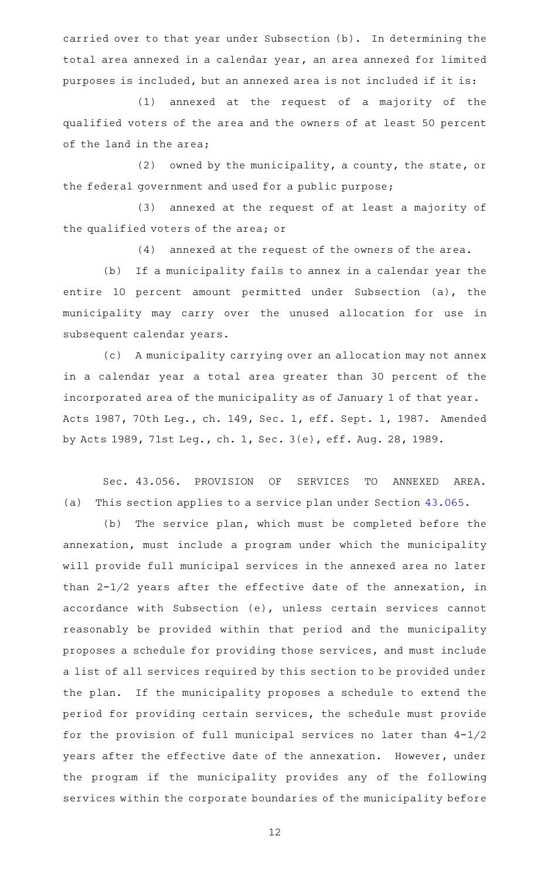carried over to that year under Subsection (b). In determining the total area annexed in a calendar year, an area annexed for limited purposes is included, but an annexed area is not included if it is:

(1) annexed at the request of a majority of the qualified voters of the area and the owners of at least 50 percent of the land in the area;

(2) owned by the municipality, a county, the state, or the federal government and used for a public purpose;

(3) annexed at the request of at least a majority of the qualified voters of the area; or

(4) annexed at the request of the owners of the area.

(b) If a municipality fails to annex in a calendar year the entire 10 percent amount permitted under Subsection (a), the municipality may carry over the unused allocation for use in subsequent calendar years.

(c) A municipality carrying over an allocation may not annex in a calendar year a total area greater than 30 percent of the incorporated area of the municipality as of January 1 of that year.

Acts 1987, 70th Leg., ch. 149, Sec. 1, eff. Sept. 1, 1987. Amended by Acts 1989, 71st Leg., ch. 1, Sec. 3(e), eff. Aug. 28, 1989.

Sec. 43.056. PROVISION OF SERVICES TO ANNEXED AREA. (a) This section applies to a service plan under Section 43.065.

(b) The service plan, which must be completed before the annexation, must include a program under which the municipality will provide full municipal services in the annexed area no later than 2-1/2 years after the effective date of the annexation, in accordance with Subsection (e), unless certain services cannot reasonably be provided within that period and the municipality proposes a schedule for providing those services, and must include a list of all services required by this section to be provided under the plan. If the municipality proposes a schedule to extend the period for providing certain services, the schedule must provide for the provision of full municipal services no later than 4-1/2 years after the effective date of the annexation. However, under the program if the municipality provides any of the following services within the corporate boundaries of the municipality before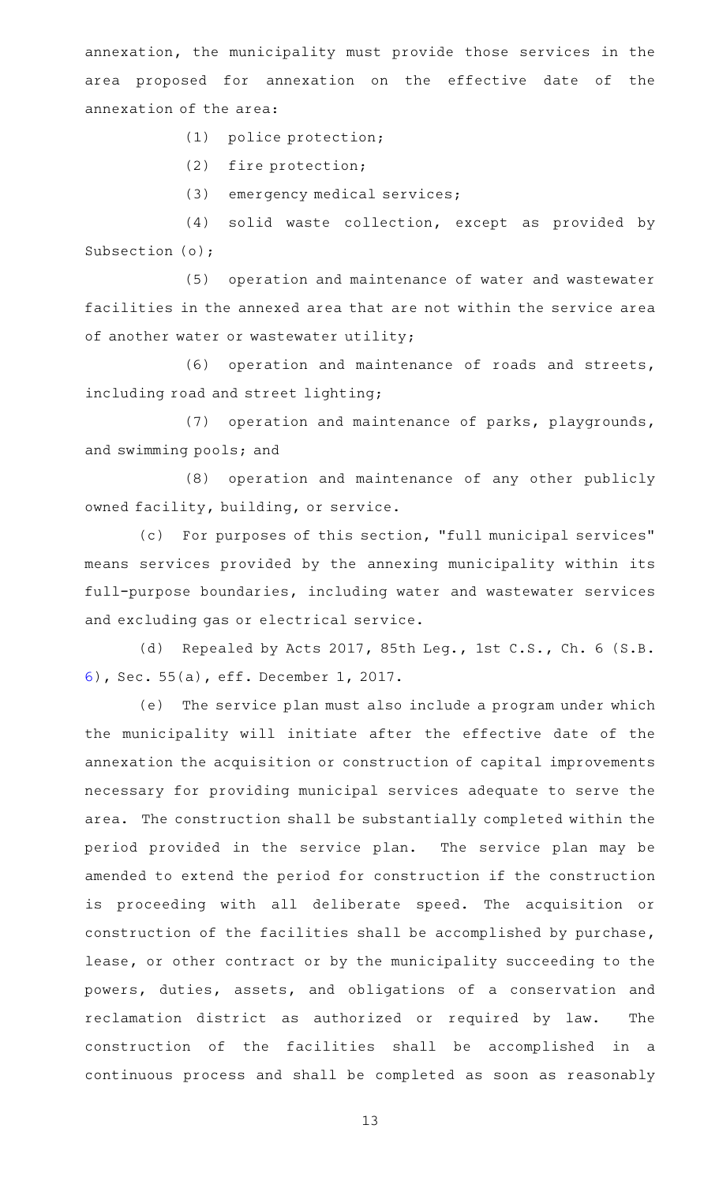annexation, the municipality must provide those services in the area proposed for annexation on the effective date of the annexation of the area:

(1) police protection;

(2) fire protection;

(3) emergency medical services;

(4) solid waste collection, except as provided by Subsection (o);

(5) operation and maintenance of water and wastewater facilities in the annexed area that are not within the service area of another water or wastewater utility;

(6) operation and maintenance of roads and streets, including road and street lighting;

(7) operation and maintenance of parks, playgrounds, and swimming pools; and

(8) operation and maintenance of any other publicly owned facility, building, or service.

(c) For purposes of this section, "full municipal services" means services provided by the annexing municipality within its full-purpose boundaries, including water and wastewater services and excluding gas or electrical service.

(d) Repealed by Acts 2017, 85th Leg., 1st C.S., Ch. 6 (S.B. 6), Sec. 55(a), eff. December 1, 2017.

(e) The service plan must also include a program under which the municipality will initiate after the effective date of the annexation the acquisition or construction of capital improvements necessary for providing municipal services adequate to serve the area. The construction shall be substantially completed within the period provided in the service plan. The service plan may be amended to extend the period for construction if the construction is proceeding with all deliberate speed. The acquisition or construction of the facilities shall be accomplished by purchase, lease, or other contract or by the municipality succeeding to the powers, duties, assets, and obligations of a conservation and reclamation district as authorized or required by law. The construction of the facilities shall be accomplished in a continuous process and shall be completed as soon as reasonably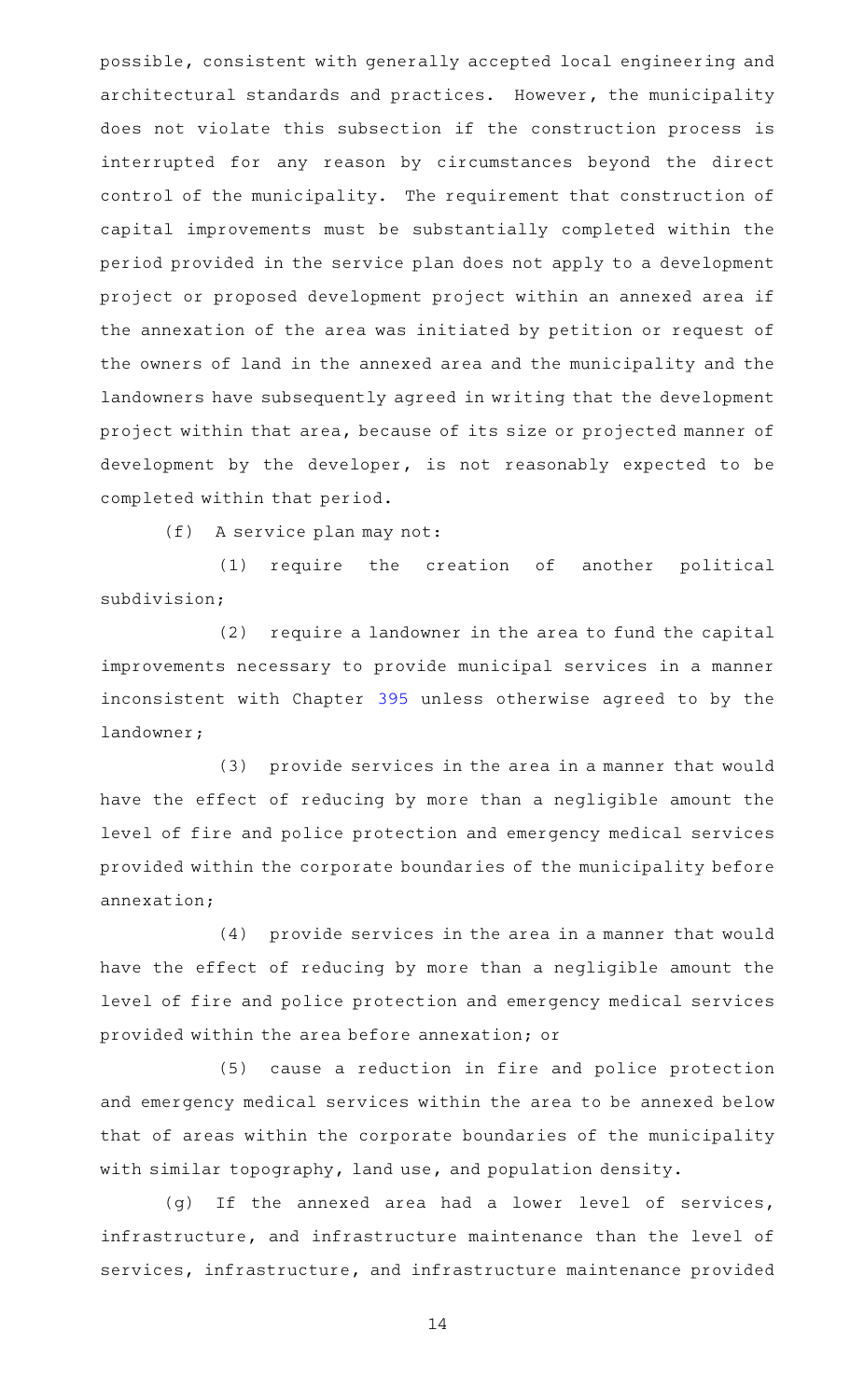possible, consistent with generally accepted local engineering and architectural standards and practices. However, the municipality does not violate this subsection if the construction process is interrupted for any reason by circumstances beyond the direct control of the municipality. The requirement that construction of capital improvements must be substantially completed within the period provided in the service plan does not apply to a development project or proposed development project within an annexed area if the annexation of the area was initiated by petition or request of the owners of land in the annexed area and the municipality and the landowners have subsequently agreed in writing that the development project within that area, because of its size or projected manner of development by the developer, is not reasonably expected to be completed within that period.

(f) A service plan may not:

(1) require the creation of another political subdivision;

(2) require a landowner in the area to fund the capital improvements necessary to provide municipal services in a manner inconsistent with Chapter 395 unless otherwise agreed to by the landowner;

(3) provide services in the area in a manner that would have the effect of reducing by more than a negligible amount the level of fire and police protection and emergency medical services provided within the corporate boundaries of the municipality before annexation;

(4) provide services in the area in a manner that would have the effect of reducing by more than a negligible amount the level of fire and police protection and emergency medical services provided within the area before annexation; or

(5) cause a reduction in fire and police protection and emergency medical services within the area to be annexed below that of areas within the corporate boundaries of the municipality with similar topography, land use, and population density.

(g) If the annexed area had a lower level of services, infrastructure, and infrastructure maintenance than the level of services, infrastructure, and infrastructure maintenance provided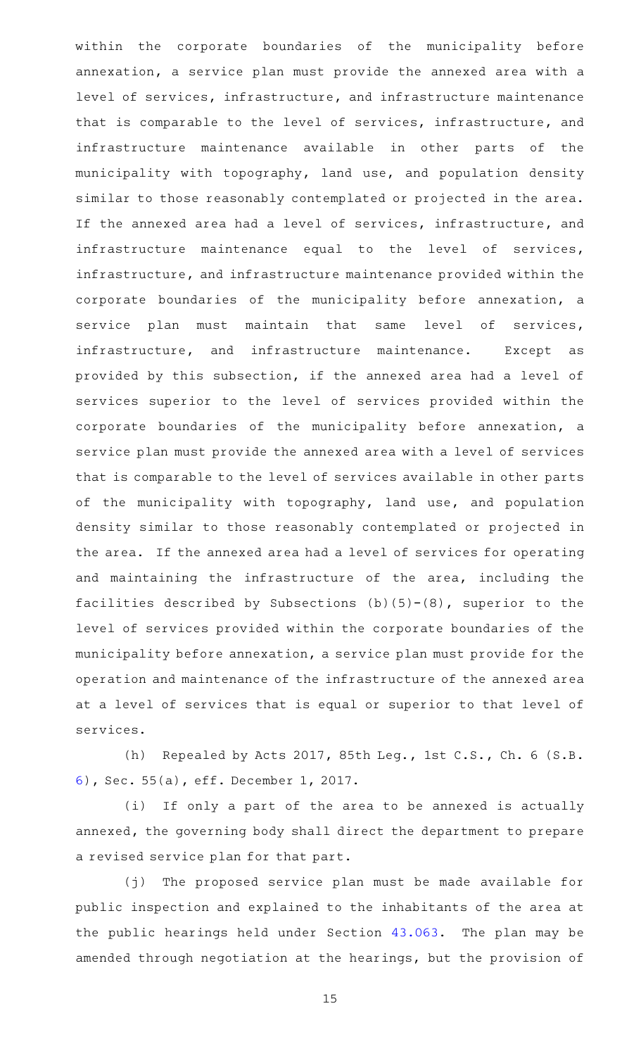within the corporate boundaries of the municipality before annexation, a service plan must provide the annexed area with a level of services, infrastructure, and infrastructure maintenance that is comparable to the level of services, infrastructure, and infrastructure maintenance available in other parts of the municipality with topography, land use, and population density similar to those reasonably contemplated or projected in the area. If the annexed area had a level of services, infrastructure, and infrastructure maintenance equal to the level of services, infrastructure, and infrastructure maintenance provided within the corporate boundaries of the municipality before annexation, a service plan must maintain that same level of services, infrastructure, and infrastructure maintenance. Except as provided by this subsection, if the annexed area had a level of services superior to the level of services provided within the corporate boundaries of the municipality before annexation, a service plan must provide the annexed area with a level of services that is comparable to the level of services available in other parts of the municipality with topography, land use, and population density similar to those reasonably contemplated or projected in the area. If the annexed area had a level of services for operating and maintaining the infrastructure of the area, including the facilities described by Subsections (b)(5)-(8), superior to the level of services provided within the corporate boundaries of the municipality before annexation, a service plan must provide for the operation and maintenance of the infrastructure of the annexed area at a level of services that is equal or superior to that level of services.

(h) Repealed by Acts 2017, 85th Leg., 1st C.S., Ch. 6 (S.B. 6), Sec. 55(a), eff. December 1, 2017.

(i) If only a part of the area to be annexed is actually annexed, the governing body shall direct the department to prepare a revised service plan for that part.

(j) The proposed service plan must be made available for public inspection and explained to the inhabitants of the area at the public hearings held under Section 43.063. The plan may be amended through negotiation at the hearings, but the provision of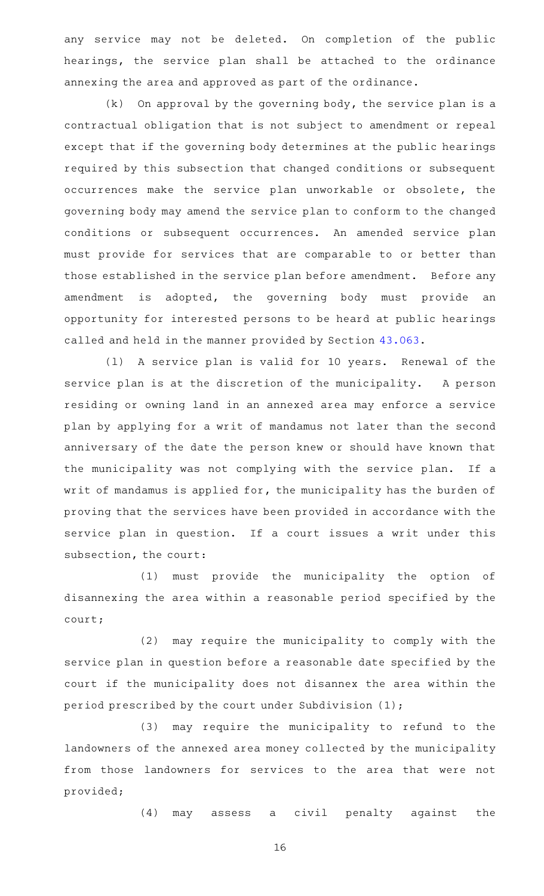any service may not be deleted. On completion of the public hearings, the service plan shall be attached to the ordinance annexing the area and approved as part of the ordinance.

(k) On approval by the governing body, the service plan is a contractual obligation that is not subject to amendment or repeal except that if the governing body determines at the public hearings required by this subsection that changed conditions or subsequent occurrences make the service plan unworkable or obsolete, the governing body may amend the service plan to conform to the changed conditions or subsequent occurrences. An amended service plan must provide for services that are comparable to or better than those established in the service plan before amendment. Before any amendment is adopted, the governing body must provide an opportunity for interested persons to be heard at public hearings called and held in the manner provided by Section 43.063.

(l) A service plan is valid for 10 years. Renewal of the service plan is at the discretion of the municipality. A person residing or owning land in an annexed area may enforce a service plan by applying for a writ of mandamus not later than the second anniversary of the date the person knew or should have known that the municipality was not complying with the service plan. If a writ of mandamus is applied for, the municipality has the burden of proving that the services have been provided in accordance with the service plan in question. If a court issues a writ under this subsection, the court:

(1) must provide the municipality the option of disannexing the area within a reasonable period specified by the court;

(2) may require the municipality to comply with the service plan in question before a reasonable date specified by the court if the municipality does not disannex the area within the period prescribed by the court under Subdivision (1);

(3) may require the municipality to refund to the landowners of the annexed area money collected by the municipality from those landowners for services to the area that were not provided;

(4) may assess a civil penalty against the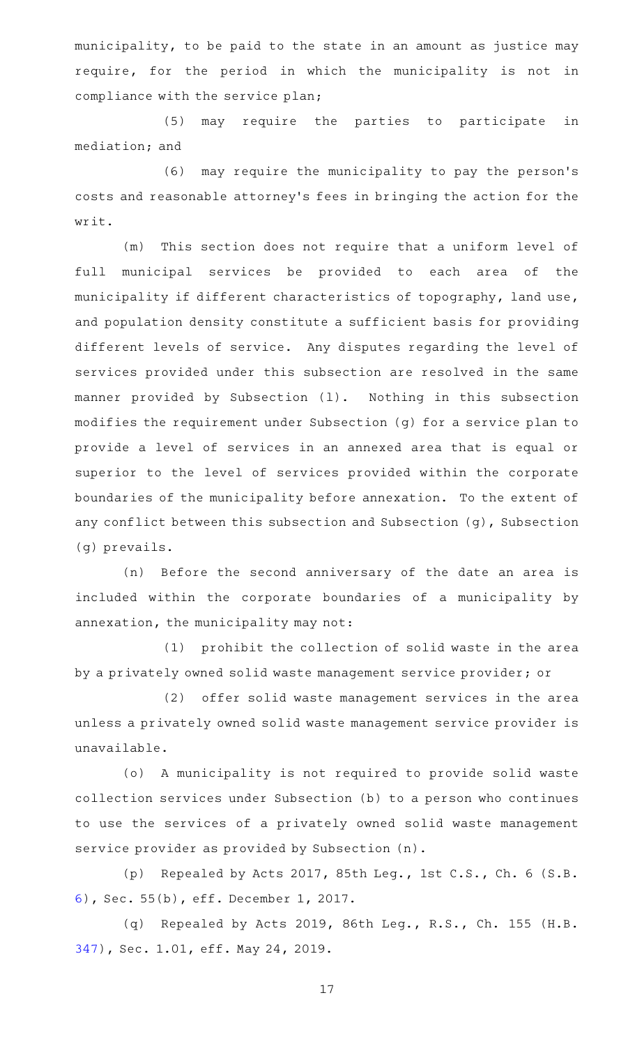municipality, to be paid to the state in an amount as justice may require, for the period in which the municipality is not in compliance with the service plan;

(5) may require the parties to participate in mediation; and

(6) may require the municipality to pay the person's costs and reasonable attorney's fees in bringing the action for the writ.

(m) This section does not require that a uniform level of full municipal services be provided to each area of the municipality if different characteristics of topography, land use, and population density constitute a sufficient basis for providing different levels of service. Any disputes regarding the level of services provided under this subsection are resolved in the same manner provided by Subsection (l). Nothing in this subsection modifies the requirement under Subsection (g) for a service plan to provide a level of services in an annexed area that is equal or superior to the level of services provided within the corporate boundaries of the municipality before annexation. To the extent of any conflict between this subsection and Subsection (g), Subsection (g) prevails.

(n) Before the second anniversary of the date an area is included within the corporate boundaries of a municipality by annexation, the municipality may not:

(1) prohibit the collection of solid waste in the area by a privately owned solid waste management service provider; or

(2) offer solid waste management services in the area unless a privately owned solid waste management service provider is unavailable.

(o) A municipality is not required to provide solid waste collection services under Subsection (b) to a person who continues to use the services of a privately owned solid waste management service provider as provided by Subsection (n).

(p) Repealed by Acts 2017, 85th Leg., 1st C.S., Ch. 6 (S.B. 6), Sec. 55(b), eff. December 1, 2017.

(q) Repealed by Acts 2019, 86th Leg., R.S., Ch. 155 (H.B. 347), Sec. 1.01, eff. May 24, 2019.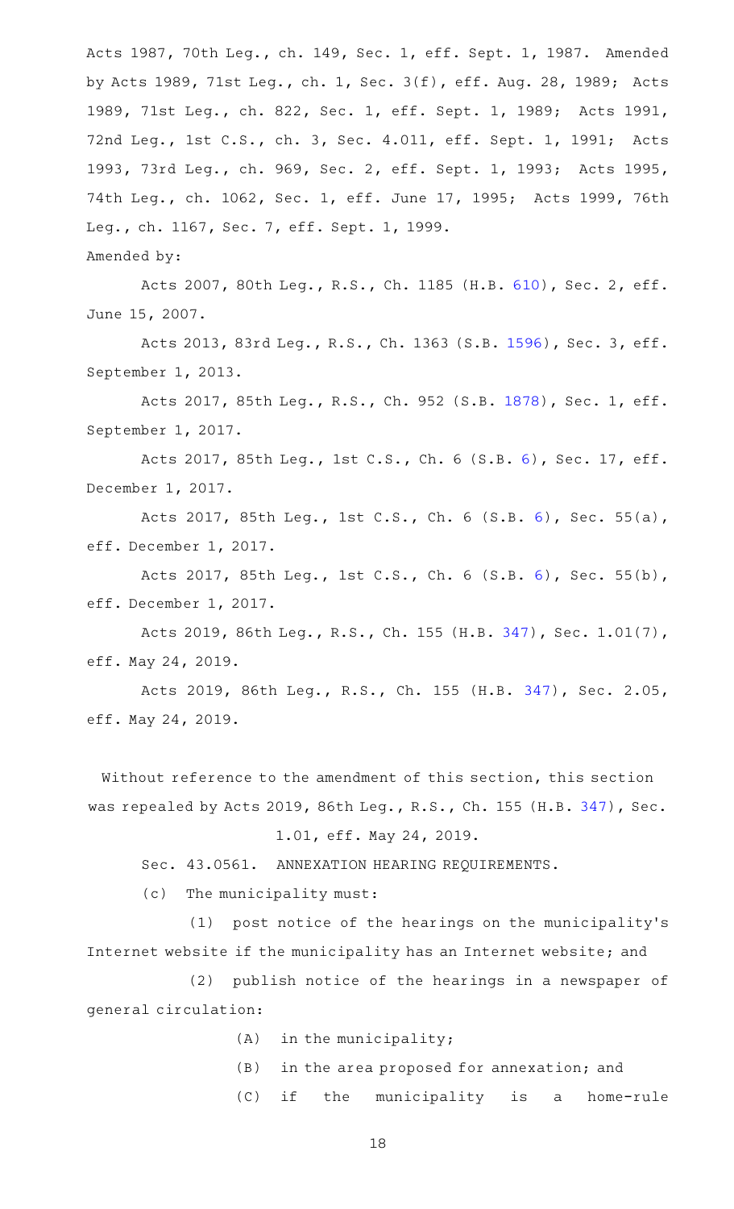Acts 1987, 70th Leg., ch. 149, Sec. 1, eff. Sept. 1, 1987. Amended by Acts 1989, 71st Leg., ch. 1, Sec. 3(f), eff. Aug. 28, 1989; Acts 1989, 71st Leg., ch. 822, Sec. 1, eff. Sept. 1, 1989; Acts 1991, 72nd Leg., 1st C.S., ch. 3, Sec. 4.011, eff. Sept. 1, 1991; Acts 1993, 73rd Leg., ch. 969, Sec. 2, eff. Sept. 1, 1993; Acts 1995, 74th Leg., ch. 1062, Sec. 1, eff. June 17, 1995; Acts 1999, 76th Leg., ch. 1167, Sec. 7, eff. Sept. 1, 1999.

Amended by:

Acts 2007, 80th Leg., R.S., Ch. 1185 (H.B. 610), Sec. 2, eff. June 15, 2007.

Acts 2013, 83rd Leg., R.S., Ch. 1363 (S.B. 1596), Sec. 3, eff. September 1, 2013.

Acts 2017, 85th Leg., R.S., Ch. 952 (S.B. 1878), Sec. 1, eff. September 1, 2017.

Acts 2017, 85th Leg., 1st C.S., Ch. 6 (S.B. 6), Sec. 17, eff. December 1, 2017.

Acts 2017, 85th Leg., 1st C.S., Ch. 6 (S.B. 6), Sec. 55(a), eff. December 1, 2017.

Acts 2017, 85th Leg., 1st C.S., Ch. 6 (S.B. 6), Sec. 55(b), eff. December 1, 2017.

Acts 2019, 86th Leg., R.S., Ch. 155 (H.B. 347), Sec. 1.01(7), eff. May 24, 2019.

Acts 2019, 86th Leg., R.S., Ch. 155 (H.B. 347), Sec. 2.05, eff. May 24, 2019.

Without reference to the amendment of this section, this section was repealed by Acts 2019, 86th Leg., R.S., Ch. 155 (H.B. 347), Sec. 1.01, eff. May 24, 2019.

Sec. 43.0561. ANNEXATION HEARING REQUIREMENTS.

(c) The municipality must:

(1) post notice of the hearings on the municipality's Internet website if the municipality has an Internet website; and

(2) publish notice of the hearings in a newspaper of general circulation:

(A) in the municipality;

(B) in the area proposed for annexation; and

(C) if the municipality is a home-rule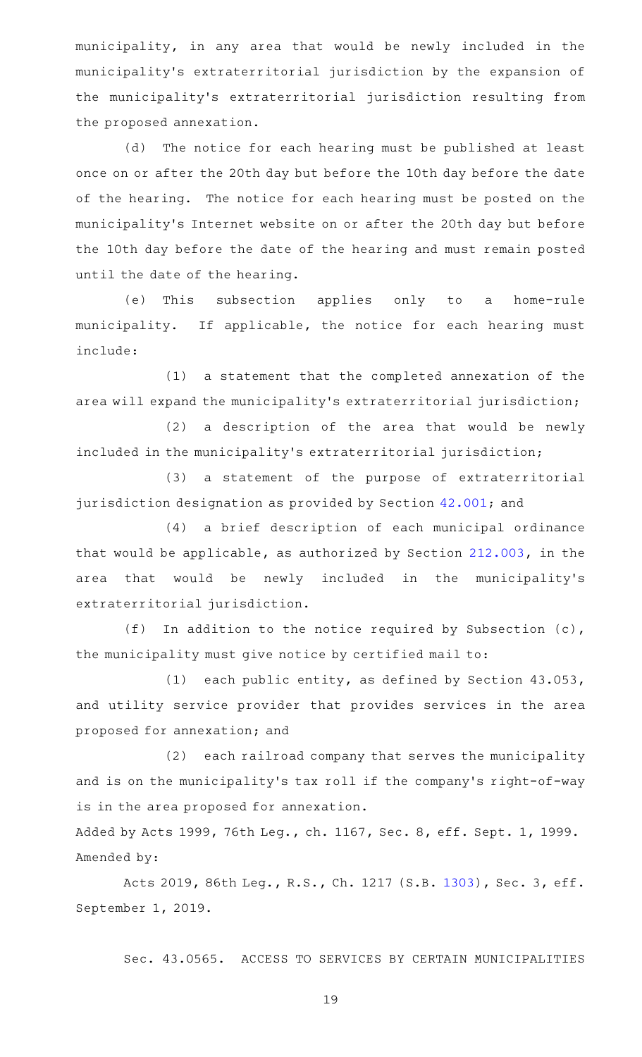municipality, in any area that would be newly included in the municipality's extraterritorial jurisdiction by the expansion of the municipality's extraterritorial jurisdiction resulting from the proposed annexation.

(d) The notice for each hearing must be published at least once on or after the 20th day but before the 10th day before the date of the hearing. The notice for each hearing must be posted on the municipality's Internet website on or after the 20th day but before the 10th day before the date of the hearing and must remain posted until the date of the hearing.

(e) This subsection applies only to a home-rule municipality. If applicable, the notice for each hearing must include:

(1) a statement that the completed annexation of the area will expand the municipality's extraterritorial jurisdiction;

(2) a description of the area that would be newly included in the municipality's extraterritorial jurisdiction;

(3) a statement of the purpose of extraterritorial jurisdiction designation as provided by Section 42.001; and

(4) a brief description of each municipal ordinance that would be applicable, as authorized by Section 212.003, in the area that would be newly included in the municipality's extraterritorial jurisdiction.

(f) In addition to the notice required by Subsection (c), the municipality must give notice by certified mail to:

(1) each public entity, as defined by Section 43.053, and utility service provider that provides services in the area proposed for annexation; and

(2) each railroad company that serves the municipality and is on the municipality's tax roll if the company's right-of-way is in the area proposed for annexation.

Added by Acts 1999, 76th Leg., ch. 1167, Sec. 8, eff. Sept. 1, 1999.
Amended by:

Acts 2019, 86th Leg., R.S., Ch. 1217 (S.B. 1303), Sec. 3, eff. September 1, 2019.

Sec. 43.0565. ACCESS TO SERVICES BY CERTAIN MUNICIPALITIES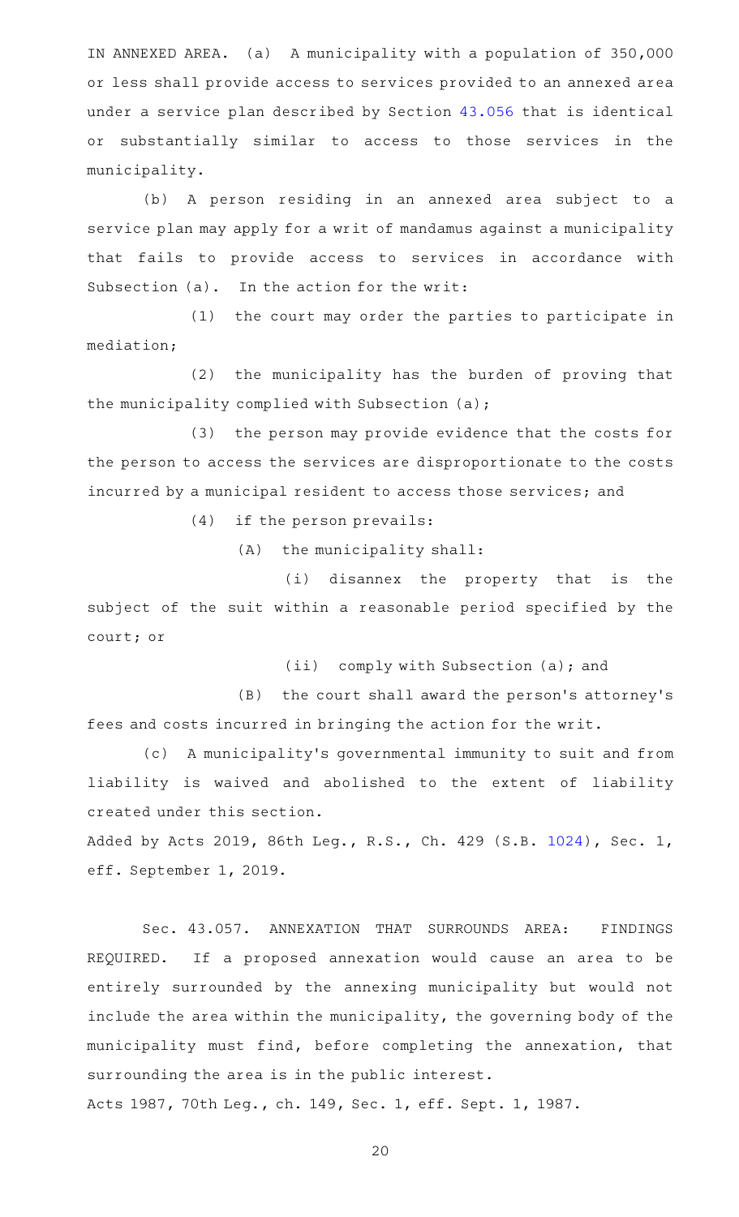IN ANNEXED AREA. (a) A municipality with a population of 350,000 or less shall provide access to services provided to an annexed area under a service plan described by Section 43.056 that is identical or substantially similar to access to those services in the municipality.

(b) A person residing in an annexed area subject to a service plan may apply for a writ of mandamus against a municipality that fails to provide access to services in accordance with Subsection (a). In the action for the writ:

(1) the court may order the parties to participate in mediation;

(2) the municipality has the burden of proving that the municipality complied with Subsection (a);

(3) the person may provide evidence that the costs for the person to access the services are disproportionate to the costs incurred by a municipal resident to access those services; and

(4) if the person prevails:

(A) the municipality shall:

(i) disannex the property that is the subject of the suit within a reasonable period specified by the court; or

(ii) comply with Subsection (a); and

(B) the court shall award the person's attorney's fees and costs incurred in bringing the action for the writ.

(c) A municipality's governmental immunity to suit and from liability is waived and abolished to the extent of liability created under this section.

Added by Acts 2019, 86th Leg., R.S., Ch. 429 (S.B. 1024), Sec. 1, eff. September 1, 2019.

Sec. 43.057. ANNEXATION THAT SURROUNDS AREA: FINDINGS REQUIRED. If a proposed annexation would cause an area to be entirely surrounded by the annexing municipality but would not include the area within the municipality, the governing body of the municipality must find, before completing the annexation, that surrounding the area is in the public interest.

Acts 1987, 70th Leg., ch. 149, Sec. 1, eff. Sept. 1, 1987.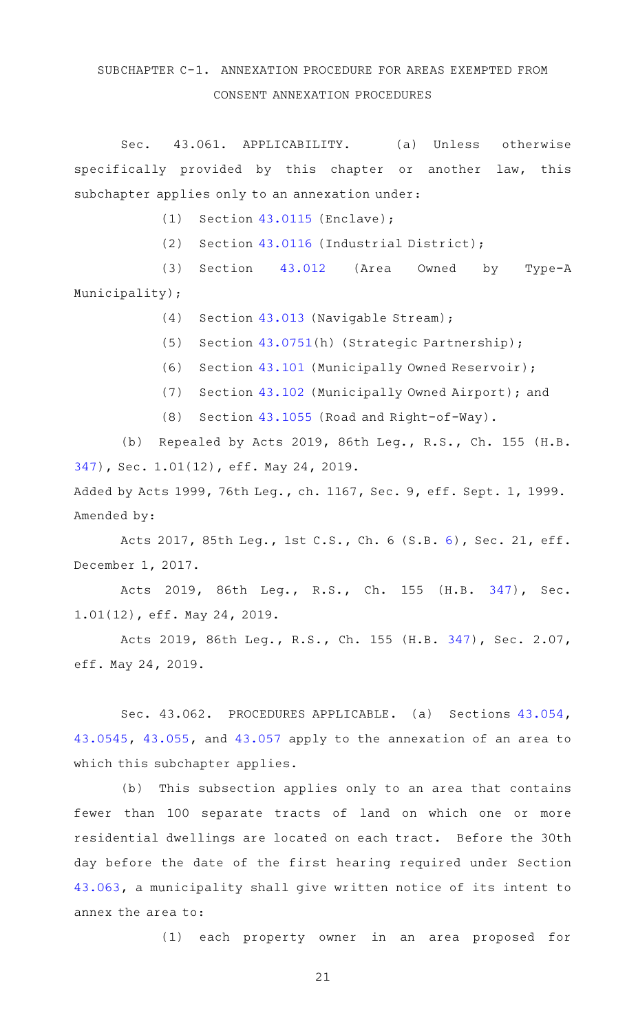## SUBCHAPTER C-1. ANNEXATION PROCEDURE FOR AREAS EXEMPTED FROM CONSENT ANNEXATION PROCEDURES

Sec. 43.061. APPLICABILITY. (a) Unless otherwise specifically provided by this chapter or another law, this subchapter applies only to an annexation under:

(1) Section 43.0115 (Enclave);

(2) Section 43.0116 (Industrial District);

(3) Section 43.012 (Area Owned by Type-A Municipality);

(4) Section 43.013 (Navigable Stream);

(5) Section 43.0751(h) (Strategic Partnership);

(6) Section 43.101 (Municipally Owned Reservoir);

(7) Section 43.102 (Municipally Owned Airport); and

(8) Section 43.1055 (Road and Right-of-Way).

(b) Repealed by Acts 2019, 86th Leg., R.S., Ch. 155 (H.B. 347), Sec. 1.01(12), eff. May 24, 2019.

Added by Acts 1999, 76th Leg., ch. 1167, Sec. 9, eff. Sept. 1, 1999.
Amended by:

Acts 2017, 85th Leg., 1st C.S., Ch. 6 (S.B. 6), Sec. 21, eff. December 1, 2017.

Acts 2019, 86th Leg., R.S., Ch. 155 (H.B. 347), Sec. 1.01(12), eff. May 24, 2019.

Acts 2019, 86th Leg., R.S., Ch. 155 (H.B. 347), Sec. 2.07, eff. May 24, 2019.

Sec. 43.062. PROCEDURES APPLICABLE. (a) Sections 43.054, 43.0545, 43.055, and 43.057 apply to the annexation of an area to which this subchapter applies.

(b) This subsection applies only to an area that contains fewer than 100 separate tracts of land on which one or more residential dwellings are located on each tract. Before the 30th day before the date of the first hearing required under Section 43.063, a municipality shall give written notice of its intent to annex the area to:

(1) each property owner in an area proposed for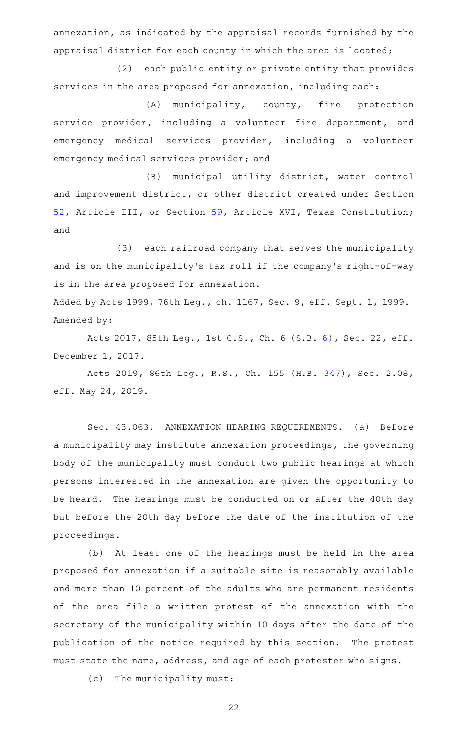annexation, as indicated by the appraisal records furnished by the appraisal district for each county in which the area is located;

(2) each public entity or private entity that provides services in the area proposed for annexation, including each:

(A) municipality, county, fire protection service provider, including a volunteer fire department, and emergency medical services provider, including a volunteer emergency medical services provider; and

(B) municipal utility district, water control and improvement district, or other district created under Section 52, Article III, or Section 59, Article XVI, Texas Constitution; and

(3) each railroad company that serves the municipality and is on the municipality's tax roll if the company's right-of-way is in the area proposed for annexation.

Added by Acts 1999, 76th Leg., ch. 1167, Sec. 9, eff. Sept. 1, 1999.
Amended by:

Acts 2017, 85th Leg., 1st C.S., Ch. 6 (S.B. 6), Sec. 22, eff. December 1, 2017.

Acts 2019, 86th Leg., R.S., Ch. 155 (H.B. 347), Sec. 2.08, eff. May 24, 2019.

Sec. 43.063. ANNEXATION HEARING REQUIREMENTS. (a) Before a municipality may institute annexation proceedings, the governing body of the municipality must conduct two public hearings at which persons interested in the annexation are given the opportunity to be heard. The hearings must be conducted on or after the 40th day but before the 20th day before the date of the institution of the proceedings.

(b) At least one of the hearings must be held in the area proposed for annexation if a suitable site is reasonably available and more than 10 percent of the adults who are permanent residents of the area file a written protest of the annexation with the secretary of the municipality within 10 days after the date of the publication of the notice required by this section. The protest must state the name, address, and age of each protester who signs.

(c) The municipality must: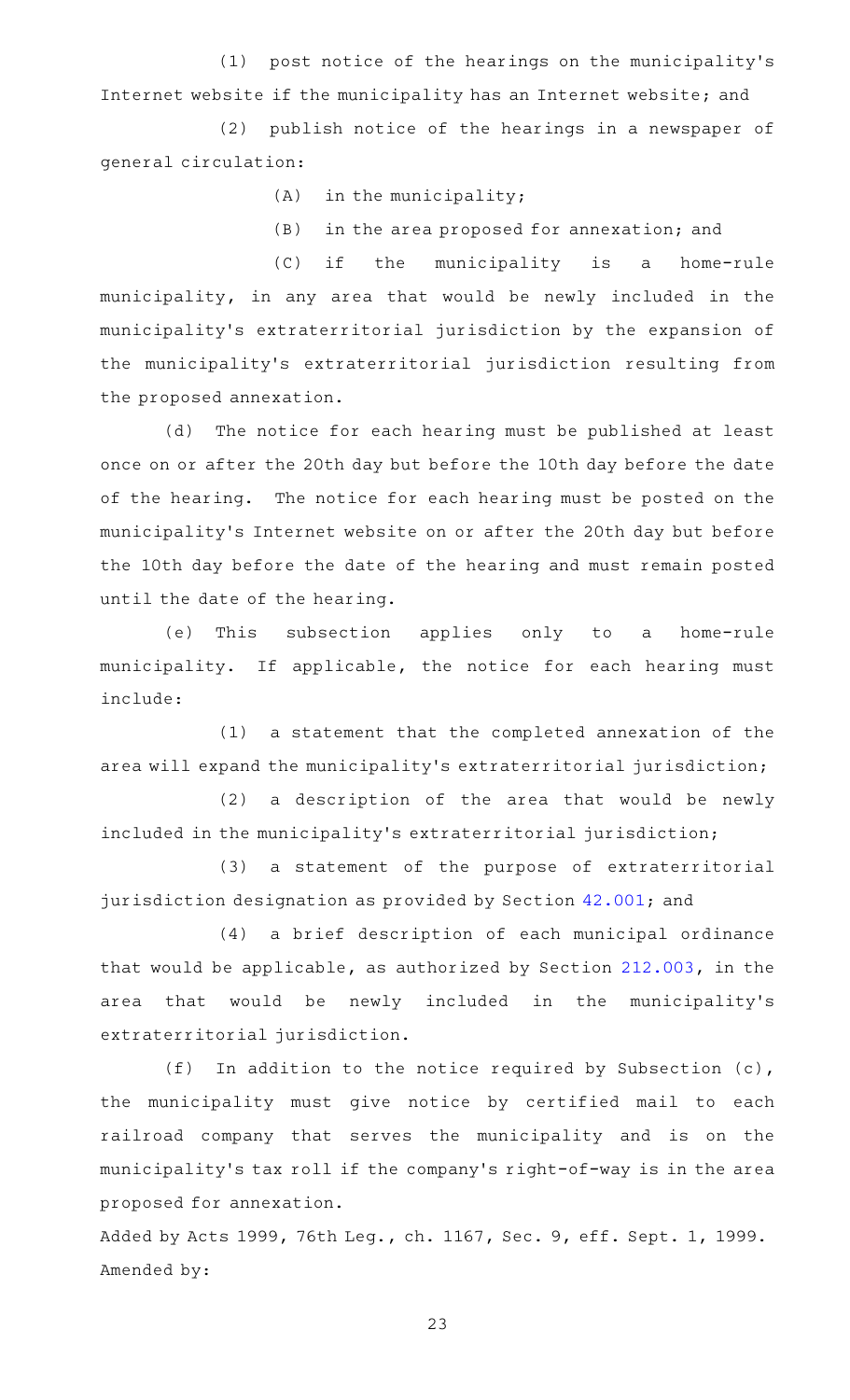(1) post notice of the hearings on the municipality's Internet website if the municipality has an Internet website; and

(2) publish notice of the hearings in a newspaper of general circulation:

(A) in the municipality;

(B) in the area proposed for annexation; and

(C) if the municipality is a home-rule municipality, in any area that would be newly included in the municipality's extraterritorial jurisdiction by the expansion of the municipality's extraterritorial jurisdiction resulting from the proposed annexation.

(d) The notice for each hearing must be published at least once on or after the 20th day but before the 10th day before the date of the hearing. The notice for each hearing must be posted on the municipality's Internet website on or after the 20th day but before the 10th day before the date of the hearing and must remain posted until the date of the hearing.

(e) This subsection applies only to a home-rule municipality. If applicable, the notice for each hearing must include:

(1) a statement that the completed annexation of the area will expand the municipality's extraterritorial jurisdiction;

(2) a description of the area that would be newly included in the municipality's extraterritorial jurisdiction;

(3) a statement of the purpose of extraterritorial jurisdiction designation as provided by Section 42.001; and

(4) a brief description of each municipal ordinance that would be applicable, as authorized by Section 212.003, in the area that would be newly included in the municipality's extraterritorial jurisdiction.

(f) In addition to the notice required by Subsection (c), the municipality must give notice by certified mail to each railroad company that serves the municipality and is on the municipality's tax roll if the company's right-of-way is in the area proposed for annexation.

Added by Acts 1999, 76th Leg., ch. 1167, Sec. 9, eff. Sept. 1, 1999.
Amended by: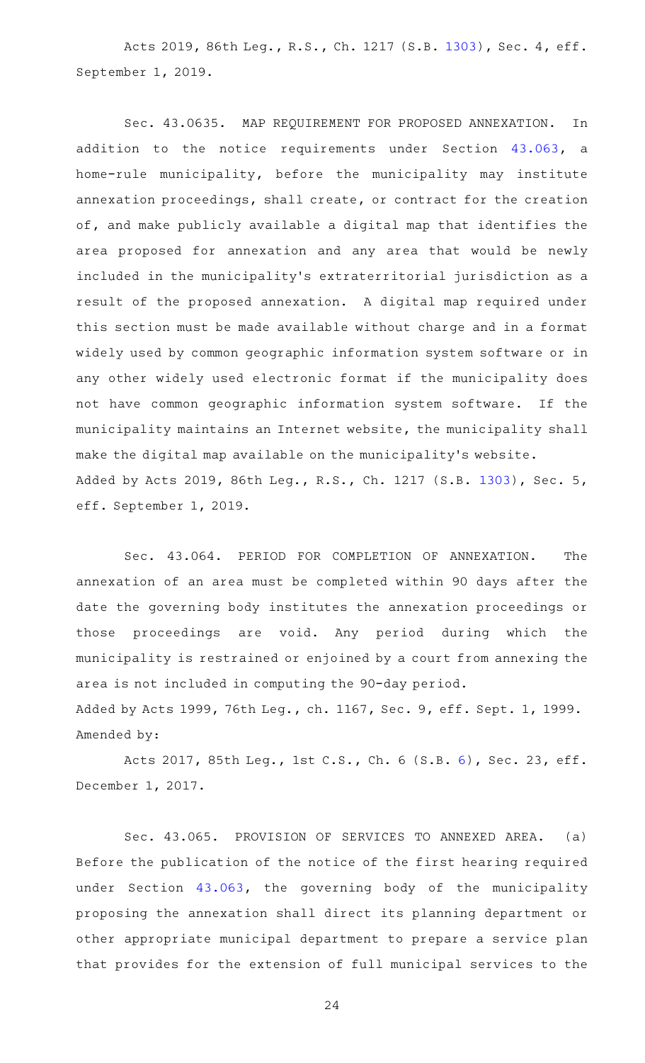Acts 2019, 86th Leg., R.S., Ch. 1217 (S.B. 1303), Sec. 4, eff. September 1, 2019.

Sec. 43.0635. MAP REQUIREMENT FOR PROPOSED ANNEXATION. In addition to the notice requirements under Section 43.063, a home-rule municipality, before the municipality may institute annexation proceedings, shall create, or contract for the creation of, and make publicly available a digital map that identifies the area proposed for annexation and any area that would be newly included in the municipality's extraterritorial jurisdiction as a result of the proposed annexation. A digital map required under this section must be made available without charge and in a format widely used by common geographic information system software or in any other widely used electronic format if the municipality does not have common geographic information system software. If the municipality maintains an Internet website, the municipality shall make the digital map available on the municipality's website.

Added by Acts 2019, 86th Leg., R.S., Ch. 1217 (S.B. 1303), Sec. 5, eff. September 1, 2019.

Sec. 43.064. PERIOD FOR COMPLETION OF ANNEXATION. The annexation of an area must be completed within 90 days after the date the governing body institutes the annexation proceedings or those proceedings are void. Any period during which the municipality is restrained or enjoined by a court from annexing the area is not included in computing the 90-day period.

Added by Acts 1999, 76th Leg., ch. 1167, Sec. 9, eff. Sept. 1, 1999.

Amended by:

Acts 2017, 85th Leg., 1st C.S., Ch. 6 (S.B. 6), Sec. 23, eff. December 1, 2017.

Sec. 43.065. PROVISION OF SERVICES TO ANNEXED AREA. (a) Before the publication of the notice of the first hearing required under Section 43.063, the governing body of the municipality proposing the annexation shall direct its planning department or other appropriate municipal department to prepare a service plan that provides for the extension of full municipal services to the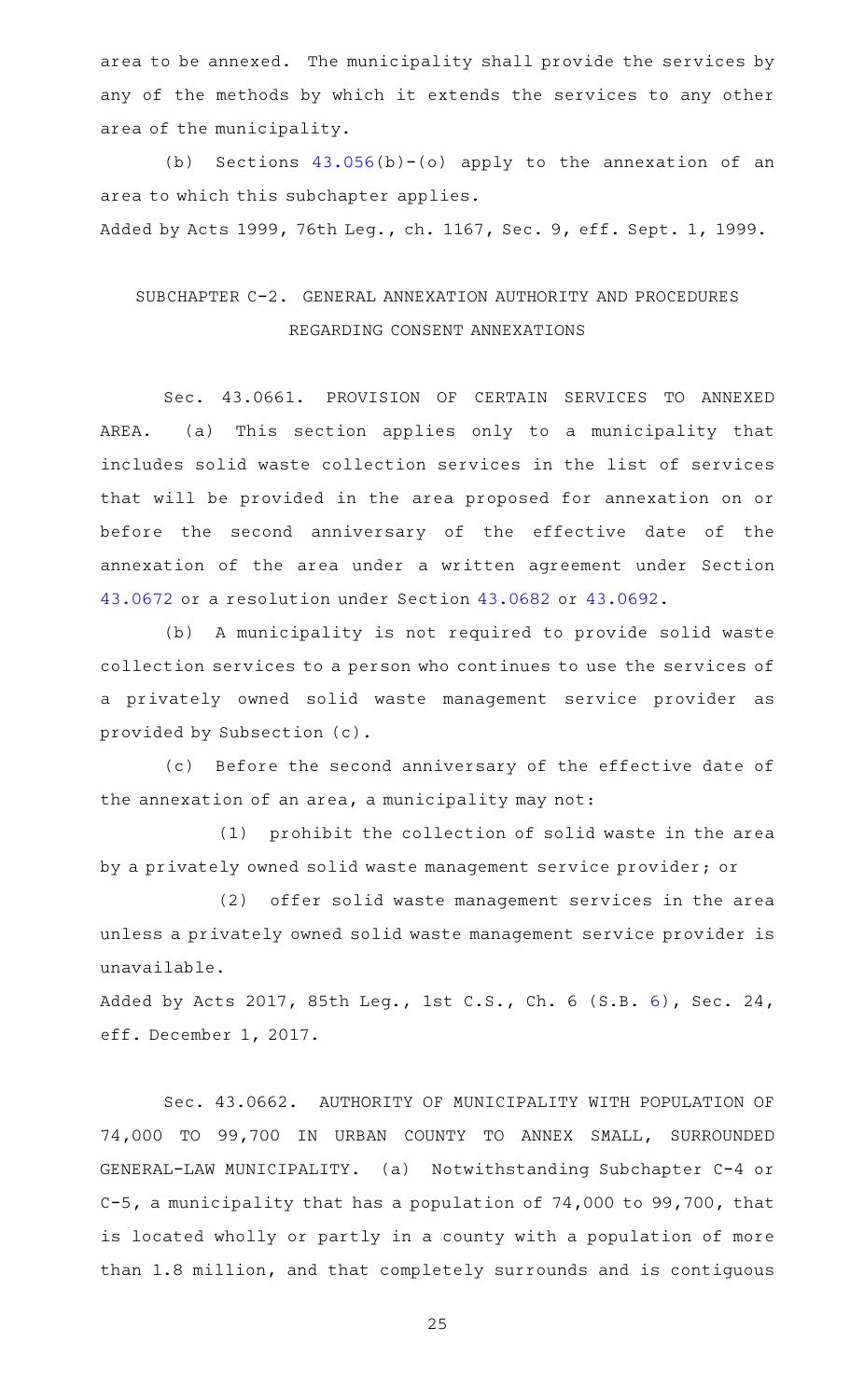area to be annexed. The municipality shall provide the services by any of the methods by which it extends the services to any other area of the municipality.

(b) Sections 43.056(b)-(o) apply to the annexation of an area to which this subchapter applies.

Added by Acts 1999, 76th Leg., ch. 1167, Sec. 9, eff. Sept. 1, 1999.

## SUBCHAPTER C-2. GENERAL ANNEXATION AUTHORITY AND PROCEDURES REGARDING CONSENT ANNEXATIONS

Sec. 43.0661. PROVISION OF CERTAIN SERVICES TO ANNEXED AREA. (a) This section applies only to a municipality that includes solid waste collection services in the list of services that will be provided in the area proposed for annexation on or before the second anniversary of the effective date of the annexation of the area under a written agreement under Section 43.0672 or a resolution under Section 43.0682 or 43.0692.

(b) A municipality is not required to provide solid waste collection services to a person who continues to use the services of a privately owned solid waste management service provider as provided by Subsection (c).

(c) Before the second anniversary of the effective date of the annexation of an area, a municipality may not:

(1) prohibit the collection of solid waste in the area by a privately owned solid waste management service provider; or

(2) offer solid waste management services in the area unless a privately owned solid waste management service provider is unavailable.

Added by Acts 2017, 85th Leg., 1st C.S., Ch. 6 (S.B. 6), Sec. 24, eff. December 1, 2017.

Sec. 43.0662. AUTHORITY OF MUNICIPALITY WITH POPULATION OF 74,000 TO 99,700 IN URBAN COUNTY TO ANNEX SMALL, SURROUNDED GENERAL-LAW MUNICIPALITY. (a) Notwithstanding Subchapter C-4 or C-5, a municipality that has a population of 74,000 to 99,700, that is located wholly or partly in a county with a population of more than 1.8 million, and that completely surrounds and is contiguous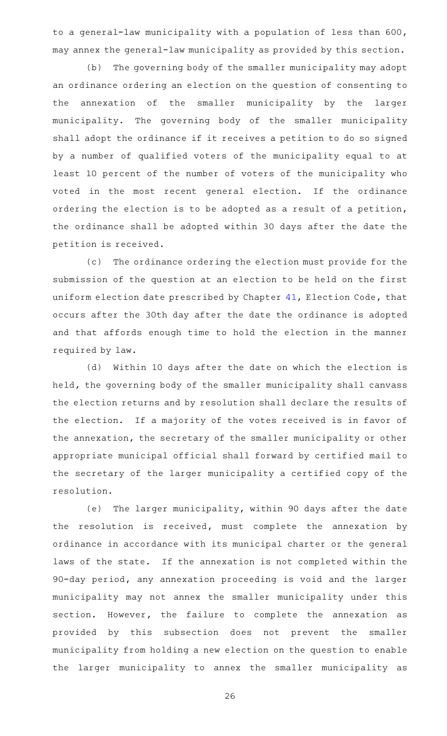to a general-law municipality with a population of less than 600, may annex the general-law municipality as provided by this section.

(b) The governing body of the smaller municipality may adopt an ordinance ordering an election on the question of consenting to the annexation of the smaller municipality by the larger municipality. The governing body of the smaller municipality shall adopt the ordinance if it receives a petition to do so signed by a number of qualified voters of the municipality equal to at least 10 percent of the number of voters of the municipality who voted in the most recent general election. If the ordinance ordering the election is to be adopted as a result of a petition, the ordinance shall be adopted within 30 days after the date the petition is received.

(c) The ordinance ordering the election must provide for the submission of the question at an election to be held on the first uniform election date prescribed by Chapter 41, Election Code, that occurs after the 30th day after the date the ordinance is adopted and that affords enough time to hold the election in the manner required by law.

(d) Within 10 days after the date on which the election is held, the governing body of the smaller municipality shall canvass the election returns and by resolution shall declare the results of the election. If a majority of the votes received is in favor of the annexation, the secretary of the smaller municipality or other appropriate municipal official shall forward by certified mail to the secretary of the larger municipality a certified copy of the resolution.

(e) The larger municipality, within 90 days after the date the resolution is received, must complete the annexation by ordinance in accordance with its municipal charter or the general laws of the state. If the annexation is not completed within the 90-day period, any annexation proceeding is void and the larger municipality may not annex the smaller municipality under this section. However, the failure to complete the annexation as provided by this subsection does not prevent the smaller municipality from holding a new election on the question to enable the larger municipality to annex the smaller municipality as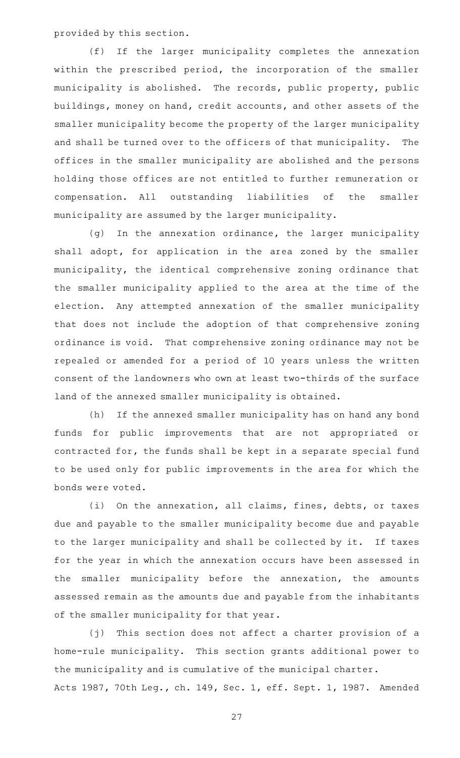provided by this section.

(f) If the larger municipality completes the annexation within the prescribed period, the incorporation of the smaller municipality is abolished. The records, public property, public buildings, money on hand, credit accounts, and other assets of the smaller municipality become the property of the larger municipality and shall be turned over to the officers of that municipality. The offices in the smaller municipality are abolished and the persons holding those offices are not entitled to further remuneration or compensation. All outstanding liabilities of the smaller municipality are assumed by the larger municipality.

(g) In the annexation ordinance, the larger municipality shall adopt, for application in the area zoned by the smaller municipality, the identical comprehensive zoning ordinance that the smaller municipality applied to the area at the time of the election. Any attempted annexation of the smaller municipality that does not include the adoption of that comprehensive zoning ordinance is void. That comprehensive zoning ordinance may not be repealed or amended for a period of 10 years unless the written consent of the landowners who own at least two-thirds of the surface land of the annexed smaller municipality is obtained.

(h) If the annexed smaller municipality has on hand any bond funds for public improvements that are not appropriated or contracted for, the funds shall be kept in a separate special fund to be used only for public improvements in the area for which the bonds were voted.

(i) On the annexation, all claims, fines, debts, or taxes due and payable to the smaller municipality become due and payable to the larger municipality and shall be collected by it. If taxes for the year in which the annexation occurs have been assessed in the smaller municipality before the annexation, the amounts assessed remain as the amounts due and payable from the inhabitants of the smaller municipality for that year.

(j) This section does not affect a charter provision of a home-rule municipality. This section grants additional power to the municipality and is cumulative of the municipal charter.

Acts 1987, 70th Leg., ch. 149, Sec. 1, eff. Sept. 1, 1987. Amended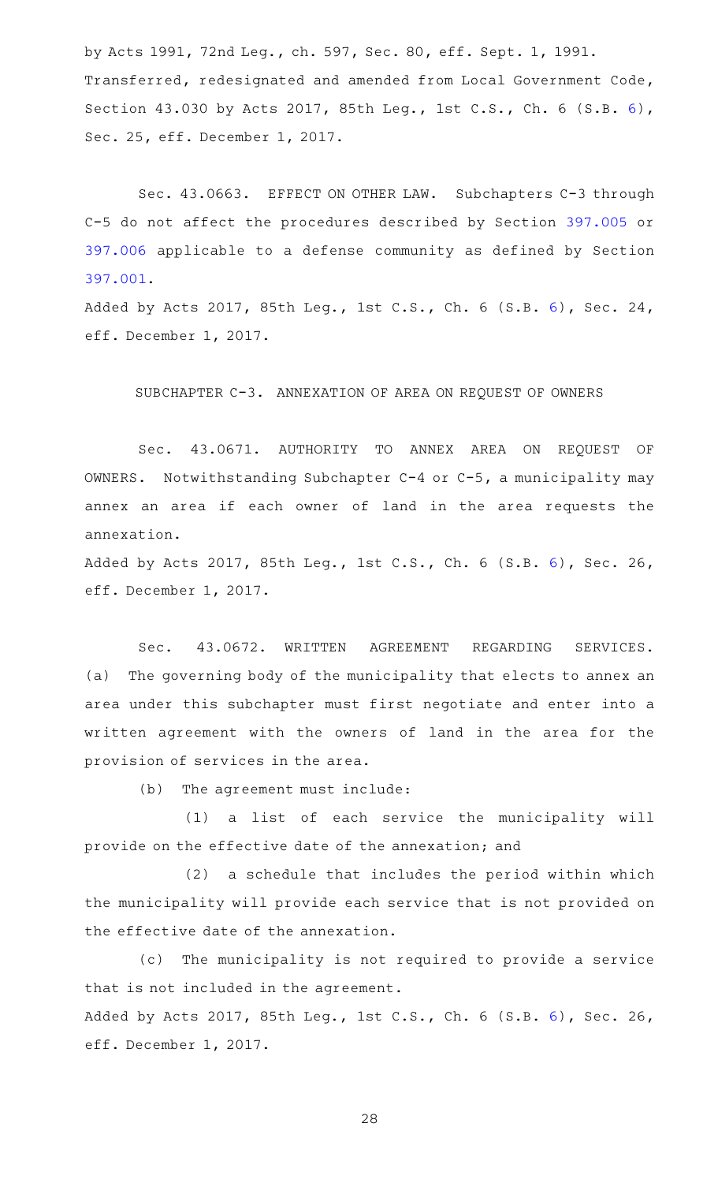by Acts 1991, 72nd Leg., ch. 597, Sec. 80, eff. Sept. 1, 1991. Transferred, redesignated and amended from Local Government Code, Section 43.030 by Acts 2017, 85th Leg., 1st C.S., Ch. 6 (S.B. 6), Sec. 25, eff. December 1, 2017.

Sec. 43.0663. EFFECT ON OTHER LAW. Subchapters C-3 through C-5 do not affect the procedures described by Section 397.005 or 397.006 applicable to a defense community as defined by Section 397.001.

Added by Acts 2017, 85th Leg., 1st C.S., Ch. 6 (S.B. 6), Sec. 24, eff. December 1, 2017.

SUBCHAPTER C-3. ANNEXATION OF AREA ON REQUEST OF OWNERS

Sec. 43.0671. AUTHORITY TO ANNEX AREA ON REQUEST OF OWNERS. Notwithstanding Subchapter C-4 or C-5, a municipality may annex an area if each owner of land in the area requests the annexation.

Added by Acts 2017, 85th Leg., 1st C.S., Ch. 6 (S.B. 6), Sec. 26, eff. December 1, 2017.

Sec. 43.0672. WRITTEN AGREEMENT REGARDING SERVICES. (a) The governing body of the municipality that elects to annex an area under this subchapter must first negotiate and enter into a written agreement with the owners of land in the area for the provision of services in the area.

(b) The agreement must include:

(1) a list of each service the municipality will provide on the effective date of the annexation; and

(2) a schedule that includes the period within which the municipality will provide each service that is not provided on the effective date of the annexation.

(c) The municipality is not required to provide a service that is not included in the agreement.

Added by Acts 2017, 85th Leg., 1st C.S., Ch. 6 (S.B. 6), Sec. 26, eff. December 1, 2017.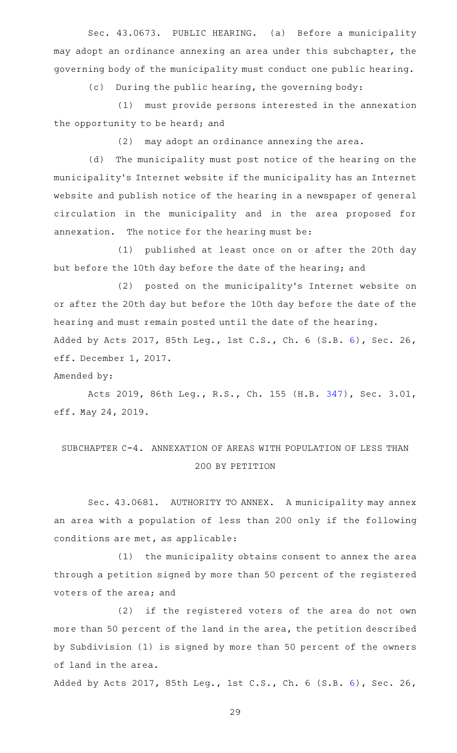Sec. 43.0673. PUBLIC HEARING. (a) Before a municipality may adopt an ordinance annexing an area under this subchapter, the governing body of the municipality must conduct one public hearing.

(c) During the public hearing, the governing body:

(1) must provide persons interested in the annexation the opportunity to be heard; and

(2) may adopt an ordinance annexing the area.

(d) The municipality must post notice of the hearing on the municipality's Internet website if the municipality has an Internet website and publish notice of the hearing in a newspaper of general circulation in the municipality and in the area proposed for annexation. The notice for the hearing must be:

(1) published at least once on or after the 20th day but before the 10th day before the date of the hearing; and

(2) posted on the municipality's Internet website on or after the 20th day but before the 10th day before the date of the hearing and must remain posted until the date of the hearing.

Added by Acts 2017, 85th Leg., 1st C.S., Ch. 6 (S.B. 6), Sec. 26, eff. December 1, 2017.

Amended by:

Acts 2019, 86th Leg., R.S., Ch. 155 (H.B. 347), Sec. 3.01, eff. May 24, 2019.

## SUBCHAPTER C-4. ANNEXATION OF AREAS WITH POPULATION OF LESS THAN 200 BY PETITION

Sec. 43.0681. AUTHORITY TO ANNEX. A municipality may annex an area with a population of less than 200 only if the following conditions are met, as applicable:

(1) the municipality obtains consent to annex the area through a petition signed by more than 50 percent of the registered voters of the area; and

(2) if the registered voters of the area do not own more than 50 percent of the land in the area, the petition described by Subdivision (1) is signed by more than 50 percent of the owners of land in the area.

Added by Acts 2017, 85th Leg., 1st C.S., Ch. 6 (S.B. 6), Sec. 26,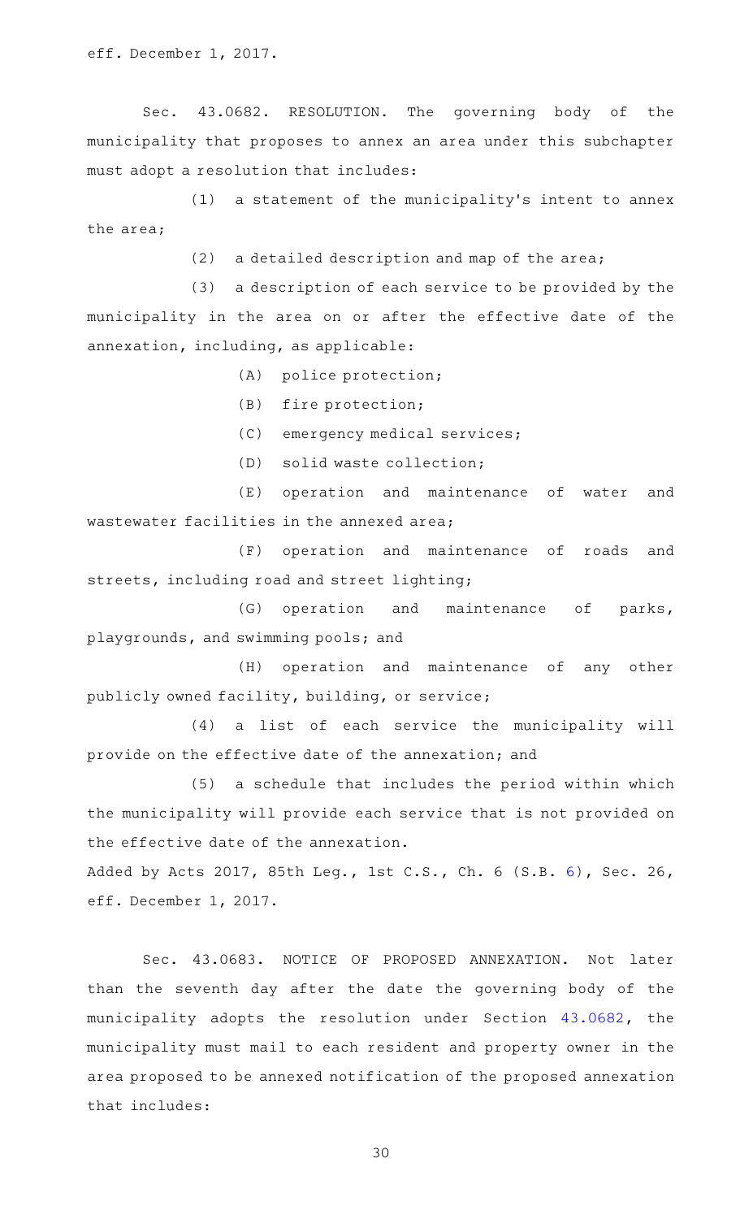eff. December 1, 2017.

Sec. 43.0682. RESOLUTION. The governing body of the municipality that proposes to annex an area under this subchapter must adopt a resolution that includes:

(1) a statement of the municipality's intent to annex the area;

(2) a detailed description and map of the area;

(3) a description of each service to be provided by the municipality in the area on or after the effective date of the annexation, including, as applicable:

(A) police protection;

(B) fire protection;

(C) emergency medical services;

(D) solid waste collection;

(E) operation and maintenance of water and wastewater facilities in the annexed area;

(F) operation and maintenance of roads and streets, including road and street lighting;

(G) operation and maintenance of parks, playgrounds, and swimming pools; and

(H) operation and maintenance of any other publicly owned facility, building, or service;

(4) a list of each service the municipality will provide on the effective date of the annexation; and

(5) a schedule that includes the period within which the municipality will provide each service that is not provided on the effective date of the annexation.

Added by Acts 2017, 85th Leg., 1st C.S., Ch. 6 (S.B. 6), Sec. 26, eff. December 1, 2017.

Sec. 43.0683. NOTICE OF PROPOSED ANNEXATION. Not later than the seventh day after the date the governing body of the municipality adopts the resolution under Section 43.0682, the municipality must mail to each resident and property owner in the area proposed to be annexed notification of the proposed annexation that includes: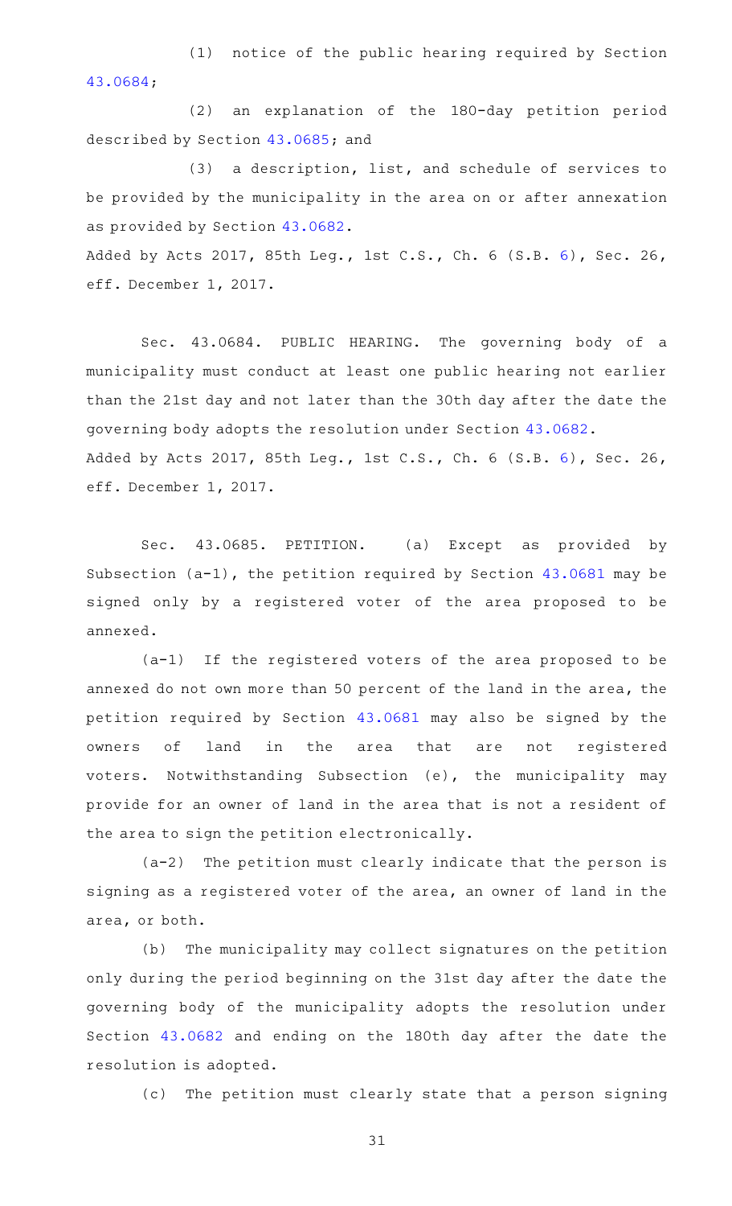(1) notice of the public hearing required by Section 43.0684;

(2) an explanation of the 180-day petition period described by Section 43.0685; and

(3) a description, list, and schedule of services to be provided by the municipality in the area on or after annexation as provided by Section 43.0682.

Added by Acts 2017, 85th Leg., 1st C.S., Ch. 6 (S.B. 6), Sec. 26, eff. December 1, 2017.

Sec. 43.0684. PUBLIC HEARING. The governing body of a municipality must conduct at least one public hearing not earlier than the 21st day and not later than the 30th day after the date the governing body adopts the resolution under Section 43.0682.

Added by Acts 2017, 85th Leg., 1st C.S., Ch. 6 (S.B. 6), Sec. 26, eff. December 1, 2017.

Sec. 43.0685. PETITION. (a) Except as provided by Subsection (a-1), the petition required by Section 43.0681 may be signed only by a registered voter of the area proposed to be annexed.

(a-1) If the registered voters of the area proposed to be annexed do not own more than 50 percent of the land in the area, the petition required by Section 43.0681 may also be signed by the owners of land in the area that are not registered voters. Notwithstanding Subsection (e), the municipality may provide for an owner of land in the area that is not a resident of the area to sign the petition electronically.

(a-2) The petition must clearly indicate that the person is signing as a registered voter of the area, an owner of land in the area, or both.

(b) The municipality may collect signatures on the petition only during the period beginning on the 31st day after the date the governing body of the municipality adopts the resolution under Section 43.0682 and ending on the 180th day after the date the resolution is adopted.

(c) The petition must clearly state that a person signing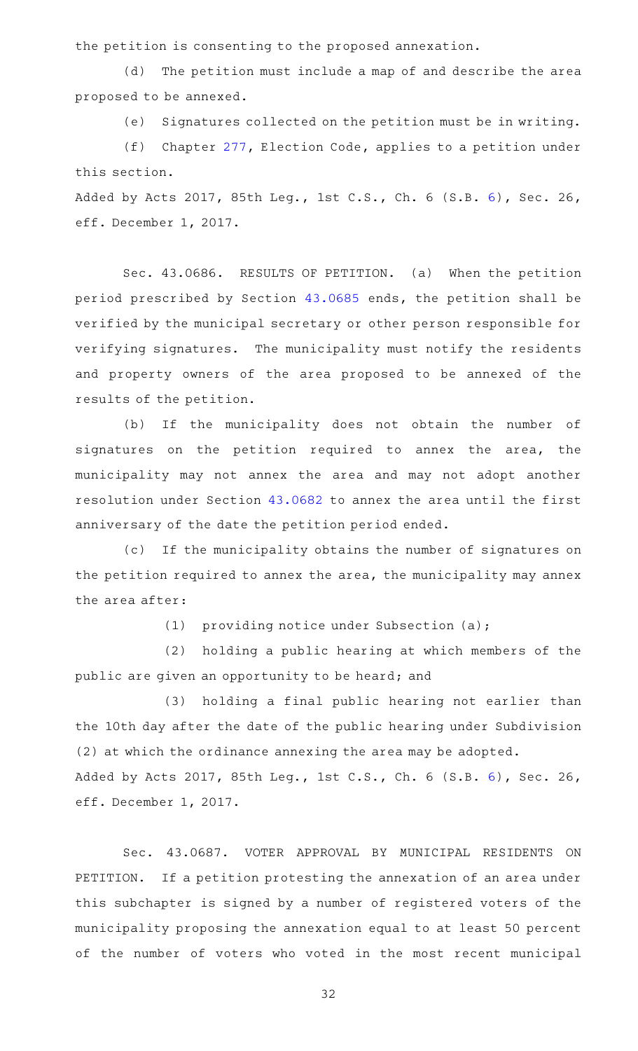the petition is consenting to the proposed annexation.

(d) The petition must include a map of and describe the area proposed to be annexed.

(e) Signatures collected on the petition must be in writing.

(f) Chapter 277, Election Code, applies to a petition under this section.

Added by Acts 2017, 85th Leg., 1st C.S., Ch. 6 (S.B. 6), Sec. 26, eff. December 1, 2017.

Sec. 43.0686. RESULTS OF PETITION. (a) When the petition period prescribed by Section 43.0685 ends, the petition shall be verified by the municipal secretary or other person responsible for verifying signatures. The municipality must notify the residents and property owners of the area proposed to be annexed of the results of the petition.

(b) If the municipality does not obtain the number of signatures on the petition required to annex the area, the municipality may not annex the area and may not adopt another resolution under Section 43.0682 to annex the area until the first anniversary of the date the petition period ended.

(c) If the municipality obtains the number of signatures on the petition required to annex the area, the municipality may annex the area after:

(1) providing notice under Subsection (a);

(2) holding a public hearing at which members of the public are given an opportunity to be heard; and

(3) holding a final public hearing not earlier than the 10th day after the date of the public hearing under Subdivision (2) at which the ordinance annexing the area may be adopted.

Added by Acts 2017, 85th Leg., 1st C.S., Ch. 6 (S.B. 6), Sec. 26, eff. December 1, 2017.

Sec. 43.0687. VOTER APPROVAL BY MUNICIPAL RESIDENTS ON PETITION. If a petition protesting the annexation of an area under this subchapter is signed by a number of registered voters of the municipality proposing the annexation equal to at least 50 percent of the number of voters who voted in the most recent municipal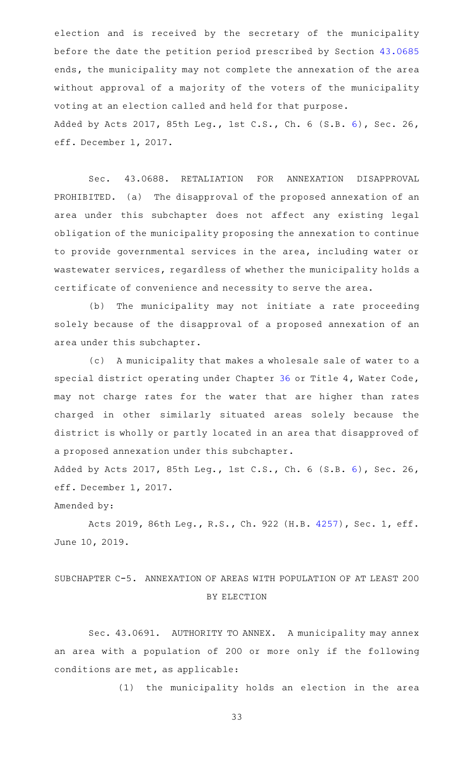election and is received by the secretary of the municipality before the date the petition period prescribed by Section 43.0685 ends, the municipality may not complete the annexation of the area without approval of a majority of the voters of the municipality voting at an election called and held for that purpose.

Added by Acts 2017, 85th Leg., 1st C.S., Ch. 6 (S.B. 6), Sec. 26, eff. December 1, 2017.

Sec. 43.0688. RETALIATION FOR ANNEXATION DISAPPROVAL PROHIBITED. (a) The disapproval of the proposed annexation of an area under this subchapter does not affect any existing legal obligation of the municipality proposing the annexation to continue to provide governmental services in the area, including water or wastewater services, regardless of whether the municipality holds a certificate of convenience and necessity to serve the area.

(b) The municipality may not initiate a rate proceeding solely because of the disapproval of a proposed annexation of an area under this subchapter.

(c) A municipality that makes a wholesale sale of water to a special district operating under Chapter 36 or Title 4, Water Code, may not charge rates for the water that are higher than rates charged in other similarly situated areas solely because the district is wholly or partly located in an area that disapproved of a proposed annexation under this subchapter.

Added by Acts 2017, 85th Leg., 1st C.S., Ch. 6 (S.B. 6), Sec. 26, eff. December 1, 2017.

Amended by:

Acts 2019, 86th Leg., R.S., Ch. 922 (H.B. 4257), Sec. 1, eff. June 10, 2019.

## SUBCHAPTER C-5. ANNEXATION OF AREAS WITH POPULATION OF AT LEAST 200 BY ELECTION

Sec. 43.0691. AUTHORITY TO ANNEX. A municipality may annex an area with a population of 200 or more only if the following conditions are met, as applicable:

(1) the municipality holds an election in the area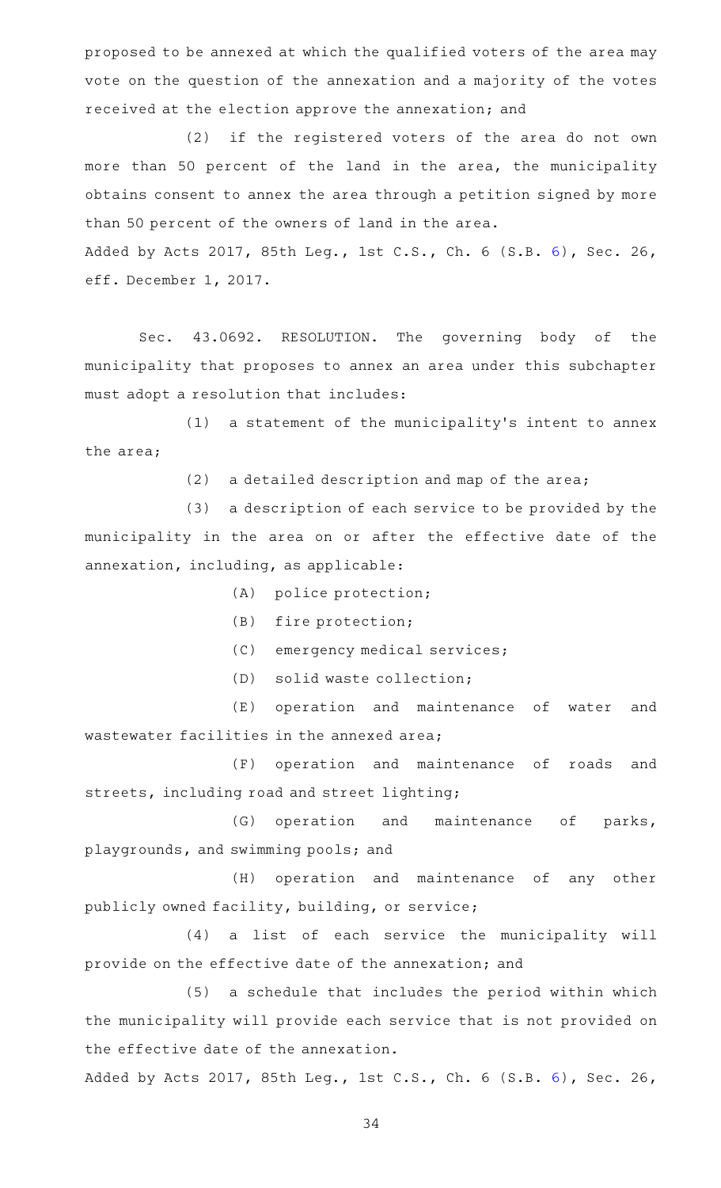proposed to be annexed at which the qualified voters of the area may vote on the question of the annexation and a majority of the votes received at the election approve the annexation; and

(2) if the registered voters of the area do not own more than 50 percent of the land in the area, the municipality obtains consent to annex the area through a petition signed by more than 50 percent of the owners of land in the area.

Added by Acts 2017, 85th Leg., 1st C.S., Ch. 6 (S.B. 6), Sec. 26, eff. December 1, 2017.

Sec. 43.0692. RESOLUTION. The governing body of the municipality that proposes to annex an area under this subchapter must adopt a resolution that includes:

(1) a statement of the municipality's intent to annex the area;

(2) a detailed description and map of the area;

(3) a description of each service to be provided by the municipality in the area on or after the effective date of the annexation, including, as applicable:

(A) police protection;

(B) fire protection;

(C) emergency medical services;

(D) solid waste collection;

(E) operation and maintenance of water and wastewater facilities in the annexed area;

(F) operation and maintenance of roads and streets, including road and street lighting;

(G) operation and maintenance of parks, playgrounds, and swimming pools; and

(H) operation and maintenance of any other publicly owned facility, building, or service;

(4) a list of each service the municipality will provide on the effective date of the annexation; and

(5) a schedule that includes the period within which the municipality will provide each service that is not provided on the effective date of the annexation.

Added by Acts 2017, 85th Leg., 1st C.S., Ch. 6 (S.B. 6), Sec. 26,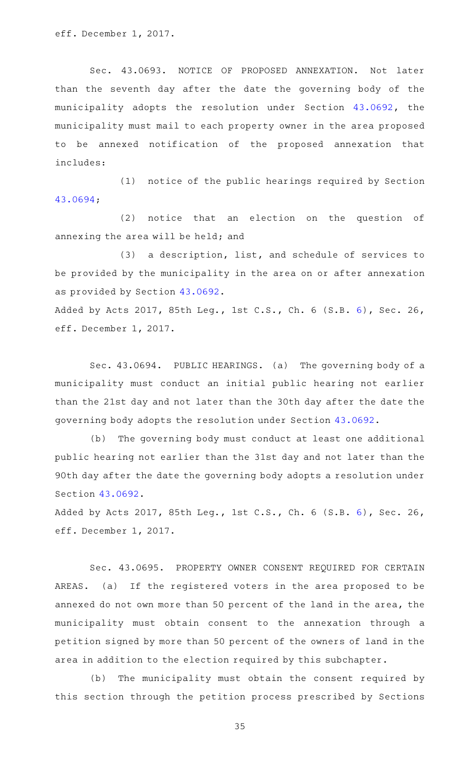eff. December 1, 2017.

Sec. 43.0693. NOTICE OF PROPOSED ANNEXATION. Not later than the seventh day after the date the governing body of the municipality adopts the resolution under Section 43.0692, the municipality must mail to each property owner in the area proposed to be annexed notification of the proposed annexation that includes:

(1) notice of the public hearings required by Section 43.0694;

(2) notice that an election on the question of annexing the area will be held; and

(3) a description, list, and schedule of services to be provided by the municipality in the area on or after annexation as provided by Section 43.0692.

Added by Acts 2017, 85th Leg., 1st C.S., Ch. 6 (S.B. 6), Sec. 26, eff. December 1, 2017.

Sec. 43.0694. PUBLIC HEARINGS. (a) The governing body of a municipality must conduct an initial public hearing not earlier than the 21st day and not later than the 30th day after the date the governing body adopts the resolution under Section 43.0692.

(b) The governing body must conduct at least one additional public hearing not earlier than the 31st day and not later than the 90th day after the date the governing body adopts a resolution under Section 43.0692.

Added by Acts 2017, 85th Leg., 1st C.S., Ch. 6 (S.B. 6), Sec. 26, eff. December 1, 2017.

Sec. 43.0695. PROPERTY OWNER CONSENT REQUIRED FOR CERTAIN AREAS. (a) If the registered voters in the area proposed to be annexed do not own more than 50 percent of the land in the area, the municipality must obtain consent to the annexation through a petition signed by more than 50 percent of the owners of land in the area in addition to the election required by this subchapter.

(b) The municipality must obtain the consent required by this section through the petition process prescribed by Sections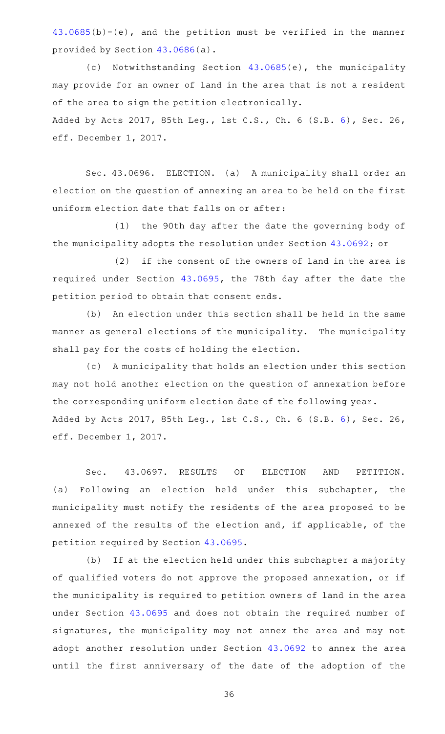43.0685(b)-(e), and the petition must be verified in the manner provided by Section 43.0686(a).

(c) Notwithstanding Section 43.0685(e), the municipality may provide for an owner of land in the area that is not a resident of the area to sign the petition electronically.

Added by Acts 2017, 85th Leg., 1st C.S., Ch. 6 (S.B. 6), Sec. 26, eff. December 1, 2017.

Sec. 43.0696. ELECTION. (a) A municipality shall order an election on the question of annexing an area to be held on the first uniform election date that falls on or after:

(1) the 90th day after the date the governing body of the municipality adopts the resolution under Section 43.0692; or

(2) if the consent of the owners of land in the area is required under Section 43.0695, the 78th day after the date the petition period to obtain that consent ends.

(b) An election under this section shall be held in the same manner as general elections of the municipality. The municipality shall pay for the costs of holding the election.

(c) A municipality that holds an election under this section may not hold another election on the question of annexation before the corresponding uniform election date of the following year.

Added by Acts 2017, 85th Leg., 1st C.S., Ch. 6 (S.B. 6), Sec. 26, eff. December 1, 2017.

Sec. 43.0697. RESULTS OF ELECTION AND PETITION. (a) Following an election held under this subchapter, the municipality must notify the residents of the area proposed to be annexed of the results of the election and, if applicable, of the petition required by Section 43.0695.

(b) If at the election held under this subchapter a majority of qualified voters do not approve the proposed annexation, or if the municipality is required to petition owners of land in the area under Section 43.0695 and does not obtain the required number of signatures, the municipality may not annex the area and may not adopt another resolution under Section 43.0692 to annex the area until the first anniversary of the date of the adoption of the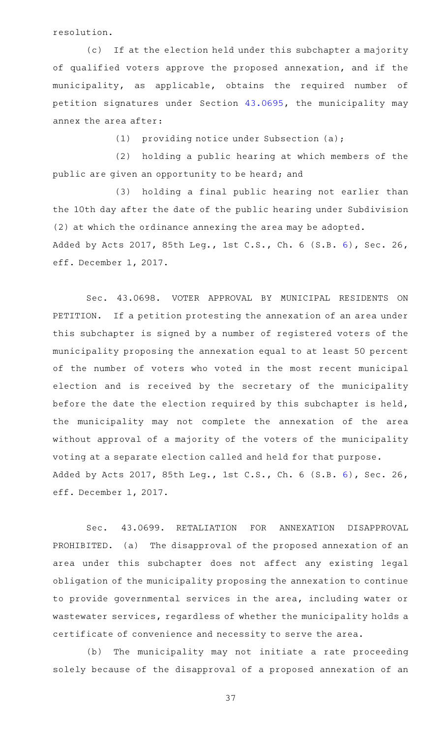resolution.

(c) If at the election held under this subchapter a majority of qualified voters approve the proposed annexation, and if the municipality, as applicable, obtains the required number of petition signatures under Section 43.0695, the municipality may annex the area after:

(1) providing notice under Subsection (a);

(2) holding a public hearing at which members of the public are given an opportunity to be heard; and

(3) holding a final public hearing not earlier than the 10th day after the date of the public hearing under Subdivision (2) at which the ordinance annexing the area may be adopted.

Added by Acts 2017, 85th Leg., 1st C.S., Ch. 6 (S.B. 6), Sec. 26, eff. December 1, 2017.

Sec. 43.0698. VOTER APPROVAL BY MUNICIPAL RESIDENTS ON PETITION. If a petition protesting the annexation of an area under this subchapter is signed by a number of registered voters of the municipality proposing the annexation equal to at least 50 percent of the number of voters who voted in the most recent municipal election and is received by the secretary of the municipality before the date the election required by this subchapter is held, the municipality may not complete the annexation of the area without approval of a majority of the voters of the municipality voting at a separate election called and held for that purpose.

Added by Acts 2017, 85th Leg., 1st C.S., Ch. 6 (S.B. 6), Sec. 26, eff. December 1, 2017.

Sec. 43.0699. RETALIATION FOR ANNEXATION DISAPPROVAL PROHIBITED. (a) The disapproval of the proposed annexation of an area under this subchapter does not affect any existing legal obligation of the municipality proposing the annexation to continue to provide governmental services in the area, including water or wastewater services, regardless of whether the municipality holds a certificate of convenience and necessity to serve the area.

(b) The municipality may not initiate a rate proceeding solely because of the disapproval of a proposed annexation of an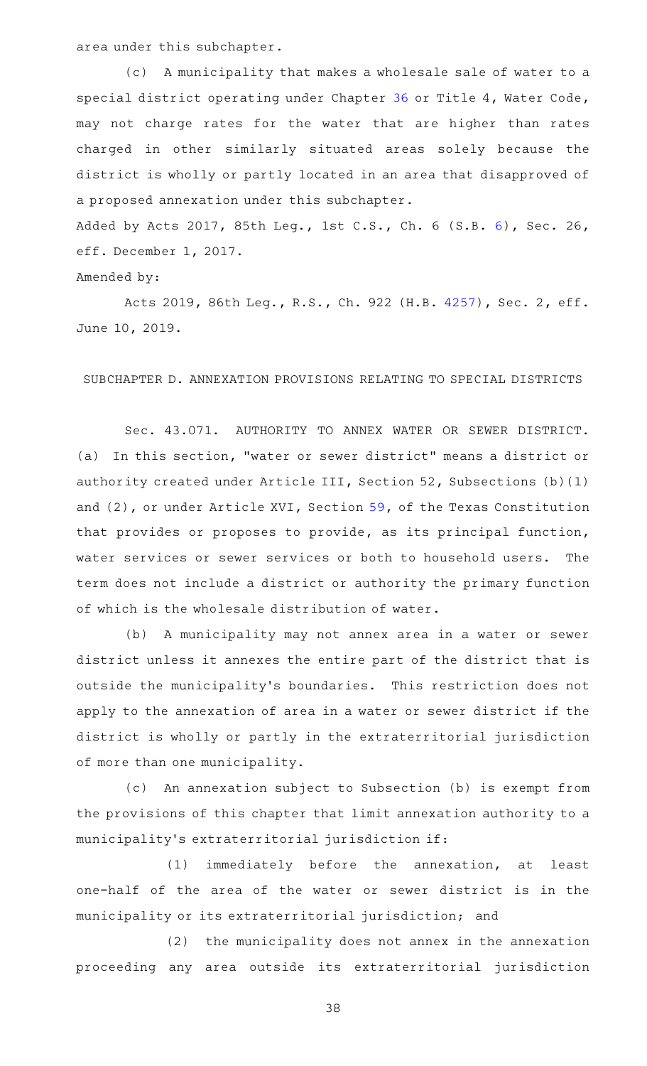area under this subchapter.

(c) A municipality that makes a wholesale sale of water to a special district operating under Chapter 36 or Title 4, Water Code, may not charge rates for the water that are higher than rates charged in other similarly situated areas solely because the district is wholly or partly located in an area that disapproved of a proposed annexation under this subchapter.

Added by Acts 2017, 85th Leg., 1st C.S., Ch. 6 (S.B. 6), Sec. 26, eff. December 1, 2017.

Amended by:

Acts 2019, 86th Leg., R.S., Ch. 922 (H.B. 4257), Sec. 2, eff. June 10, 2019.

SUBCHAPTER D. ANNEXATION PROVISIONS RELATING TO SPECIAL DISTRICTS

Sec. 43.071. AUTHORITY TO ANNEX WATER OR SEWER DISTRICT. (a) In this section, "water or sewer district" means a district or authority created under Article III, Section 52, Subsections (b)(1) and (2), or under Article XVI, Section 59, of the Texas Constitution that provides or proposes to provide, as its principal function, water services or sewer services or both to household users. The term does not include a district or authority the primary function of which is the wholesale distribution of water.

(b) A municipality may not annex area in a water or sewer district unless it annexes the entire part of the district that is outside the municipality's boundaries. This restriction does not apply to the annexation of area in a water or sewer district if the district is wholly or partly in the extraterritorial jurisdiction of more than one municipality.

(c) An annexation subject to Subsection (b) is exempt from the provisions of this chapter that limit annexation authority to a municipality's extraterritorial jurisdiction if:

(1) immediately before the annexation, at least one-half of the area of the water or sewer district is in the municipality or its extraterritorial jurisdiction; and

(2) the municipality does not annex in the annexation proceeding any area outside its extraterritorial jurisdiction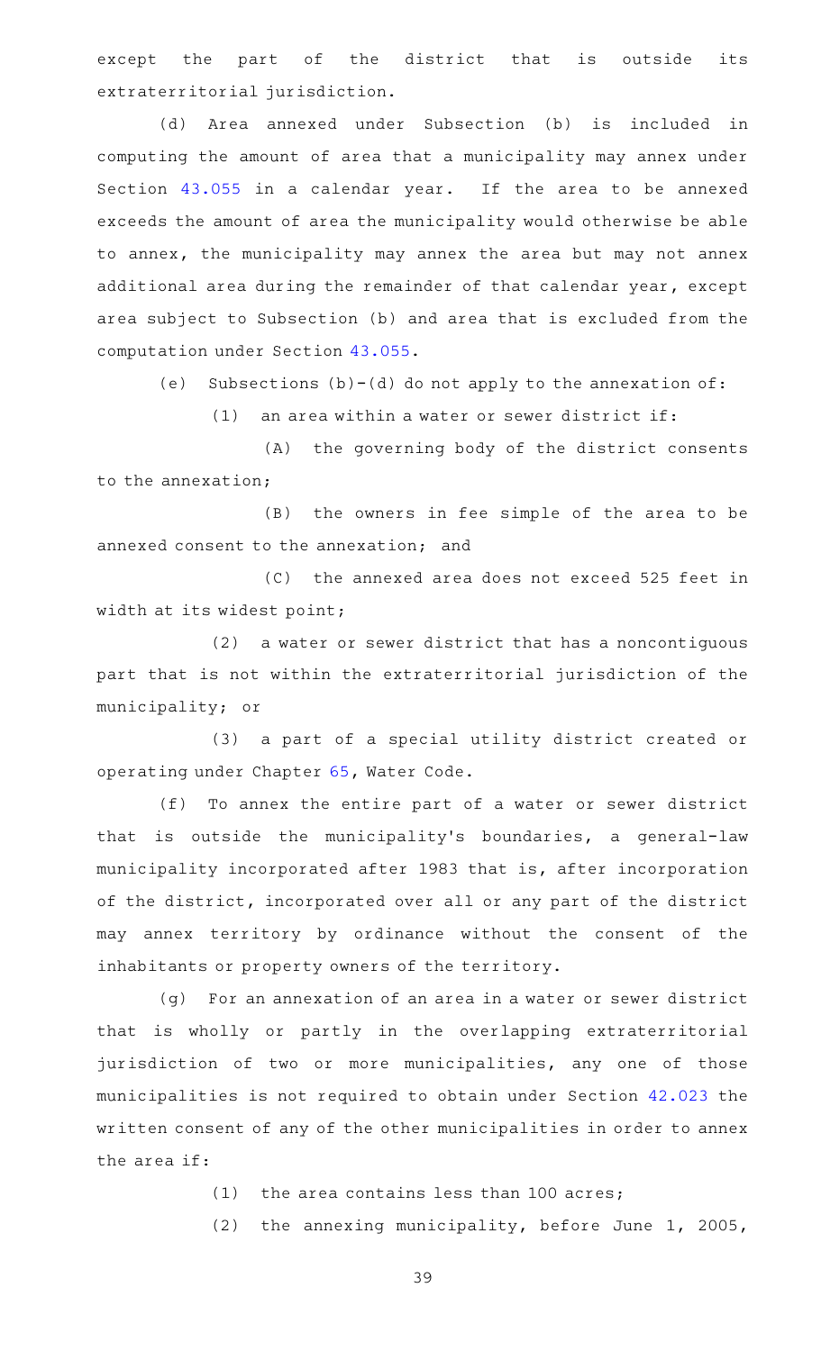except the part of the district that is outside its extraterritorial jurisdiction.

(d) Area annexed under Subsection (b) is included in computing the amount of area that a municipality may annex under Section 43.055 in a calendar year. If the area to be annexed exceeds the amount of area the municipality would otherwise be able to annex, the municipality may annex the area but may not annex additional area during the remainder of that calendar year, except area subject to Subsection (b) and area that is excluded from the computation under Section 43.055.

(e) Subsections (b)-(d) do not apply to the annexation of:

(1) an area within a water or sewer district if:

(A) the governing body of the district consents to the annexation;

(B) the owners in fee simple of the area to be annexed consent to the annexation; and

(C) the annexed area does not exceed 525 feet in width at its widest point;

(2) a water or sewer district that has a noncontiguous part that is not within the extraterritorial jurisdiction of the municipality; or

(3) a part of a special utility district created or operating under Chapter 65, Water Code.

(f) To annex the entire part of a water or sewer district that is outside the municipality's boundaries, a general-law municipality incorporated after 1983 that is, after incorporation of the district, incorporated over all or any part of the district may annex territory by ordinance without the consent of the inhabitants or property owners of the territory.

(g) For an annexation of an area in a water or sewer district that is wholly or partly in the overlapping extraterritorial jurisdiction of two or more municipalities, any one of those municipalities is not required to obtain under Section 42.023 the written consent of any of the other municipalities in order to annex the area if:

(1) the area contains less than 100 acres;

(2) the annexing municipality, before June 1, 2005,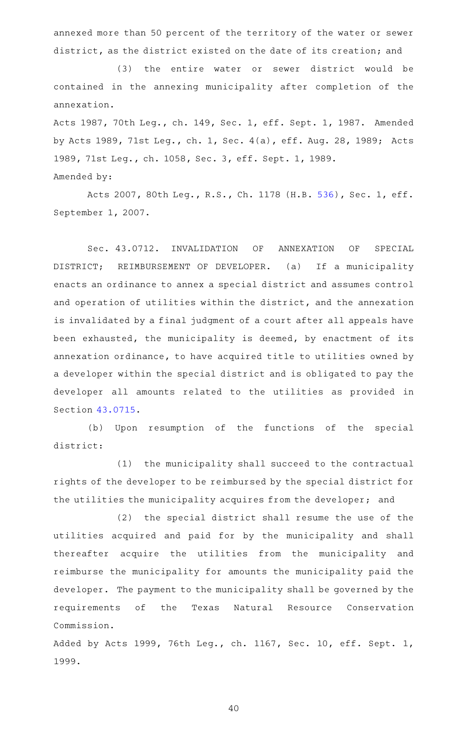annexed more than 50 percent of the territory of the water or sewer district, as the district existed on the date of its creation; and

(3) the entire water or sewer district would be contained in the annexing municipality after completion of the annexation.

Acts 1987, 70th Leg., ch. 149, Sec. 1, eff. Sept. 1, 1987. Amended by Acts 1989, 71st Leg., ch. 1, Sec. 4(a), eff. Aug. 28, 1989; Acts 1989, 71st Leg., ch. 1058, Sec. 3, eff. Sept. 1, 1989.

Amended by:

Acts 2007, 80th Leg., R.S., Ch. 1178 (H.B. 536), Sec. 1, eff. September 1, 2007.

Sec. 43.0712. INVALIDATION OF ANNEXATION OF SPECIAL DISTRICT; REIMBURSEMENT OF DEVELOPER. (a) If a municipality enacts an ordinance to annex a special district and assumes control and operation of utilities within the district, and the annexation is invalidated by a final judgment of a court after all appeals have been exhausted, the municipality is deemed, by enactment of its annexation ordinance, to have acquired title to utilities owned by a developer within the special district and is obligated to pay the developer all amounts related to the utilities as provided in Section 43.0715.

(b) Upon resumption of the functions of the special district:

(1) the municipality shall succeed to the contractual rights of the developer to be reimbursed by the special district for the utilities the municipality acquires from the developer; and

(2) the special district shall resume the use of the utilities acquired and paid for by the municipality and shall thereafter acquire the utilities from the municipality and reimburse the municipality for amounts the municipality paid the developer. The payment to the municipality shall be governed by the requirements of the Texas Natural Resource Conservation Commission.

Added by Acts 1999, 76th Leg., ch. 1167, Sec. 10, eff. Sept. 1, 1999.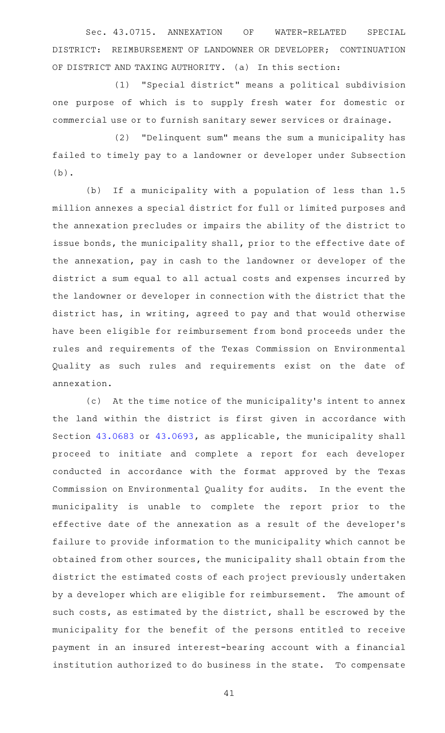Sec. 43.0715. ANNEXATION OF WATER-RELATED SPECIAL DISTRICT: REIMBURSEMENT OF LANDOWNER OR DEVELOPER; CONTINUATION OF DISTRICT AND TAXING AUTHORITY. (a) In this section:

(1) "Special district" means a political subdivision one purpose of which is to supply fresh water for domestic or commercial use or to furnish sanitary sewer services or drainage.

(2) "Delinquent sum" means the sum a municipality has failed to timely pay to a landowner or developer under Subsection (b).

(b) If a municipality with a population of less than 1.5 million annexes a special district for full or limited purposes and the annexation precludes or impairs the ability of the district to issue bonds, the municipality shall, prior to the effective date of the annexation, pay in cash to the landowner or developer of the district a sum equal to all actual costs and expenses incurred by the landowner or developer in connection with the district that the district has, in writing, agreed to pay and that would otherwise have been eligible for reimbursement from bond proceeds under the rules and requirements of the Texas Commission on Environmental Quality as such rules and requirements exist on the date of annexation.

(c) At the time notice of the municipality's intent to annex the land within the district is first given in accordance with Section 43.0683 or 43.0693, as applicable, the municipality shall proceed to initiate and complete a report for each developer conducted in accordance with the format approved by the Texas Commission on Environmental Quality for audits. In the event the municipality is unable to complete the report prior to the effective date of the annexation as a result of the developer's failure to provide information to the municipality which cannot be obtained from other sources, the municipality shall obtain from the district the estimated costs of each project previously undertaken by a developer which are eligible for reimbursement. The amount of such costs, as estimated by the district, shall be escrowed by the municipality for the benefit of the persons entitled to receive payment in an insured interest-bearing account with a financial institution authorized to do business in the state. To compensate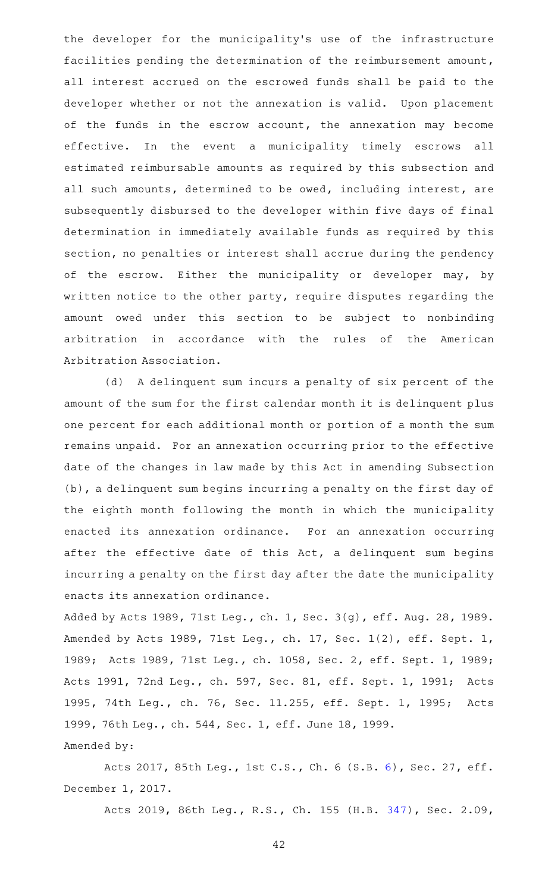the developer for the municipality's use of the infrastructure facilities pending the determination of the reimbursement amount, all interest accrued on the escrowed funds shall be paid to the developer whether or not the annexation is valid. Upon placement of the funds in the escrow account, the annexation may become effective. In the event a municipality timely escrows all estimated reimbursable amounts as required by this subsection and all such amounts, determined to be owed, including interest, are subsequently disbursed to the developer within five days of final determination in immediately available funds as required by this section, no penalties or interest shall accrue during the pendency of the escrow. Either the municipality or developer may, by written notice to the other party, require disputes regarding the amount owed under this section to be subject to nonbinding arbitration in accordance with the rules of the American Arbitration Association.

(d) A delinquent sum incurs a penalty of six percent of the amount of the sum for the first calendar month it is delinquent plus one percent for each additional month or portion of a month the sum remains unpaid. For an annexation occurring prior to the effective date of the changes in law made by this Act in amending Subsection (b), a delinquent sum begins incurring a penalty on the first day of the eighth month following the month in which the municipality enacted its annexation ordinance. For an annexation occurring after the effective date of this Act, a delinquent sum begins incurring a penalty on the first day after the date the municipality enacts its annexation ordinance.

Added by Acts 1989, 71st Leg., ch. 1, Sec. 3(g), eff. Aug. 28, 1989. Amended by Acts 1989, 71st Leg., ch. 17, Sec. 1(2), eff. Sept. 1, 1989; Acts 1989, 71st Leg., ch. 1058, Sec. 2, eff. Sept. 1, 1989; Acts 1991, 72nd Leg., ch. 597, Sec. 81, eff. Sept. 1, 1991; Acts 1995, 74th Leg., ch. 76, Sec. 11.255, eff. Sept. 1, 1995; Acts 1999, 76th Leg., ch. 544, Sec. 1, eff. June 18, 1999.

Amended by:

Acts 2017, 85th Leg., 1st C.S., Ch. 6 (S.B. 6), Sec. 27, eff. December 1, 2017.

Acts 2019, 86th Leg., R.S., Ch. 155 (H.B. 347), Sec. 2.09,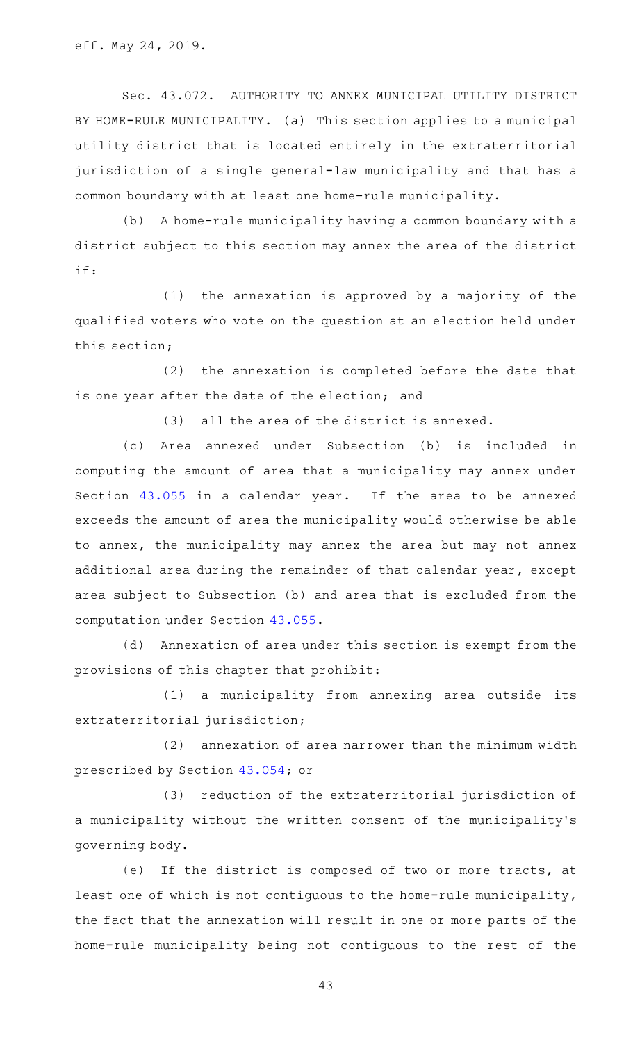eff. May 24, 2019.

Sec. 43.072. AUTHORITY TO ANNEX MUNICIPAL UTILITY DISTRICT BY HOME-RULE MUNICIPALITY. (a) This section applies to a municipal utility district that is located entirely in the extraterritorial jurisdiction of a single general-law municipality and that has a common boundary with at least one home-rule municipality.

(b) A home-rule municipality having a common boundary with a district subject to this section may annex the area of the district if:

(1) the annexation is approved by a majority of the qualified voters who vote on the question at an election held under this section;

(2) the annexation is completed before the date that is one year after the date of the election; and

(3) all the area of the district is annexed.

(c) Area annexed under Subsection (b) is included in computing the amount of area that a municipality may annex under Section 43.055 in a calendar year. If the area to be annexed exceeds the amount of area the municipality would otherwise be able to annex, the municipality may annex the area but may not annex additional area during the remainder of that calendar year, except area subject to Subsection (b) and area that is excluded from the computation under Section 43.055.

(d) Annexation of area under this section is exempt from the provisions of this chapter that prohibit:

(1) a municipality from annexing area outside its extraterritorial jurisdiction;

(2) annexation of area narrower than the minimum width prescribed by Section 43.054; or

(3) reduction of the extraterritorial jurisdiction of a municipality without the written consent of the municipality's governing body.

(e) If the district is composed of two or more tracts, at least one of which is not contiguous to the home-rule municipality, the fact that the annexation will result in one or more parts of the home-rule municipality being not contiguous to the rest of the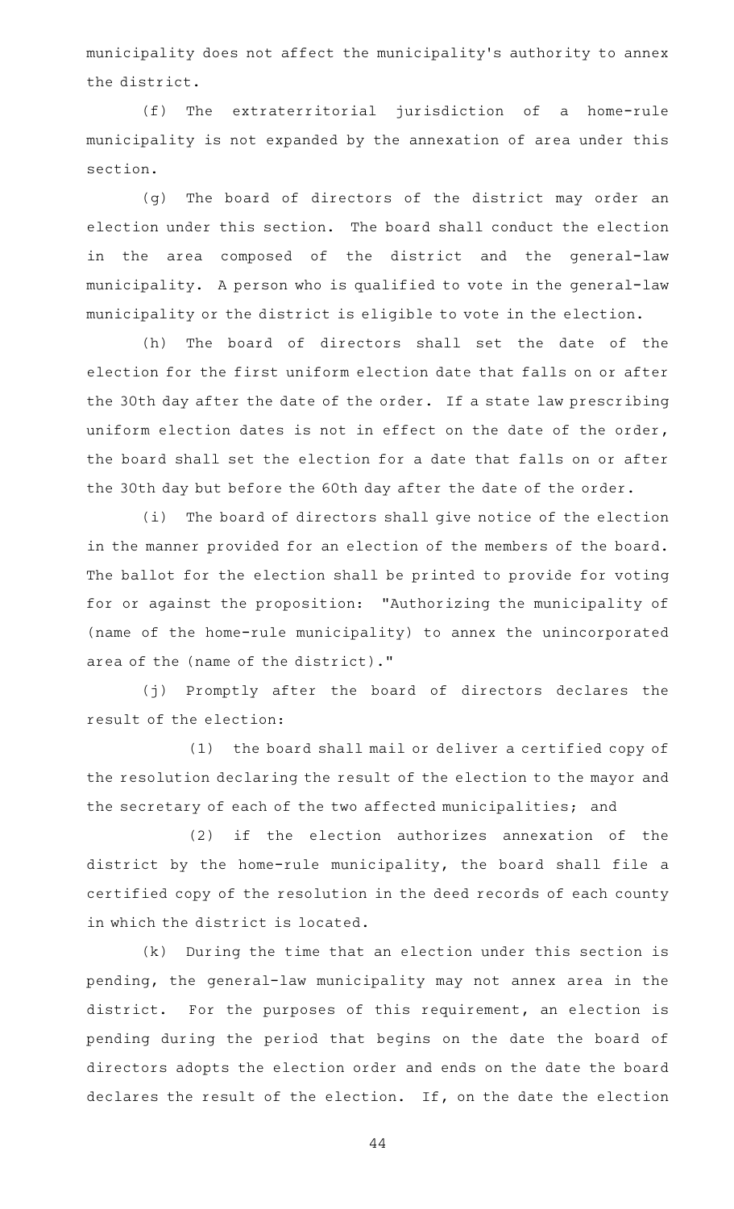municipality does not affect the municipality's authority to annex the district.

(f) The extraterritorial jurisdiction of a home-rule municipality is not expanded by the annexation of area under this section.

(g) The board of directors of the district may order an election under this section. The board shall conduct the election in the area composed of the district and the general-law municipality. A person who is qualified to vote in the general-law municipality or the district is eligible to vote in the election.

(h) The board of directors shall set the date of the election for the first uniform election date that falls on or after the 30th day after the date of the order. If a state law prescribing uniform election dates is not in effect on the date of the order, the board shall set the election for a date that falls on or after the 30th day but before the 60th day after the date of the order.

(i) The board of directors shall give notice of the election in the manner provided for an election of the members of the board. The ballot for the election shall be printed to provide for voting for or against the proposition: "Authorizing the municipality of (name of the home-rule municipality) to annex the unincorporated area of the (name of the district)."

(j) Promptly after the board of directors declares the result of the election:

(1) the board shall mail or deliver a certified copy of the resolution declaring the result of the election to the mayor and the secretary of each of the two affected municipalities; and

(2) if the election authorizes annexation of the district by the home-rule municipality, the board shall file a certified copy of the resolution in the deed records of each county in which the district is located.

(k) During the time that an election under this section is pending, the general-law municipality may not annex area in the district. For the purposes of this requirement, an election is pending during the period that begins on the date the board of directors adopts the election order and ends on the date the board declares the result of the election. If, on the date the election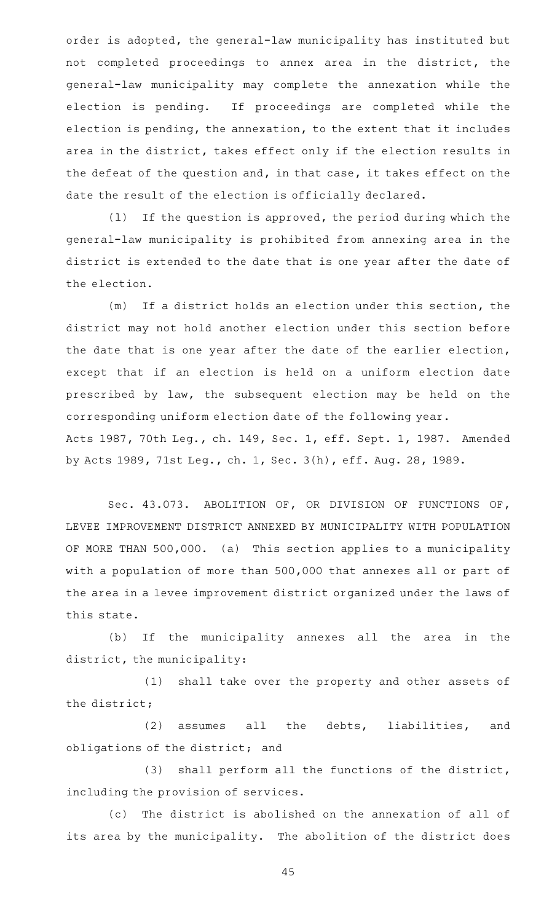order is adopted, the general-law municipality has instituted but not completed proceedings to annex area in the district, the general-law municipality may complete the annexation while the election is pending. If proceedings are completed while the election is pending, the annexation, to the extent that it includes area in the district, takes effect only if the election results in the defeat of the question and, in that case, it takes effect on the date the result of the election is officially declared.

(l) If the question is approved, the period during which the general-law municipality is prohibited from annexing area in the district is extended to the date that is one year after the date of the election.

(m) If a district holds an election under this section, the district may not hold another election under this section before the date that is one year after the date of the earlier election, except that if an election is held on a uniform election date prescribed by law, the subsequent election may be held on the corresponding uniform election date of the following year.

Acts 1987, 70th Leg., ch. 149, Sec. 1, eff. Sept. 1, 1987. Amended by Acts 1989, 71st Leg., ch. 1, Sec. 3(h), eff. Aug. 28, 1989.

Sec. 43.073. ABOLITION OF, OR DIVISION OF FUNCTIONS OF, LEVEE IMPROVEMENT DISTRICT ANNEXED BY MUNICIPALITY WITH POPULATION OF MORE THAN 500,000. (a) This section applies to a municipality with a population of more than 500,000 that annexes all or part of the area in a levee improvement district organized under the laws of this state.

(b) If the municipality annexes all the area in the district, the municipality:

(1) shall take over the property and other assets of the district;

(2) assumes all the debts, liabilities, and obligations of the district; and

(3) shall perform all the functions of the district, including the provision of services.

(c) The district is abolished on the annexation of all of its area by the municipality. The abolition of the district does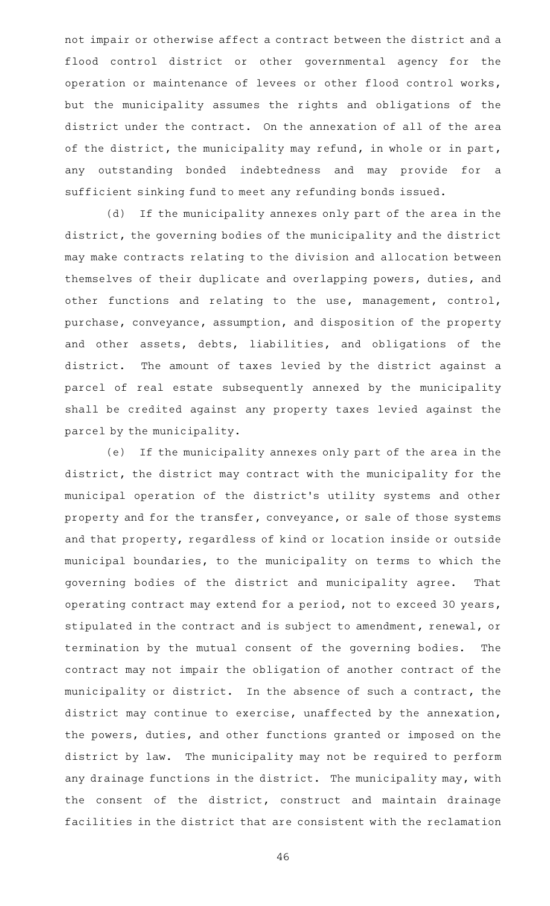not impair or otherwise affect a contract between the district and a flood control district or other governmental agency for the operation or maintenance of levees or other flood control works, but the municipality assumes the rights and obligations of the district under the contract. On the annexation of all of the area of the district, the municipality may refund, in whole or in part, any outstanding bonded indebtedness and may provide for a sufficient sinking fund to meet any refunding bonds issued.

(d) If the municipality annexes only part of the area in the district, the governing bodies of the municipality and the district may make contracts relating to the division and allocation between themselves of their duplicate and overlapping powers, duties, and other functions and relating to the use, management, control, purchase, conveyance, assumption, and disposition of the property and other assets, debts, liabilities, and obligations of the district. The amount of taxes levied by the district against a parcel of real estate subsequently annexed by the municipality shall be credited against any property taxes levied against the parcel by the municipality.

(e) If the municipality annexes only part of the area in the district, the district may contract with the municipality for the municipal operation of the district's utility systems and other property and for the transfer, conveyance, or sale of those systems and that property, regardless of kind or location inside or outside municipal boundaries, to the municipality on terms to which the governing bodies of the district and municipality agree. That operating contract may extend for a period, not to exceed 30 years, stipulated in the contract and is subject to amendment, renewal, or termination by the mutual consent of the governing bodies. The contract may not impair the obligation of another contract of the municipality or district. In the absence of such a contract, the district may continue to exercise, unaffected by the annexation, the powers, duties, and other functions granted or imposed on the district by law. The municipality may not be required to perform any drainage functions in the district. The municipality may, with the consent of the district, construct and maintain drainage facilities in the district that are consistent with the reclamation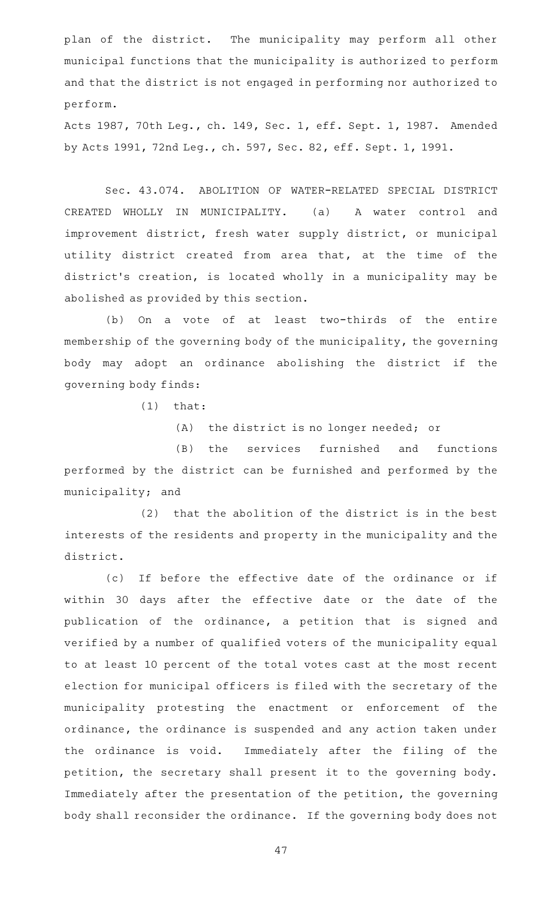plan of the district. The municipality may perform all other municipal functions that the municipality is authorized to perform and that the district is not engaged in performing nor authorized to perform.

Acts 1987, 70th Leg., ch. 149, Sec. 1, eff. Sept. 1, 1987. Amended by Acts 1991, 72nd Leg., ch. 597, Sec. 82, eff. Sept. 1, 1991.

Sec. 43.074. ABOLITION OF WATER-RELATED SPECIAL DISTRICT CREATED WHOLLY IN MUNICIPALITY. (a) A water control and improvement district, fresh water supply district, or municipal utility district created from area that, at the time of the district's creation, is located wholly in a municipality may be abolished as provided by this section.

(b) On a vote of at least two-thirds of the entire membership of the governing body of the municipality, the governing body may adopt an ordinance abolishing the district if the governing body finds:

(1) that:

(A) the district is no longer needed; or

(B) the services furnished and functions performed by the district can be furnished and performed by the municipality; and

(2) that the abolition of the district is in the best interests of the residents and property in the municipality and the district.

(c) If before the effective date of the ordinance or if within 30 days after the effective date or the date of the publication of the ordinance, a petition that is signed and verified by a number of qualified voters of the municipality equal to at least 10 percent of the total votes cast at the most recent election for municipal officers is filed with the secretary of the municipality protesting the enactment or enforcement of the ordinance, the ordinance is suspended and any action taken under the ordinance is void. Immediately after the filing of the petition, the secretary shall present it to the governing body. Immediately after the presentation of the petition, the governing body shall reconsider the ordinance. If the governing body does not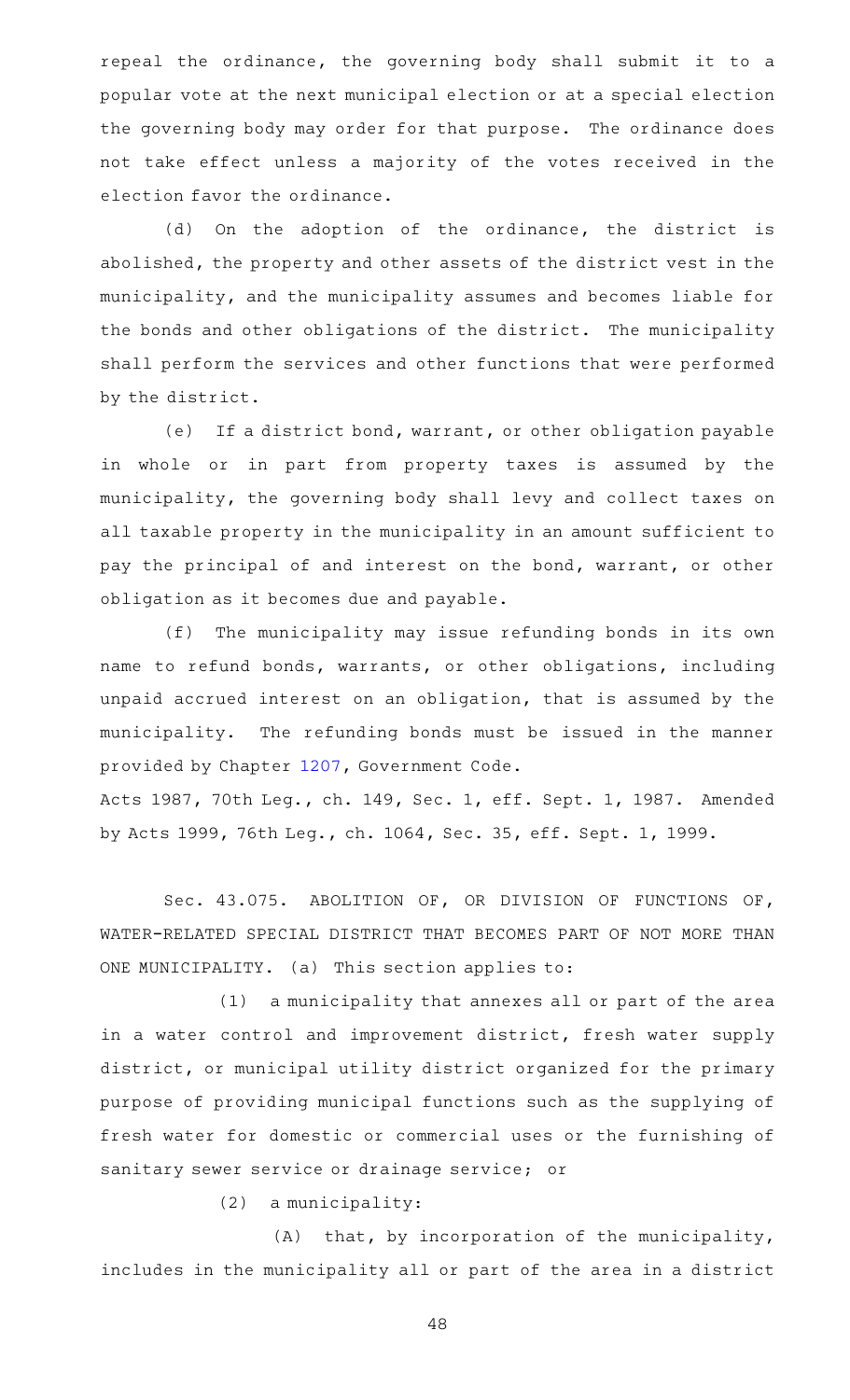repeal the ordinance, the governing body shall submit it to a popular vote at the next municipal election or at a special election the governing body may order for that purpose. The ordinance does not take effect unless a majority of the votes received in the election favor the ordinance.

(d) On the adoption of the ordinance, the district is abolished, the property and other assets of the district vest in the municipality, and the municipality assumes and becomes liable for the bonds and other obligations of the district. The municipality shall perform the services and other functions that were performed by the district.

(e) If a district bond, warrant, or other obligation payable in whole or in part from property taxes is assumed by the municipality, the governing body shall levy and collect taxes on all taxable property in the municipality in an amount sufficient to pay the principal of and interest on the bond, warrant, or other obligation as it becomes due and payable.

(f) The municipality may issue refunding bonds in its own name to refund bonds, warrants, or other obligations, including unpaid accrued interest on an obligation, that is assumed by the municipality. The refunding bonds must be issued in the manner provided by Chapter 1207, Government Code.

Acts 1987, 70th Leg., ch. 149, Sec. 1, eff. Sept. 1, 1987. Amended by Acts 1999, 76th Leg., ch. 1064, Sec. 35, eff. Sept. 1, 1999.

Sec. 43.075. ABOLITION OF, OR DIVISION OF FUNCTIONS OF, WATER-RELATED SPECIAL DISTRICT THAT BECOMES PART OF NOT MORE THAN ONE MUNICIPALITY. (a) This section applies to:

(1) a municipality that annexes all or part of the area in a water control and improvement district, fresh water supply district, or municipal utility district organized for the primary purpose of providing municipal functions such as the supplying of fresh water for domestic or commercial uses or the furnishing of sanitary sewer service or drainage service; or

(2) a municipality:

(A) that, by incorporation of the municipality, includes in the municipality all or part of the area in a district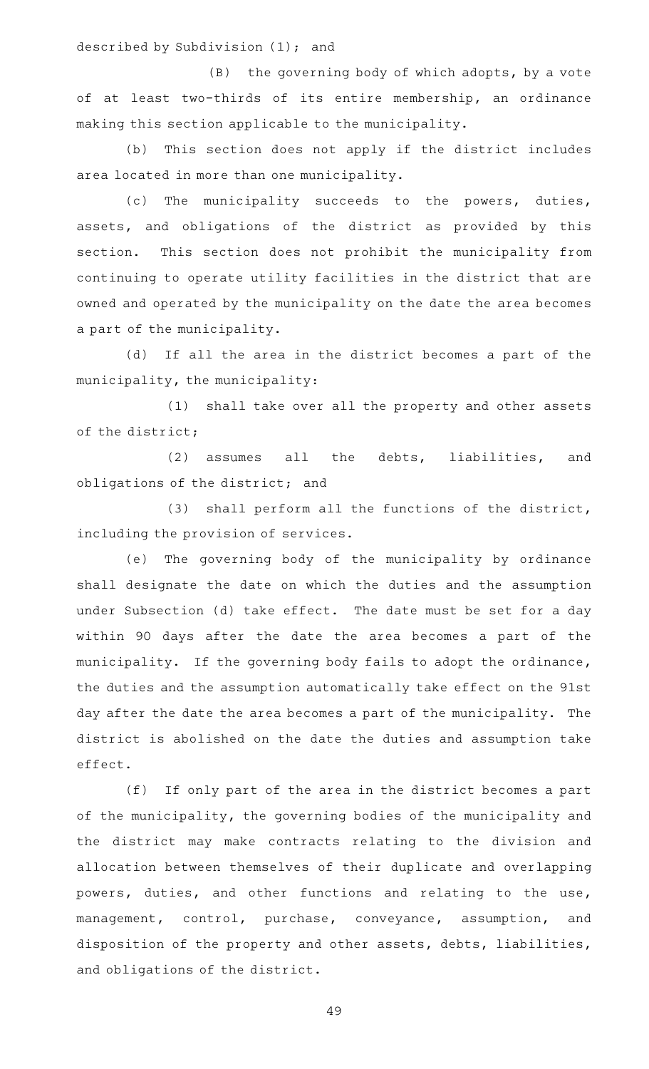described by Subdivision (1); and

(B) the governing body of which adopts, by a vote of at least two-thirds of its entire membership, an ordinance making this section applicable to the municipality.

(b) This section does not apply if the district includes area located in more than one municipality.

(c) The municipality succeeds to the powers, duties, assets, and obligations of the district as provided by this section. This section does not prohibit the municipality from continuing to operate utility facilities in the district that are owned and operated by the municipality on the date the area becomes a part of the municipality.

(d) If all the area in the district becomes a part of the municipality, the municipality:

(1) shall take over all the property and other assets of the district;

(2) assumes all the debts, liabilities, and obligations of the district; and

(3) shall perform all the functions of the district, including the provision of services.

(e) The governing body of the municipality by ordinance shall designate the date on which the duties and the assumption under Subsection (d) take effect. The date must be set for a day within 90 days after the date the area becomes a part of the municipality. If the governing body fails to adopt the ordinance, the duties and the assumption automatically take effect on the 91st day after the date the area becomes a part of the municipality. The district is abolished on the date the duties and assumption take effect.

(f) If only part of the area in the district becomes a part of the municipality, the governing bodies of the municipality and the district may make contracts relating to the division and allocation between themselves of their duplicate and overlapping powers, duties, and other functions and relating to the use, management, control, purchase, conveyance, assumption, and disposition of the property and other assets, debts, liabilities, and obligations of the district.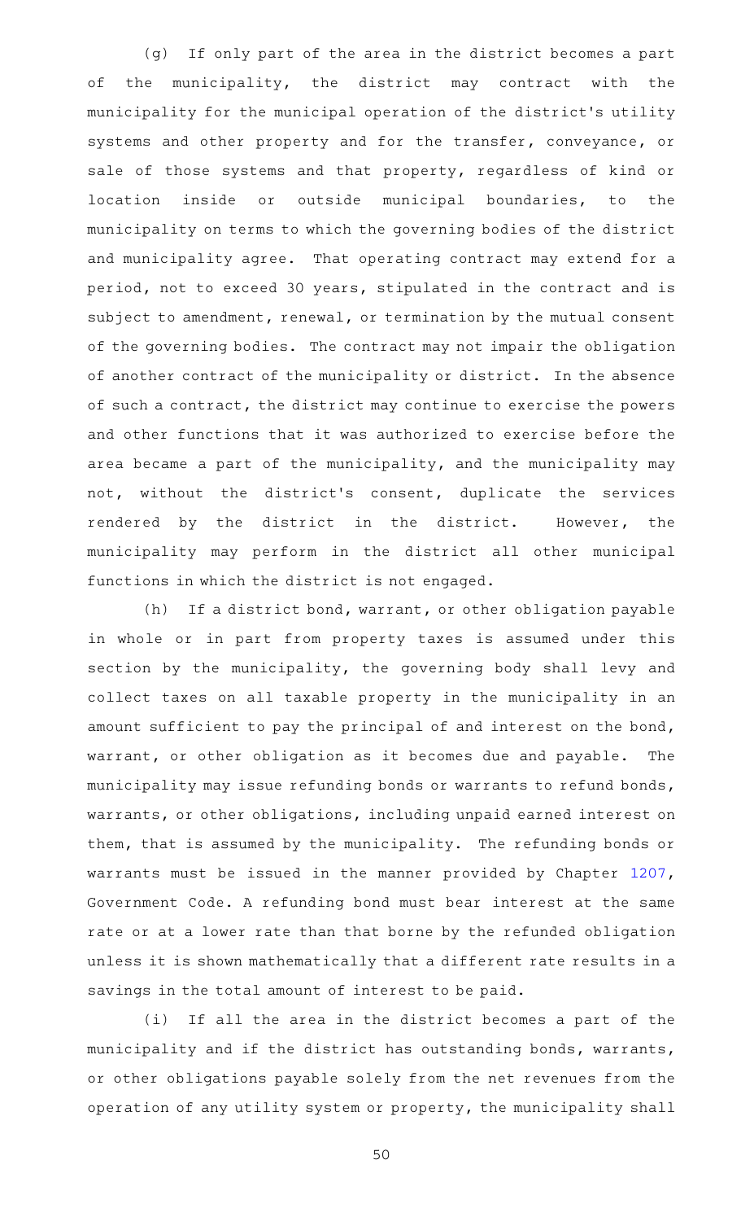(g) If only part of the area in the district becomes a part of the municipality, the district may contract with the municipality for the municipal operation of the district's utility systems and other property and for the transfer, conveyance, or sale of those systems and that property, regardless of kind or location inside or outside municipal boundaries, to the municipality on terms to which the governing bodies of the district and municipality agree. That operating contract may extend for a period, not to exceed 30 years, stipulated in the contract and is subject to amendment, renewal, or termination by the mutual consent of the governing bodies. The contract may not impair the obligation of another contract of the municipality or district. In the absence of such a contract, the district may continue to exercise the powers and other functions that it was authorized to exercise before the area became a part of the municipality, and the municipality may not, without the district's consent, duplicate the services rendered by the district in the district. However, the municipality may perform in the district all other municipal functions in which the district is not engaged.

(h) If a district bond, warrant, or other obligation payable in whole or in part from property taxes is assumed under this section by the municipality, the governing body shall levy and collect taxes on all taxable property in the municipality in an amount sufficient to pay the principal of and interest on the bond, warrant, or other obligation as it becomes due and payable. The municipality may issue refunding bonds or warrants to refund bonds, warrants, or other obligations, including unpaid earned interest on them, that is assumed by the municipality. The refunding bonds or warrants must be issued in the manner provided by Chapter 1207, Government Code. A refunding bond must bear interest at the same rate or at a lower rate than that borne by the refunded obligation unless it is shown mathematically that a different rate results in a savings in the total amount of interest to be paid.

(i) If all the area in the district becomes a part of the municipality and if the district has outstanding bonds, warrants, or other obligations payable solely from the net revenues from the operation of any utility system or property, the municipality shall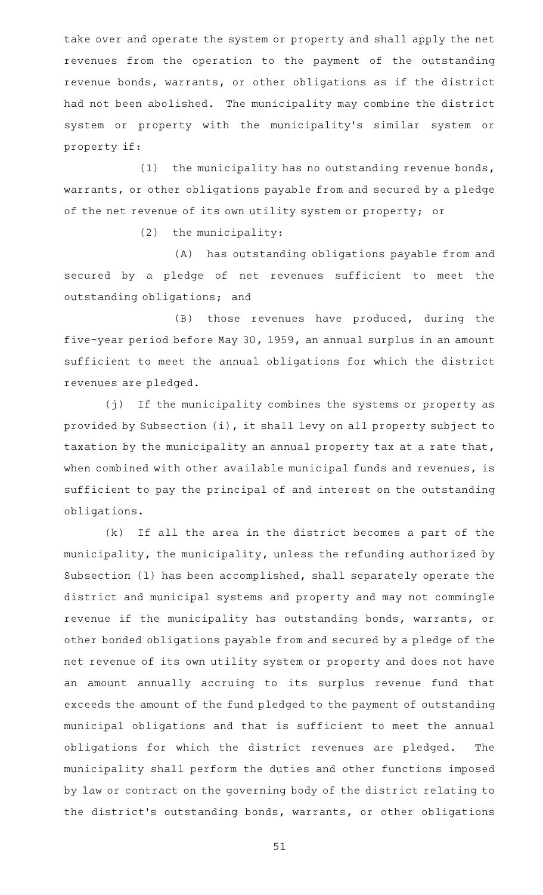take over and operate the system or property and shall apply the net revenues from the operation to the payment of the outstanding revenue bonds, warrants, or other obligations as if the district had not been abolished. The municipality may combine the district system or property with the municipality's similar system or property if:

(1) the municipality has no outstanding revenue bonds, warrants, or other obligations payable from and secured by a pledge of the net revenue of its own utility system or property; or

(2) the municipality:

(A) has outstanding obligations payable from and secured by a pledge of net revenues sufficient to meet the outstanding obligations; and

(B) those revenues have produced, during the five-year period before May 30, 1959, an annual surplus in an amount sufficient to meet the annual obligations for which the district revenues are pledged.

(j) If the municipality combines the systems or property as provided by Subsection (i), it shall levy on all property subject to taxation by the municipality an annual property tax at a rate that, when combined with other available municipal funds and revenues, is sufficient to pay the principal of and interest on the outstanding obligations.

(k) If all the area in the district becomes a part of the municipality, the municipality, unless the refunding authorized by Subsection (l) has been accomplished, shall separately operate the district and municipal systems and property and may not commingle revenue if the municipality has outstanding bonds, warrants, or other bonded obligations payable from and secured by a pledge of the net revenue of its own utility system or property and does not have an amount annually accruing to its surplus revenue fund that exceeds the amount of the fund pledged to the payment of outstanding municipal obligations and that is sufficient to meet the annual obligations for which the district revenues are pledged. The municipality shall perform the duties and other functions imposed by law or contract on the governing body of the district relating to the district's outstanding bonds, warrants, or other obligations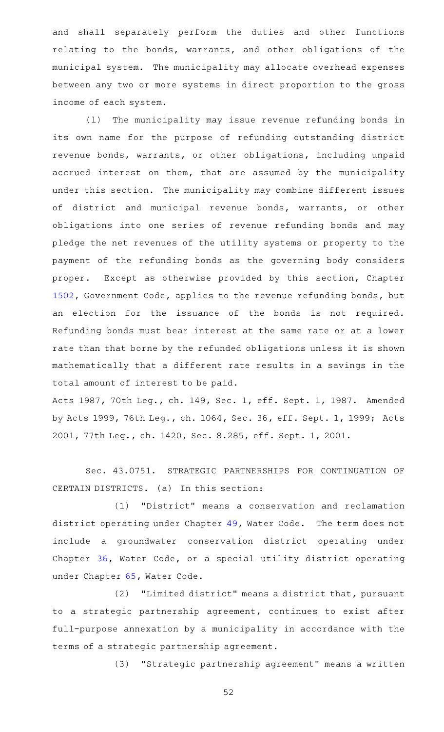and shall separately perform the duties and other functions relating to the bonds, warrants, and other obligations of the municipal system. The municipality may allocate overhead expenses between any two or more systems in direct proportion to the gross income of each system.

(l) The municipality may issue revenue refunding bonds in its own name for the purpose of refunding outstanding district revenue bonds, warrants, or other obligations, including unpaid accrued interest on them, that are assumed by the municipality under this section. The municipality may combine different issues of district and municipal revenue bonds, warrants, or other obligations into one series of revenue refunding bonds and may pledge the net revenues of the utility systems or property to the payment of the refunding bonds as the governing body considers proper. Except as otherwise provided by this section, Chapter 1502, Government Code, applies to the revenue refunding bonds, but an election for the issuance of the bonds is not required. Refunding bonds must bear interest at the same rate or at a lower rate than that borne by the refunded obligations unless it is shown mathematically that a different rate results in a savings in the total amount of interest to be paid.

Acts 1987, 70th Leg., ch. 149, Sec. 1, eff. Sept. 1, 1987. Amended by Acts 1999, 76th Leg., ch. 1064, Sec. 36, eff. Sept. 1, 1999; Acts 2001, 77th Leg., ch. 1420, Sec. 8.285, eff. Sept. 1, 2001.

Sec. 43.0751. STRATEGIC PARTNERSHIPS FOR CONTINUATION OF CERTAIN DISTRICTS. (a) In this section:

(1) "District" means a conservation and reclamation district operating under Chapter 49, Water Code. The term does not include a groundwater conservation district operating under Chapter 36, Water Code, or a special utility district operating under Chapter 65, Water Code.

(2) "Limited district" means a district that, pursuant to a strategic partnership agreement, continues to exist after full-purpose annexation by a municipality in accordance with the terms of a strategic partnership agreement.

(3) "Strategic partnership agreement" means a written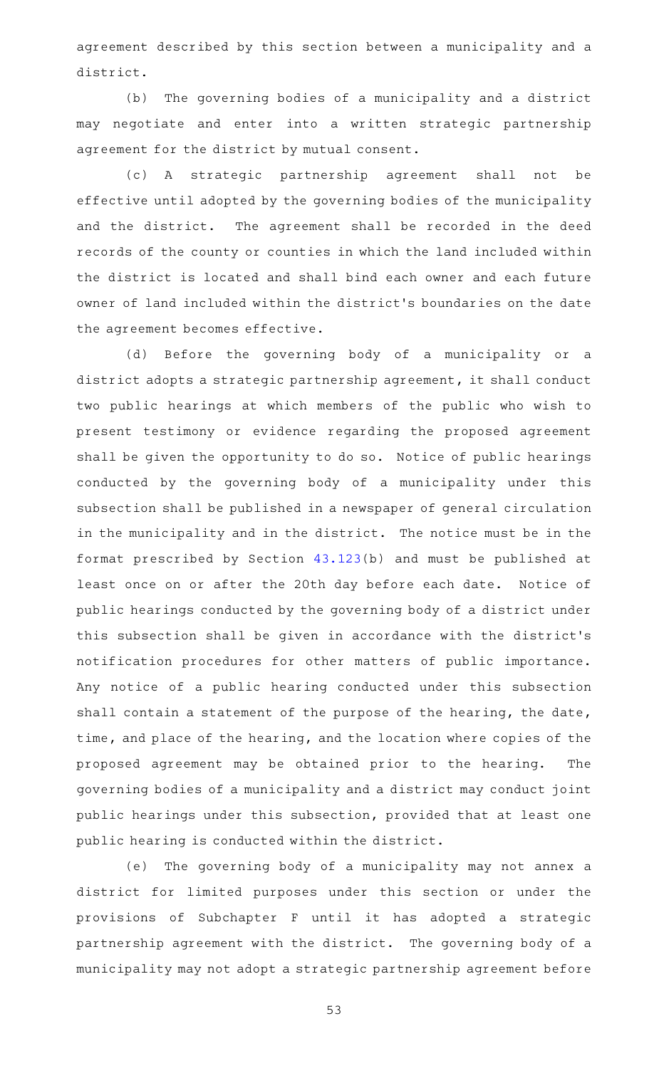agreement described by this section between a municipality and a district.

(b) The governing bodies of a municipality and a district may negotiate and enter into a written strategic partnership agreement for the district by mutual consent.

(c) A strategic partnership agreement shall not be effective until adopted by the governing bodies of the municipality and the district. The agreement shall be recorded in the deed records of the county or counties in which the land included within the district is located and shall bind each owner and each future owner of land included within the district's boundaries on the date the agreement becomes effective.

(d) Before the governing body of a municipality or a district adopts a strategic partnership agreement, it shall conduct two public hearings at which members of the public who wish to present testimony or evidence regarding the proposed agreement shall be given the opportunity to do so. Notice of public hearings conducted by the governing body of a municipality under this subsection shall be published in a newspaper of general circulation in the municipality and in the district. The notice must be in the format prescribed by Section 43.123(b) and must be published at least once on or after the 20th day before each date. Notice of public hearings conducted by the governing body of a district under this subsection shall be given in accordance with the district's notification procedures for other matters of public importance. Any notice of a public hearing conducted under this subsection shall contain a statement of the purpose of the hearing, the date, time, and place of the hearing, and the location where copies of the proposed agreement may be obtained prior to the hearing. The governing bodies of a municipality and a district may conduct joint public hearings under this subsection, provided that at least one public hearing is conducted within the district.

(e) The governing body of a municipality may not annex a district for limited purposes under this section or under the provisions of Subchapter F until it has adopted a strategic partnership agreement with the district. The governing body of a municipality may not adopt a strategic partnership agreement before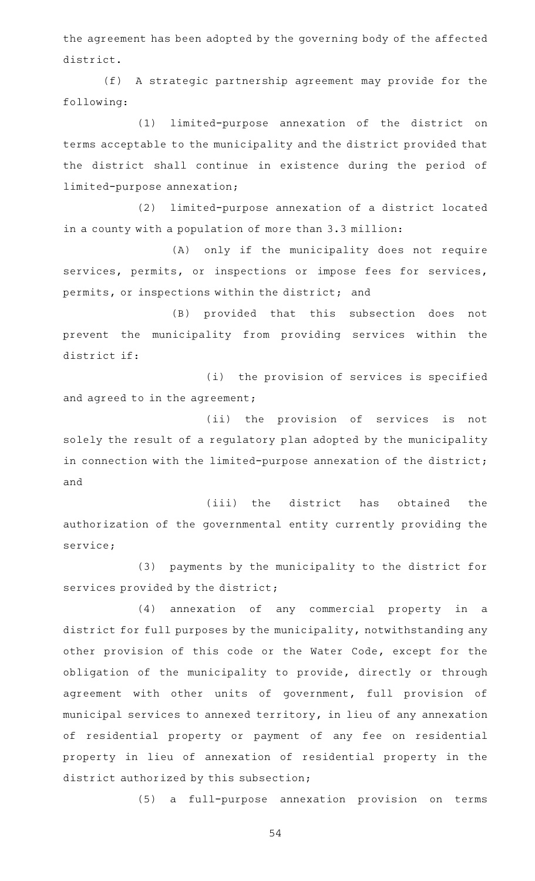the agreement has been adopted by the governing body of the affected district.

(f) A strategic partnership agreement may provide for the following:

(1) limited-purpose annexation of the district on terms acceptable to the municipality and the district provided that the district shall continue in existence during the period of limited-purpose annexation;

(2) limited-purpose annexation of a district located in a county with a population of more than 3.3 million:

(A) only if the municipality does not require services, permits, or inspections or impose fees for services, permits, or inspections within the district; and

(B) provided that this subsection does not prevent the municipality from providing services within the district if:

(i) the provision of services is specified and agreed to in the agreement;

(ii) the provision of services is not solely the result of a regulatory plan adopted by the municipality in connection with the limited-purpose annexation of the district; and

(iii) the district has obtained the authorization of the governmental entity currently providing the service;

(3) payments by the municipality to the district for services provided by the district;

(4) annexation of any commercial property in a district for full purposes by the municipality, notwithstanding any other provision of this code or the Water Code, except for the obligation of the municipality to provide, directly or through agreement with other units of government, full provision of municipal services to annexed territory, in lieu of any annexation of residential property or payment of any fee on residential property in lieu of annexation of residential property in the district authorized by this subsection;

(5) a full-purpose annexation provision on terms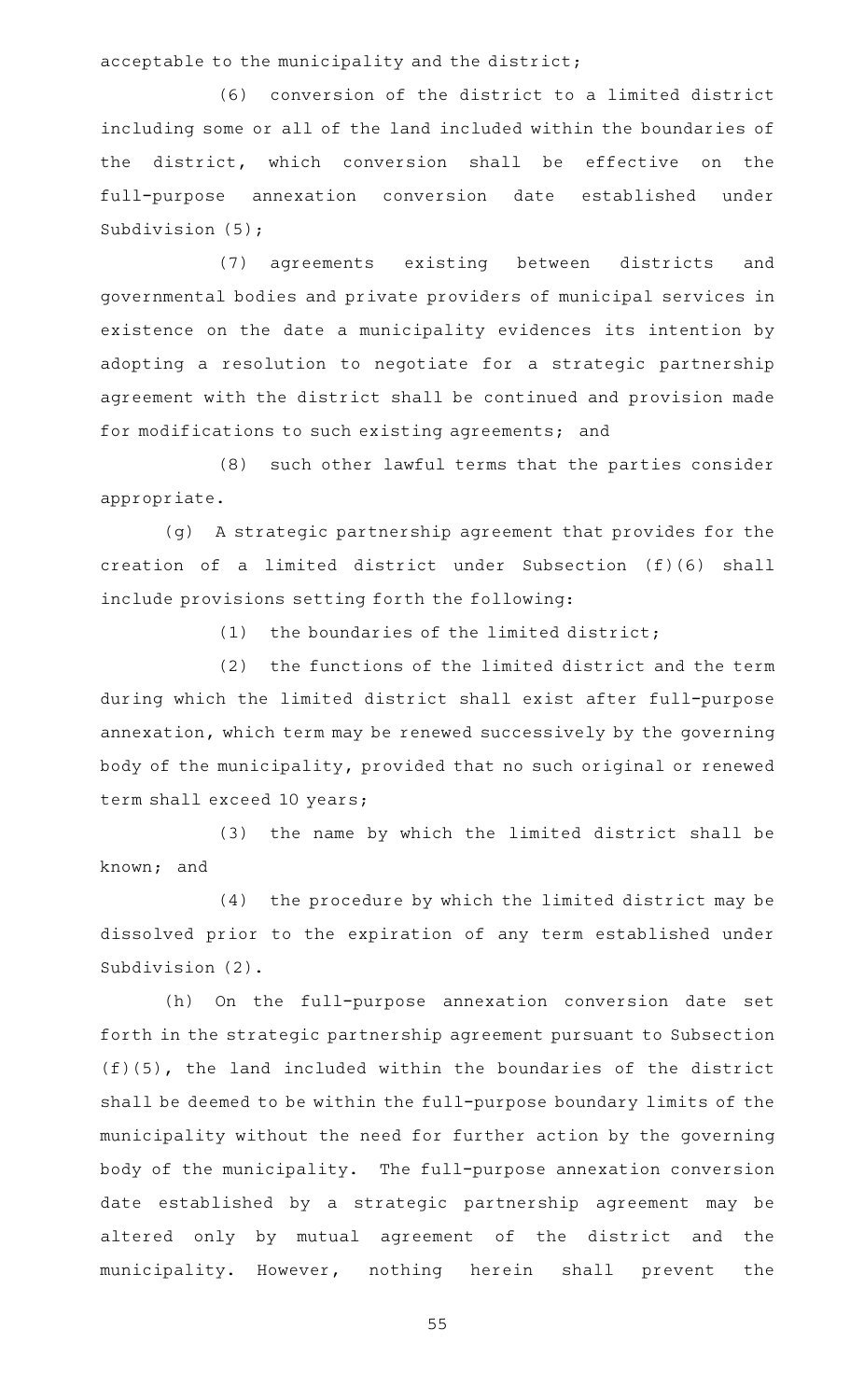acceptable to the municipality and the district;

(6) conversion of the district to a limited district including some or all of the land included within the boundaries of the district, which conversion shall be effective on the full-purpose annexation conversion date established under Subdivision (5);

(7) agreements existing between districts and governmental bodies and private providers of municipal services in existence on the date a municipality evidences its intention by adopting a resolution to negotiate for a strategic partnership agreement with the district shall be continued and provision made for modifications to such existing agreements; and

(8) such other lawful terms that the parties consider appropriate.

(g) A strategic partnership agreement that provides for the creation of a limited district under Subsection (f)(6) shall include provisions setting forth the following:

(1) the boundaries of the limited district;

(2) the functions of the limited district and the term during which the limited district shall exist after full-purpose annexation, which term may be renewed successively by the governing body of the municipality, provided that no such original or renewed term shall exceed 10 years;

(3) the name by which the limited district shall be known; and

(4) the procedure by which the limited district may be dissolved prior to the expiration of any term established under Subdivision (2).

(h) On the full-purpose annexation conversion date set forth in the strategic partnership agreement pursuant to Subsection (f)(5), the land included within the boundaries of the district shall be deemed to be within the full-purpose boundary limits of the municipality without the need for further action by the governing body of the municipality. The full-purpose annexation conversion date established by a strategic partnership agreement may be altered only by mutual agreement of the district and the municipality. However, nothing herein shall prevent the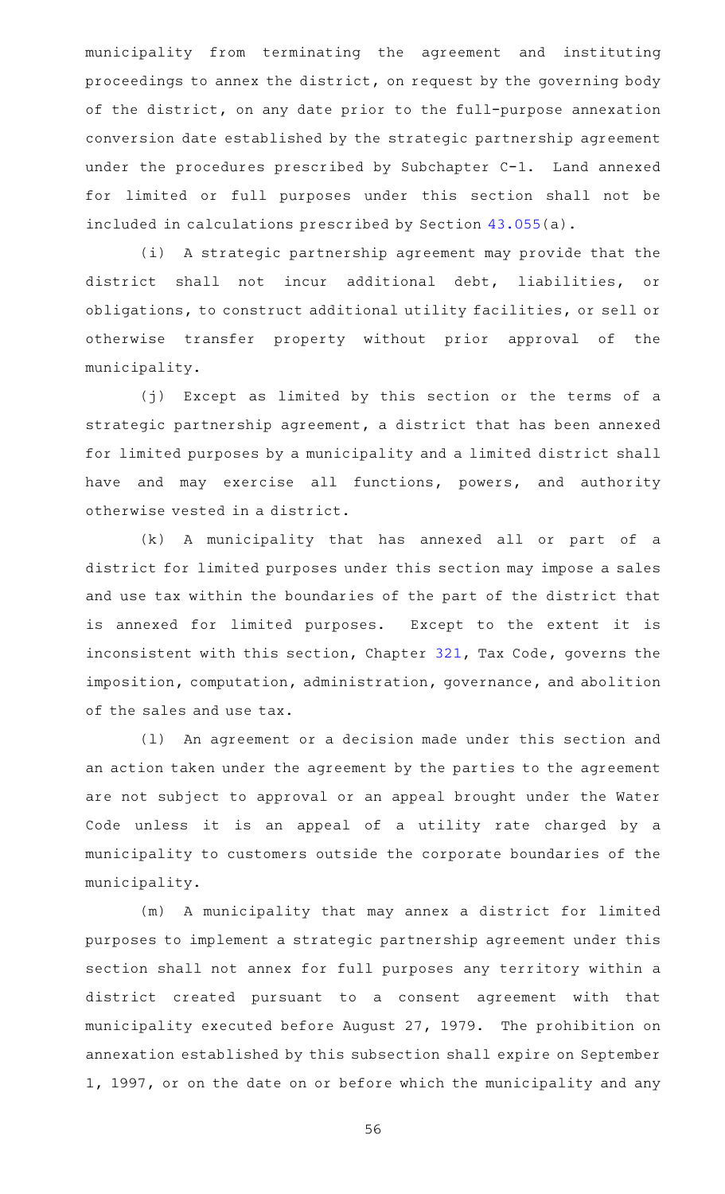municipality from terminating the agreement and instituting proceedings to annex the district, on request by the governing body of the district, on any date prior to the full-purpose annexation conversion date established by the strategic partnership agreement under the procedures prescribed by Subchapter C-1. Land annexed for limited or full purposes under this section shall not be included in calculations prescribed by Section 43.055(a).

(i) A strategic partnership agreement may provide that the district shall not incur additional debt, liabilities, or obligations, to construct additional utility facilities, or sell or otherwise transfer property without prior approval of the municipality.

(j) Except as limited by this section or the terms of a strategic partnership agreement, a district that has been annexed for limited purposes by a municipality and a limited district shall have and may exercise all functions, powers, and authority otherwise vested in a district.

(k) A municipality that has annexed all or part of a district for limited purposes under this section may impose a sales and use tax within the boundaries of the part of the district that is annexed for limited purposes. Except to the extent it is inconsistent with this section, Chapter 321, Tax Code, governs the imposition, computation, administration, governance, and abolition of the sales and use tax.

(l) An agreement or a decision made under this section and an action taken under the agreement by the parties to the agreement are not subject to approval or an appeal brought under the Water Code unless it is an appeal of a utility rate charged by a municipality to customers outside the corporate boundaries of the municipality.

(m) A municipality that may annex a district for limited purposes to implement a strategic partnership agreement under this section shall not annex for full purposes any territory within a district created pursuant to a consent agreement with that municipality executed before August 27, 1979. The prohibition on annexation established by this subsection shall expire on September 1, 1997, or on the date on or before which the municipality and any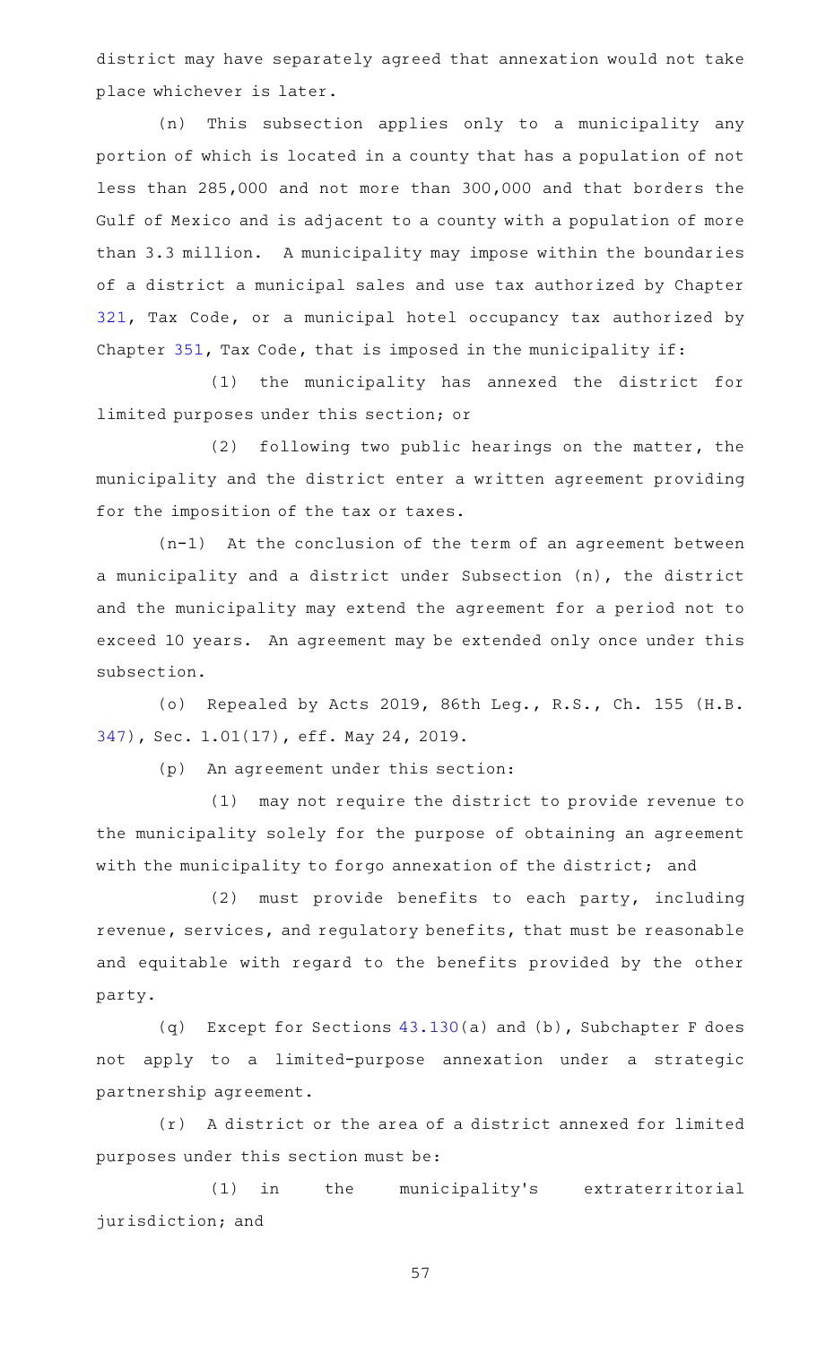district may have separately agreed that annexation would not take place whichever is later.

(n) This subsection applies only to a municipality any portion of which is located in a county that has a population of not less than 285,000 and not more than 300,000 and that borders the Gulf of Mexico and is adjacent to a county with a population of more than 3.3 million. A municipality may impose within the boundaries of a district a municipal sales and use tax authorized by Chapter 321, Tax Code, or a municipal hotel occupancy tax authorized by Chapter 351, Tax Code, that is imposed in the municipality if:

(1) the municipality has annexed the district for limited purposes under this section; or

(2) following two public hearings on the matter, the municipality and the district enter a written agreement providing for the imposition of the tax or taxes.

(n-1) At the conclusion of the term of an agreement between a municipality and a district under Subsection (n), the district and the municipality may extend the agreement for a period not to exceed 10 years. An agreement may be extended only once under this subsection.

(o) Repealed by Acts 2019, 86th Leg., R.S., Ch. 155 (H.B. 347), Sec. 1.01(17), eff. May 24, 2019.

(p) An agreement under this section:

(1) may not require the district to provide revenue to the municipality solely for the purpose of obtaining an agreement with the municipality to forgo annexation of the district; and

(2) must provide benefits to each party, including revenue, services, and regulatory benefits, that must be reasonable and equitable with regard to the benefits provided by the other party.

(q) Except for Sections 43.130(a) and (b), Subchapter F does not apply to a limited-purpose annexation under a strategic partnership agreement.

(r) A district or the area of a district annexed for limited purposes under this section must be:

(1) in the municipality's extraterritorial jurisdiction; and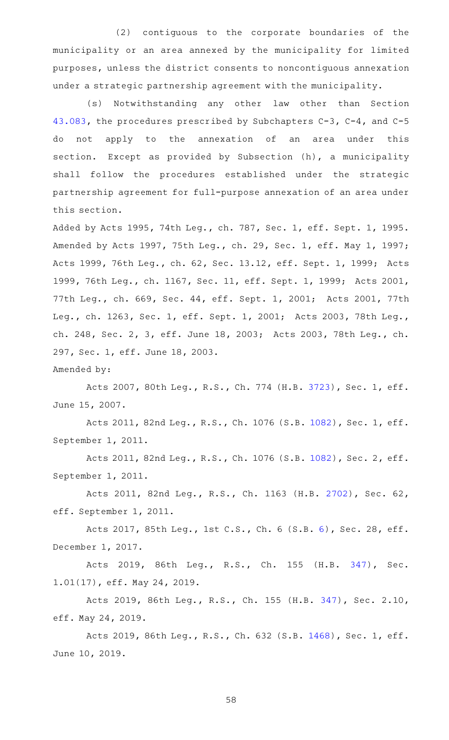(2) contiguous to the corporate boundaries of the municipality or an area annexed by the municipality for limited purposes, unless the district consents to noncontiguous annexation under a strategic partnership agreement with the municipality.

(s) Notwithstanding any other law other than Section 43.083, the procedures prescribed by Subchapters C-3, C-4, and C-5 do not apply to the annexation of an area under this section. Except as provided by Subsection (h), a municipality shall follow the procedures established under the strategic partnership agreement for full-purpose annexation of an area under this section.

Added by Acts 1995, 74th Leg., ch. 787, Sec. 1, eff. Sept. 1, 1995. Amended by Acts 1997, 75th Leg., ch. 29, Sec. 1, eff. May 1, 1997; Acts 1999, 76th Leg., ch. 62, Sec. 13.12, eff. Sept. 1, 1999; Acts 1999, 76th Leg., ch. 1167, Sec. 11, eff. Sept. 1, 1999; Acts 2001, 77th Leg., ch. 669, Sec. 44, eff. Sept. 1, 2001; Acts 2001, 77th Leg., ch. 1263, Sec. 1, eff. Sept. 1, 2001; Acts 2003, 78th Leg., ch. 248, Sec. 2, 3, eff. June 18, 2003; Acts 2003, 78th Leg., ch. 297, Sec. 1, eff. June 18, 2003.

Amended by:

Acts 2007, 80th Leg., R.S., Ch. 774 (H.B. 3723), Sec. 1, eff. June 15, 2007.

Acts 2011, 82nd Leg., R.S., Ch. 1076 (S.B. 1082), Sec. 1, eff. September 1, 2011.

Acts 2011, 82nd Leg., R.S., Ch. 1076 (S.B. 1082), Sec. 2, eff. September 1, 2011.

Acts 2011, 82nd Leg., R.S., Ch. 1163 (H.B. 2702), Sec. 62, eff. September 1, 2011.

Acts 2017, 85th Leg., 1st C.S., Ch. 6 (S.B. 6), Sec. 28, eff. December 1, 2017.

Acts 2019, 86th Leg., R.S., Ch. 155 (H.B. 347), Sec. 1.01(17), eff. May 24, 2019.

Acts 2019, 86th Leg., R.S., Ch. 155 (H.B. 347), Sec. 2.10, eff. May 24, 2019.

Acts 2019, 86th Leg., R.S., Ch. 632 (S.B. 1468), Sec. 1, eff. June 10, 2019.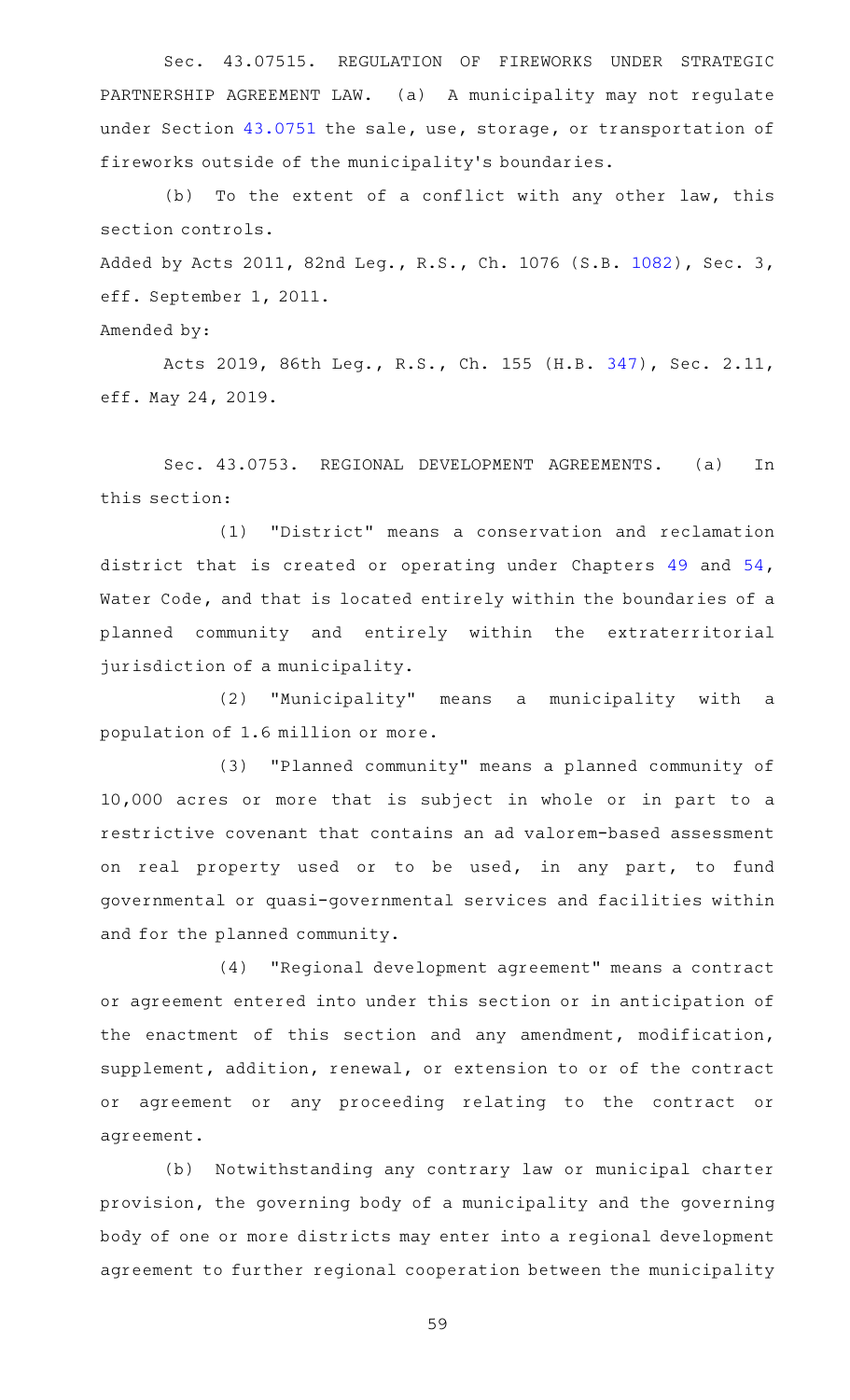Sec. 43.07515. REGULATION OF FIREWORKS UNDER STRATEGIC PARTNERSHIP AGREEMENT LAW. (a) A municipality may not regulate under Section 43.0751 the sale, use, storage, or transportation of fireworks outside of the municipality's boundaries.

(b) To the extent of a conflict with any other law, this section controls.

Added by Acts 2011, 82nd Leg., R.S., Ch. 1076 (S.B. 1082), Sec. 3, eff. September 1, 2011.

Amended by:

Acts 2019, 86th Leg., R.S., Ch. 155 (H.B. 347), Sec. 2.11, eff. May 24, 2019.

Sec. 43.0753. REGIONAL DEVELOPMENT AGREEMENTS. (a) In this section:

(1) "District" means a conservation and reclamation district that is created or operating under Chapters 49 and 54, Water Code, and that is located entirely within the boundaries of a planned community and entirely within the extraterritorial jurisdiction of a municipality.

(2) "Municipality" means a municipality with a population of 1.6 million or more.

(3) "Planned community" means a planned community of 10,000 acres or more that is subject in whole or in part to a restrictive covenant that contains an ad valorem-based assessment on real property used or to be used, in any part, to fund governmental or quasi-governmental services and facilities within and for the planned community.

(4) "Regional development agreement" means a contract or agreement entered into under this section or in anticipation of the enactment of this section and any amendment, modification, supplement, addition, renewal, or extension to or of the contract or agreement or any proceeding relating to the contract or agreement.

(b) Notwithstanding any contrary law or municipal charter provision, the governing body of a municipality and the governing body of one or more districts may enter into a regional development agreement to further regional cooperation between the municipality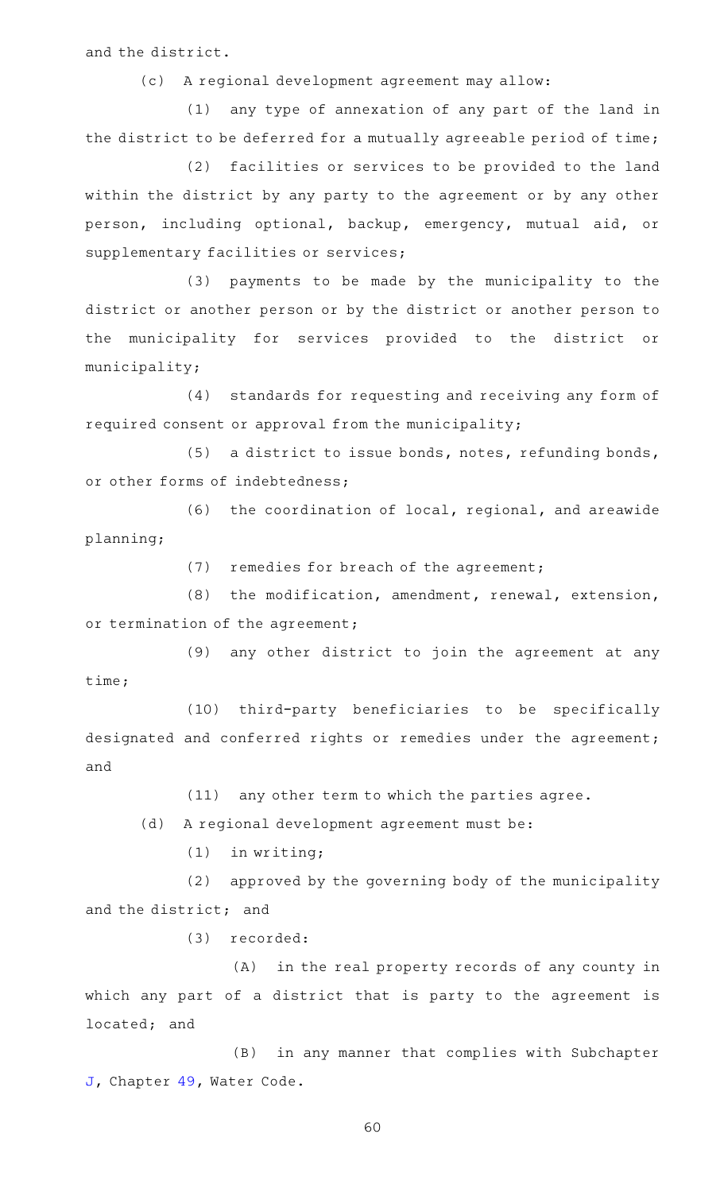and the district.

(c) A regional development agreement may allow:

(1) any type of annexation of any part of the land in the district to be deferred for a mutually agreeable period of time;

(2) facilities or services to be provided to the land within the district by any party to the agreement or by any other person, including optional, backup, emergency, mutual aid, or supplementary facilities or services;

(3) payments to be made by the municipality to the district or another person or by the district or another person to the municipality for services provided to the district or municipality;

(4) standards for requesting and receiving any form of required consent or approval from the municipality;

(5) a district to issue bonds, notes, refunding bonds, or other forms of indebtedness;

(6) the coordination of local, regional, and areawide planning;

(7) remedies for breach of the agreement;

(8) the modification, amendment, renewal, extension, or termination of the agreement;

(9) any other district to join the agreement at any time;

(10) third-party beneficiaries to be specifically designated and conferred rights or remedies under the agreement; and

(11) any other term to which the parties agree.

(d) A regional development agreement must be:

(1) in writing;

(2) approved by the governing body of the municipality and the district; and

(3) recorded:

(A) in the real property records of any county in which any part of a district that is party to the agreement is located; and

(B) in any manner that complies with Subchapter J, Chapter 49, Water Code.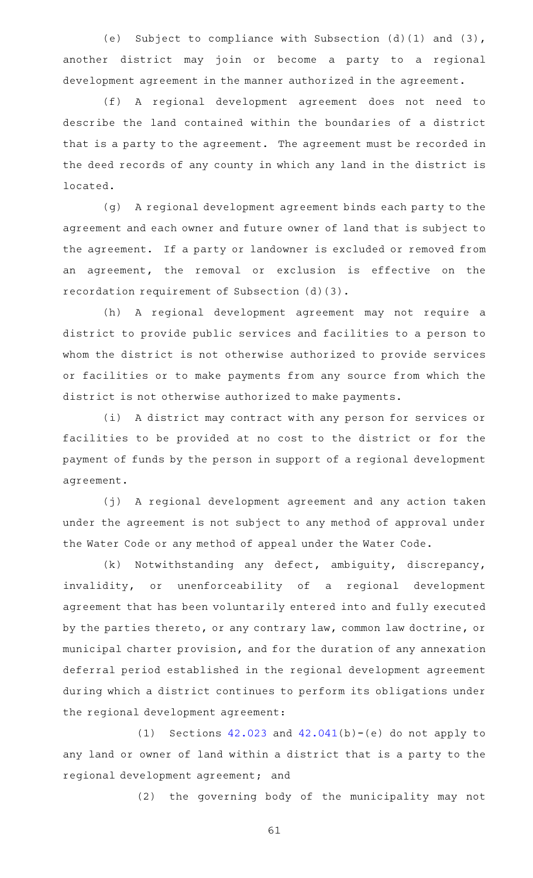(e) Subject to compliance with Subsection (d)(1) and (3), another district may join or become a party to a regional development agreement in the manner authorized in the agreement.

(f) A regional development agreement does not need to describe the land contained within the boundaries of a district that is a party to the agreement. The agreement must be recorded in the deed records of any county in which any land in the district is located.

(g) A regional development agreement binds each party to the agreement and each owner and future owner of land that is subject to the agreement. If a party or landowner is excluded or removed from an agreement, the removal or exclusion is effective on the recordation requirement of Subsection (d)(3).

(h) A regional development agreement may not require a district to provide public services and facilities to a person to whom the district is not otherwise authorized to provide services or facilities or to make payments from any source from which the district is not otherwise authorized to make payments.

(i) A district may contract with any person for services or facilities to be provided at no cost to the district or for the payment of funds by the person in support of a regional development agreement.

(j) A regional development agreement and any action taken under the agreement is not subject to any method of approval under the Water Code or any method of appeal under the Water Code.

(k) Notwithstanding any defect, ambiguity, discrepancy, invalidity, or unenforceability of a regional development agreement that has been voluntarily entered into and fully executed by the parties thereto, or any contrary law, common law doctrine, or municipal charter provision, and for the duration of any annexation deferral period established in the regional development agreement during which a district continues to perform its obligations under the regional development agreement:

(1) Sections 42.023 and 42.041(b)-(e) do not apply to any land or owner of land within a district that is a party to the regional development agreement; and

(2) the governing body of the municipality may not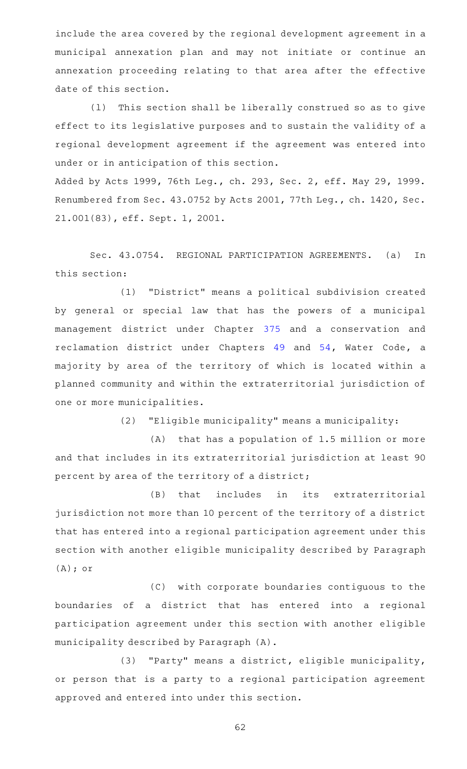include the area covered by the regional development agreement in a municipal annexation plan and may not initiate or continue an annexation proceeding relating to that area after the effective date of this section.

(l) This section shall be liberally construed so as to give effect to its legislative purposes and to sustain the validity of a regional development agreement if the agreement was entered into under or in anticipation of this section.

Added by Acts 1999, 76th Leg., ch. 293, Sec. 2, eff. May 29, 1999. Renumbered from Sec. 43.0752 by Acts 2001, 77th Leg., ch. 1420, Sec. 21.001(83), eff. Sept. 1, 2001.

Sec. 43.0754. REGIONAL PARTICIPATION AGREEMENTS. (a) In this section:

(1) "District" means a political subdivision created by general or special law that has the powers of a municipal management district under Chapter 375 and a conservation and reclamation district under Chapters 49 and 54, Water Code, a majority by area of the territory of which is located within a planned community and within the extraterritorial jurisdiction of one or more municipalities.

(2) "Eligible municipality" means a municipality:

(A) that has a population of 1.5 million or more and that includes in its extraterritorial jurisdiction at least 90 percent by area of the territory of a district;

(B) that includes in its extraterritorial jurisdiction not more than 10 percent of the territory of a district that has entered into a regional participation agreement under this section with another eligible municipality described by Paragraph (A); or

(C) with corporate boundaries contiguous to the boundaries of a district that has entered into a regional participation agreement under this section with another eligible municipality described by Paragraph (A).

(3) "Party" means a district, eligible municipality, or person that is a party to a regional participation agreement approved and entered into under this section.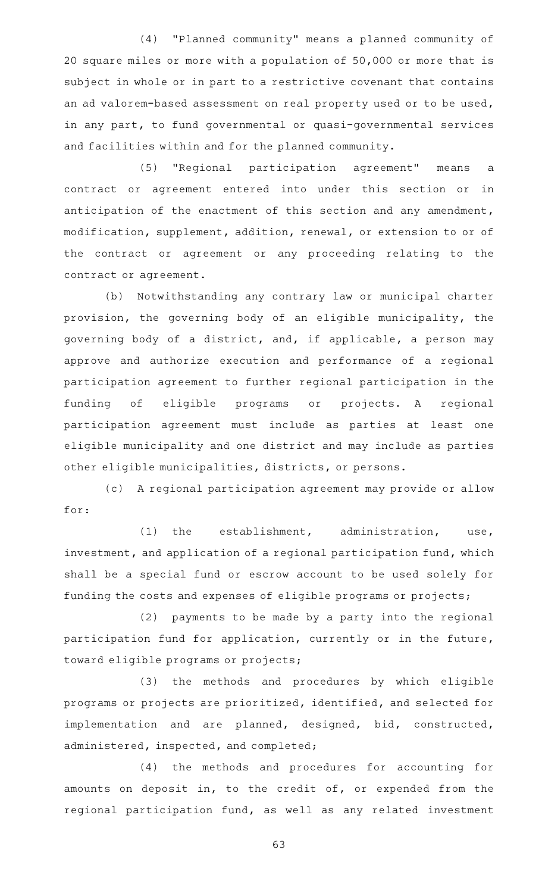(4) "Planned community" means a planned community of 20 square miles or more with a population of 50,000 or more that is subject in whole or in part to a restrictive covenant that contains an ad valorem-based assessment on real property used or to be used, in any part, to fund governmental or quasi-governmental services and facilities within and for the planned community.

(5) "Regional participation agreement" means a contract or agreement entered into under this section or in anticipation of the enactment of this section and any amendment, modification, supplement, addition, renewal, or extension to or of the contract or agreement or any proceeding relating to the contract or agreement.

(b) Notwithstanding any contrary law or municipal charter provision, the governing body of an eligible municipality, the governing body of a district, and, if applicable, a person may approve and authorize execution and performance of a regional participation agreement to further regional participation in the funding of eligible programs or projects. A regional participation agreement must include as parties at least one eligible municipality and one district and may include as parties other eligible municipalities, districts, or persons.

(c) A regional participation agreement may provide or allow for:

(1) the establishment, administration, use, investment, and application of a regional participation fund, which shall be a special fund or escrow account to be used solely for funding the costs and expenses of eligible programs or projects;

(2) payments to be made by a party into the regional participation fund for application, currently or in the future, toward eligible programs or projects;

(3) the methods and procedures by which eligible programs or projects are prioritized, identified, and selected for implementation and are planned, designed, bid, constructed, administered, inspected, and completed;

(4) the methods and procedures for accounting for amounts on deposit in, to the credit of, or expended from the regional participation fund, as well as any related investment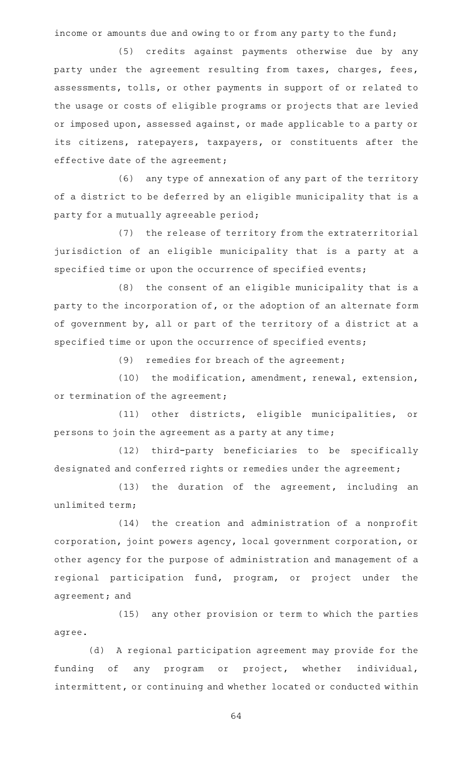income or amounts due and owing to or from any party to the fund;

(5) credits against payments otherwise due by any party under the agreement resulting from taxes, charges, fees, assessments, tolls, or other payments in support of or related to the usage or costs of eligible programs or projects that are levied or imposed upon, assessed against, or made applicable to a party or its citizens, ratepayers, taxpayers, or constituents after the effective date of the agreement;

(6) any type of annexation of any part of the territory of a district to be deferred by an eligible municipality that is a party for a mutually agreeable period;

(7) the release of territory from the extraterritorial jurisdiction of an eligible municipality that is a party at a specified time or upon the occurrence of specified events;

(8) the consent of an eligible municipality that is a party to the incorporation of, or the adoption of an alternate form of government by, all or part of the territory of a district at a specified time or upon the occurrence of specified events;

(9) remedies for breach of the agreement;

(10) the modification, amendment, renewal, extension, or termination of the agreement;

(11) other districts, eligible municipalities, or persons to join the agreement as a party at any time;

(12) third-party beneficiaries to be specifically designated and conferred rights or remedies under the agreement;

(13) the duration of the agreement, including an unlimited term;

(14) the creation and administration of a nonprofit corporation, joint powers agency, local government corporation, or other agency for the purpose of administration and management of a regional participation fund, program, or project under the agreement; and

(15) any other provision or term to which the parties agree.

(d) A regional participation agreement may provide for the funding of any program or project, whether individual, intermittent, or continuing and whether located or conducted within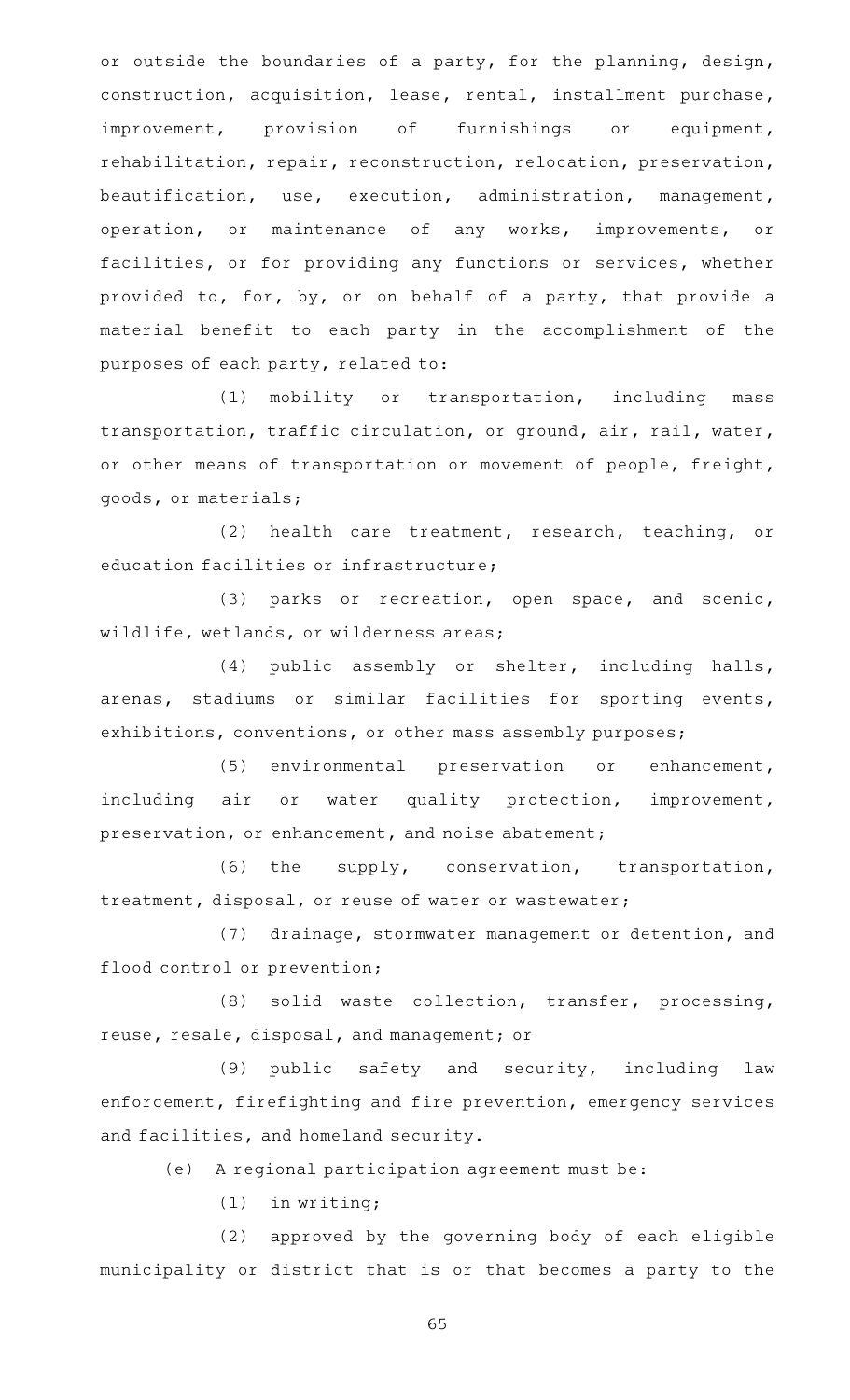or outside the boundaries of a party, for the planning, design, construction, acquisition, lease, rental, installment purchase, improvement, provision of furnishings or equipment, rehabilitation, repair, reconstruction, relocation, preservation, beautification, use, execution, administration, management, operation, or maintenance of any works, improvements, or facilities, or for providing any functions or services, whether provided to, for, by, or on behalf of a party, that provide a material benefit to each party in the accomplishment of the purposes of each party, related to:

(1) mobility or transportation, including mass transportation, traffic circulation, or ground, air, rail, water, or other means of transportation or movement of people, freight, goods, or materials;

(2) health care treatment, research, teaching, or education facilities or infrastructure;

(3) parks or recreation, open space, and scenic, wildlife, wetlands, or wilderness areas;

(4) public assembly or shelter, including halls, arenas, stadiums or similar facilities for sporting events, exhibitions, conventions, or other mass assembly purposes;

(5) environmental preservation or enhancement, including air or water quality protection, improvement, preservation, or enhancement, and noise abatement;

(6) the supply, conservation, transportation, treatment, disposal, or reuse of water or wastewater;

(7) drainage, stormwater management or detention, and flood control or prevention;

(8) solid waste collection, transfer, processing, reuse, resale, disposal, and management; or

(9) public safety and security, including law enforcement, firefighting and fire prevention, emergency services and facilities, and homeland security.

(e) A regional participation agreement must be:

(1) in writing;

(2) approved by the governing body of each eligible municipality or district that is or that becomes a party to the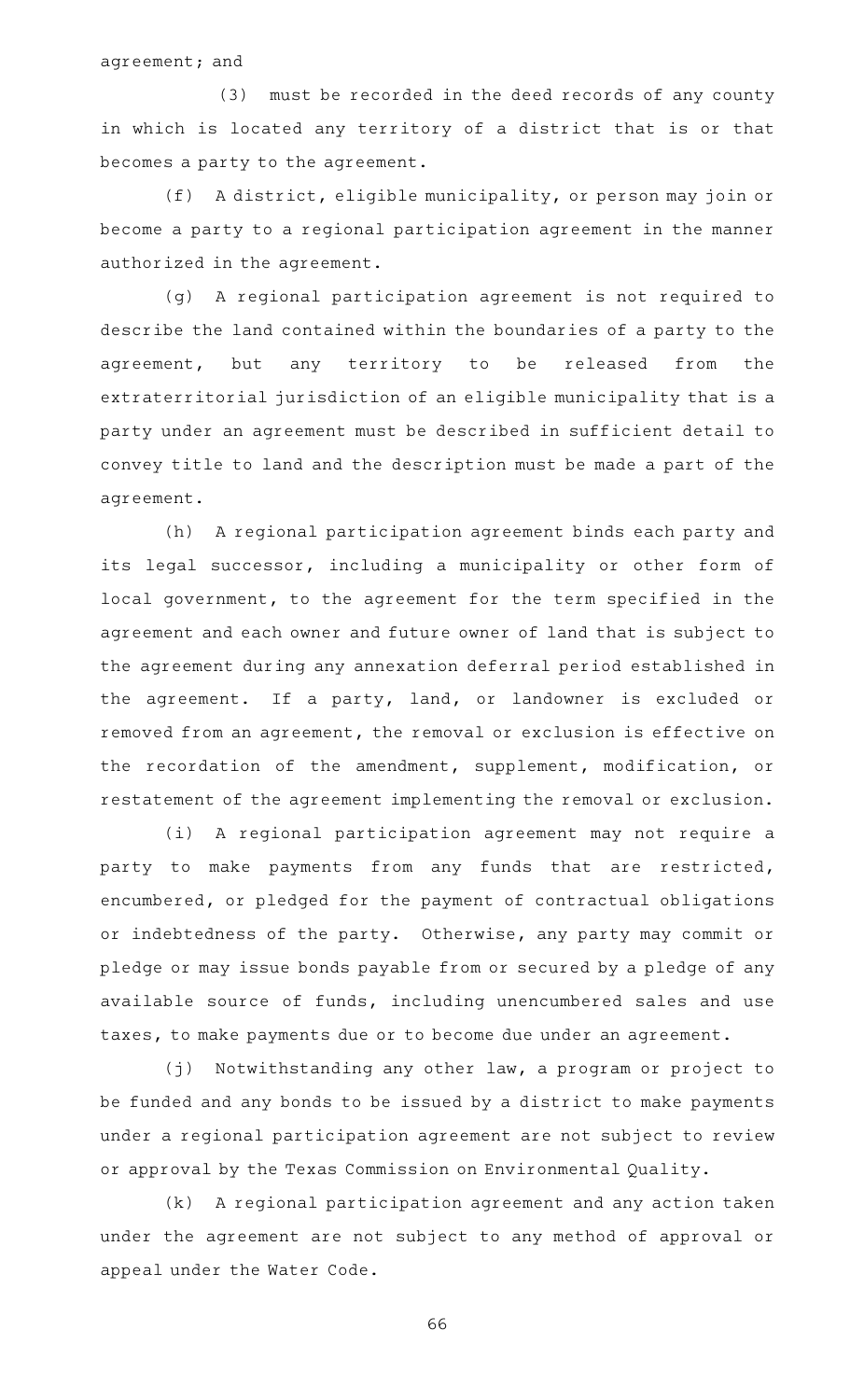agreement; and

(3) must be recorded in the deed records of any county in which is located any territory of a district that is or that becomes a party to the agreement.

(f) A district, eligible municipality, or person may join or become a party to a regional participation agreement in the manner authorized in the agreement.

(g) A regional participation agreement is not required to describe the land contained within the boundaries of a party to the agreement, but any territory to be released from the extraterritorial jurisdiction of an eligible municipality that is a party under an agreement must be described in sufficient detail to convey title to land and the description must be made a part of the agreement.

(h) A regional participation agreement binds each party and its legal successor, including a municipality or other form of local government, to the agreement for the term specified in the agreement and each owner and future owner of land that is subject to the agreement during any annexation deferral period established in the agreement. If a party, land, or landowner is excluded or removed from an agreement, the removal or exclusion is effective on the recordation of the amendment, supplement, modification, or restatement of the agreement implementing the removal or exclusion.

(i) A regional participation agreement may not require a party to make payments from any funds that are restricted, encumbered, or pledged for the payment of contractual obligations or indebtedness of the party. Otherwise, any party may commit or pledge or may issue bonds payable from or secured by a pledge of any available source of funds, including unencumbered sales and use taxes, to make payments due or to become due under an agreement.

(j) Notwithstanding any other law, a program or project to be funded and any bonds to be issued by a district to make payments under a regional participation agreement are not subject to review or approval by the Texas Commission on Environmental Quality.

(k) A regional participation agreement and any action taken under the agreement are not subject to any method of approval or appeal under the Water Code.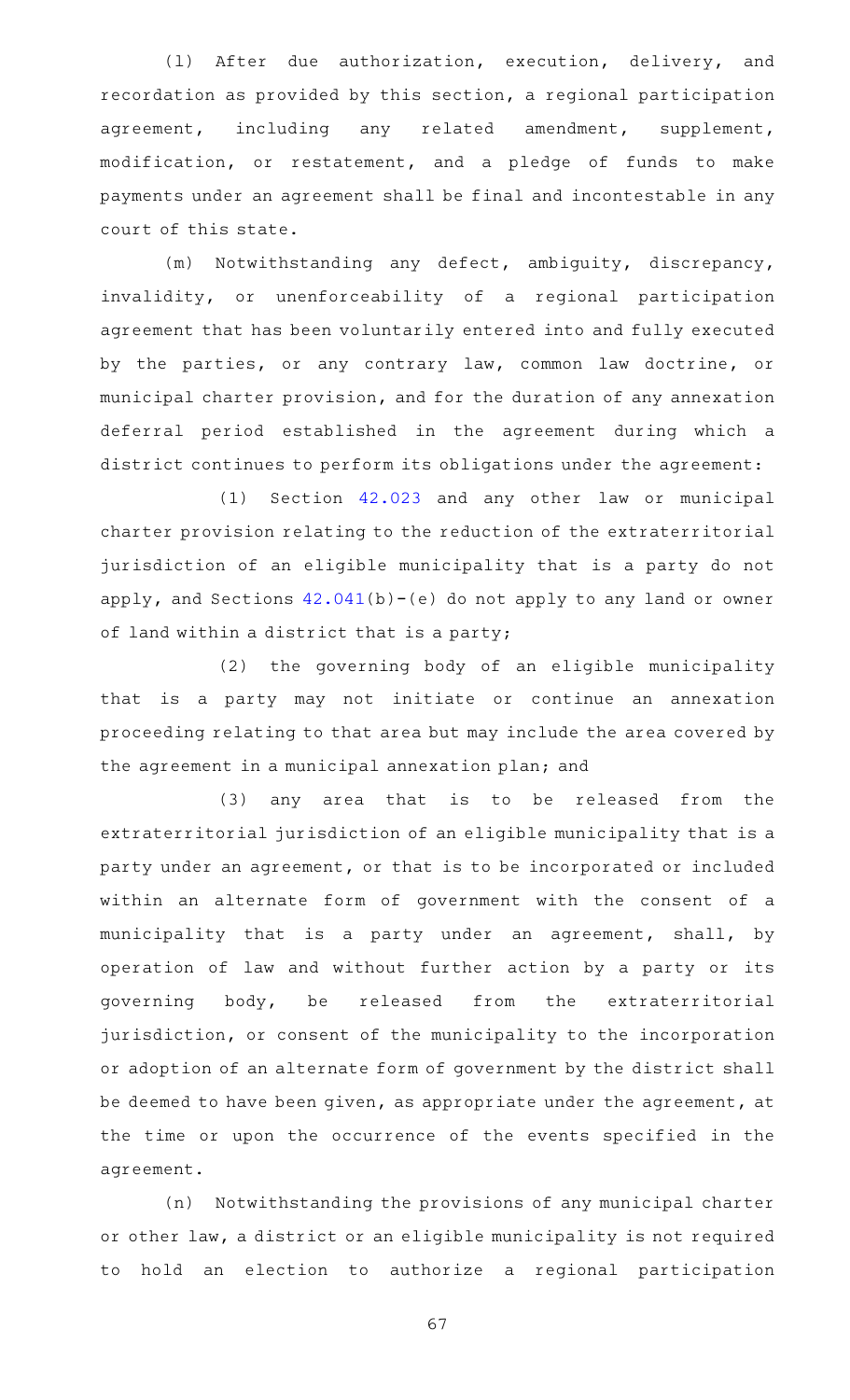(l) After due authorization, execution, delivery, and recordation as provided by this section, a regional participation agreement, including any related amendment, supplement, modification, or restatement, and a pledge of funds to make payments under an agreement shall be final and incontestable in any court of this state.

(m) Notwithstanding any defect, ambiguity, discrepancy, invalidity, or unenforceability of a regional participation agreement that has been voluntarily entered into and fully executed by the parties, or any contrary law, common law doctrine, or municipal charter provision, and for the duration of any annexation deferral period established in the agreement during which a district continues to perform its obligations under the agreement:

(1) Section 42.023 and any other law or municipal charter provision relating to the reduction of the extraterritorial jurisdiction of an eligible municipality that is a party do not apply, and Sections 42.041(b)-(e) do not apply to any land or owner of land within a district that is a party;

(2) the governing body of an eligible municipality that is a party may not initiate or continue an annexation proceeding relating to that area but may include the area covered by the agreement in a municipal annexation plan; and

(3) any area that is to be released from the extraterritorial jurisdiction of an eligible municipality that is a party under an agreement, or that is to be incorporated or included within an alternate form of government with the consent of a municipality that is a party under an agreement, shall, by operation of law and without further action by a party or its governing body, be released from the extraterritorial jurisdiction, or consent of the municipality to the incorporation or adoption of an alternate form of government by the district shall be deemed to have been given, as appropriate under the agreement, at the time or upon the occurrence of the events specified in the agreement.

(n) Notwithstanding the provisions of any municipal charter or other law, a district or an eligible municipality is not required to hold an election to authorize a regional participation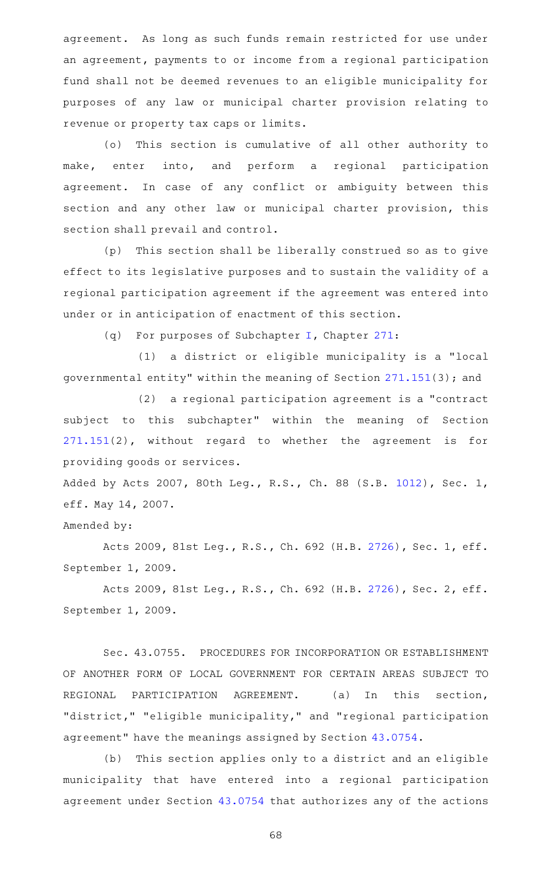agreement. As long as such funds remain restricted for use under an agreement, payments to or income from a regional participation fund shall not be deemed revenues to an eligible municipality for purposes of any law or municipal charter provision relating to revenue or property tax caps or limits.

(o) This section is cumulative of all other authority to make, enter into, and perform a regional participation agreement. In case of any conflict or ambiguity between this section and any other law or municipal charter provision, this section shall prevail and control.

(p) This section shall be liberally construed so as to give effect to its legislative purposes and to sustain the validity of a regional participation agreement if the agreement was entered into under or in anticipation of enactment of this section.

(q) For purposes of Subchapter I, Chapter 271:

(1) a district or eligible municipality is a "local governmental entity" within the meaning of Section 271.151(3); and

(2) a regional participation agreement is a "contract subject to this subchapter" within the meaning of Section 271.151(2), without regard to whether the agreement is for providing goods or services.

Added by Acts 2007, 80th Leg., R.S., Ch. 88 (S.B. 1012), Sec. 1, eff. May 14, 2007.

Amended by:

Acts 2009, 81st Leg., R.S., Ch. 692 (H.B. 2726), Sec. 1, eff. September 1, 2009.

Acts 2009, 81st Leg., R.S., Ch. 692 (H.B. 2726), Sec. 2, eff. September 1, 2009.

Sec. 43.0755. PROCEDURES FOR INCORPORATION OR ESTABLISHMENT OF ANOTHER FORM OF LOCAL GOVERNMENT FOR CERTAIN AREAS SUBJECT TO REGIONAL PARTICIPATION AGREEMENT. (a) In this section, "district," "eligible municipality," and "regional participation agreement" have the meanings assigned by Section 43.0754.

(b) This section applies only to a district and an eligible municipality that have entered into a regional participation agreement under Section 43.0754 that authorizes any of the actions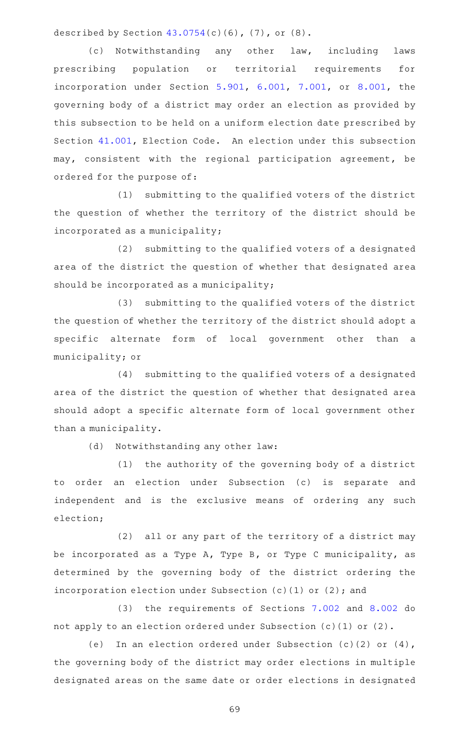described by Section 43.0754(c)(6), (7), or (8).

(c) Notwithstanding any other law, including laws prescribing population or territorial requirements for incorporation under Section 5.901, 6.001, 7.001, or 8.001, the governing body of a district may order an election as provided by this subsection to be held on a uniform election date prescribed by Section 41.001, Election Code. An election under this subsection may, consistent with the regional participation agreement, be ordered for the purpose of:

(1) submitting to the qualified voters of the district the question of whether the territory of the district should be incorporated as a municipality;

(2) submitting to the qualified voters of a designated area of the district the question of whether that designated area should be incorporated as a municipality;

(3) submitting to the qualified voters of the district the question of whether the territory of the district should adopt a specific alternate form of local government other than a municipality; or

(4) submitting to the qualified voters of a designated area of the district the question of whether that designated area should adopt a specific alternate form of local government other than a municipality.

(d) Notwithstanding any other law:

(1) the authority of the governing body of a district to order an election under Subsection (c) is separate and independent and is the exclusive means of ordering any such election;

(2) all or any part of the territory of a district may be incorporated as a Type A, Type B, or Type C municipality, as determined by the governing body of the district ordering the incorporation election under Subsection (c)(1) or (2); and

(3) the requirements of Sections 7.002 and 8.002 do not apply to an election ordered under Subsection (c)(1) or (2).

(e) In an election ordered under Subsection (c)(2) or (4), the governing body of the district may order elections in multiple designated areas on the same date or order elections in designated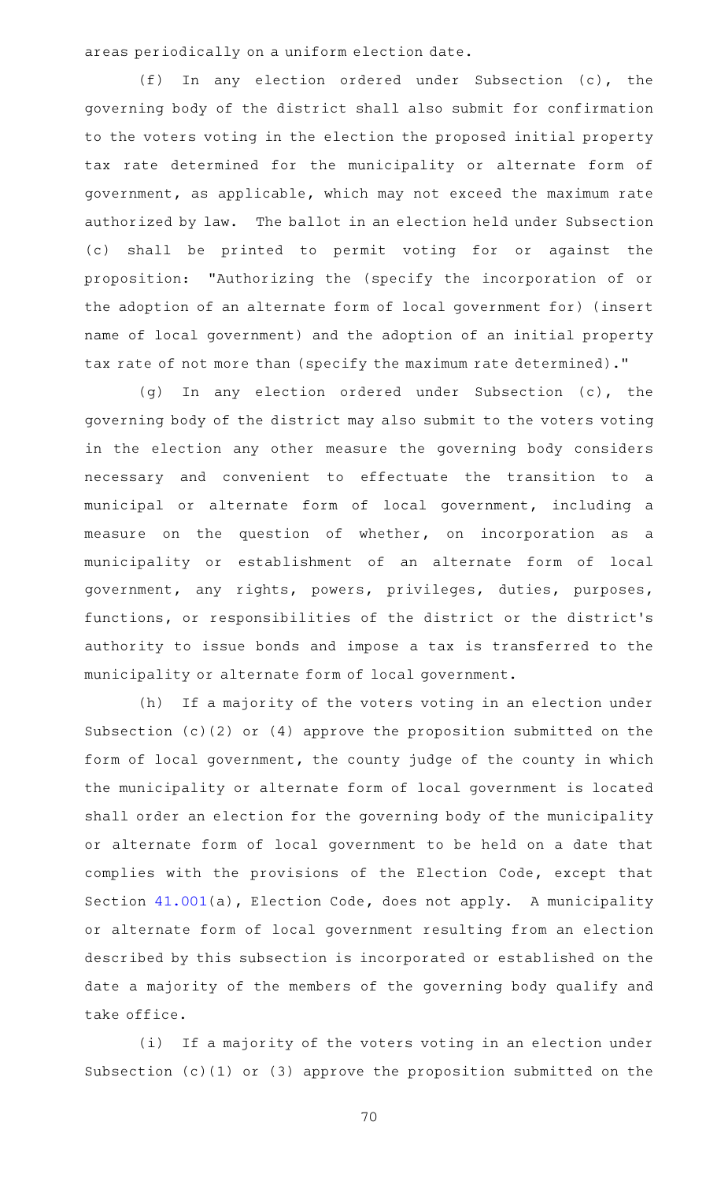areas periodically on a uniform election date.

(f) In any election ordered under Subsection (c), the governing body of the district shall also submit for confirmation to the voters voting in the election the proposed initial property tax rate determined for the municipality or alternate form of government, as applicable, which may not exceed the maximum rate authorized by law. The ballot in an election held under Subsection (c) shall be printed to permit voting for or against the proposition: "Authorizing the (specify the incorporation of or the adoption of an alternate form of local government for) (insert name of local government) and the adoption of an initial property tax rate of not more than (specify the maximum rate determined)."

(g) In any election ordered under Subsection (c), the governing body of the district may also submit to the voters voting in the election any other measure the governing body considers necessary and convenient to effectuate the transition to a municipal or alternate form of local government, including a measure on the question of whether, on incorporation as a municipality or establishment of an alternate form of local government, any rights, powers, privileges, duties, purposes, functions, or responsibilities of the district or the district's authority to issue bonds and impose a tax is transferred to the municipality or alternate form of local government.

(h) If a majority of the voters voting in an election under Subsection (c)(2) or (4) approve the proposition submitted on the form of local government, the county judge of the county in which the municipality or alternate form of local government is located shall order an election for the governing body of the municipality or alternate form of local government to be held on a date that complies with the provisions of the Election Code, except that Section 41.001(a), Election Code, does not apply. A municipality or alternate form of local government resulting from an election described by this subsection is incorporated or established on the date a majority of the members of the governing body qualify and take office.

(i) If a majority of the voters voting in an election under Subsection (c)(1) or (3) approve the proposition submitted on the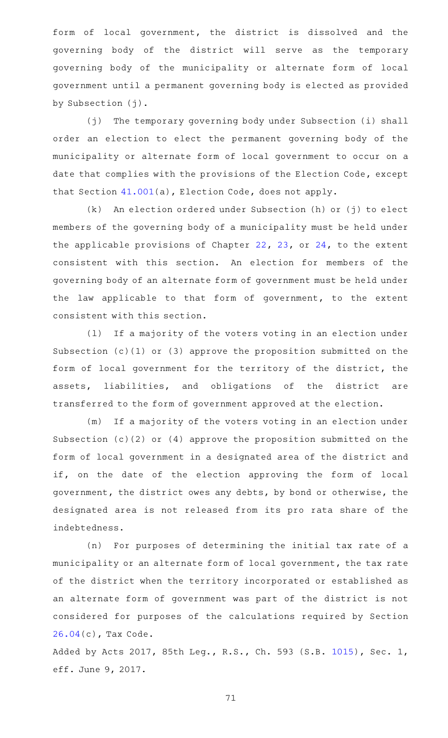form of local government, the district is dissolved and the governing body of the district will serve as the temporary governing body of the municipality or alternate form of local government until a permanent governing body is elected as provided by Subsection (j).

(j) The temporary governing body under Subsection (i) shall order an election to elect the permanent governing body of the municipality or alternate form of local government to occur on a date that complies with the provisions of the Election Code, except that Section 41.001(a), Election Code, does not apply.

(k) An election ordered under Subsection (h) or (j) to elect members of the governing body of a municipality must be held under the applicable provisions of Chapter 22, 23, or 24, to the extent consistent with this section. An election for members of the governing body of an alternate form of government must be held under the law applicable to that form of government, to the extent consistent with this section.

(l) If a majority of the voters voting in an election under Subsection (c)(1) or (3) approve the proposition submitted on the form of local government for the territory of the district, the assets, liabilities, and obligations of the district are transferred to the form of government approved at the election.

(m) If a majority of the voters voting in an election under Subsection (c)(2) or (4) approve the proposition submitted on the form of local government in a designated area of the district and if, on the date of the election approving the form of local government, the district owes any debts, by bond or otherwise, the designated area is not released from its pro rata share of the indebtedness.

(n) For purposes of determining the initial tax rate of a municipality or an alternate form of local government, the tax rate of the district when the territory incorporated or established as an alternate form of government was part of the district is not considered for purposes of the calculations required by Section 26.04(c), Tax Code.

Added by Acts 2017, 85th Leg., R.S., Ch. 593 (S.B. 1015), Sec. 1, eff. June 9, 2017.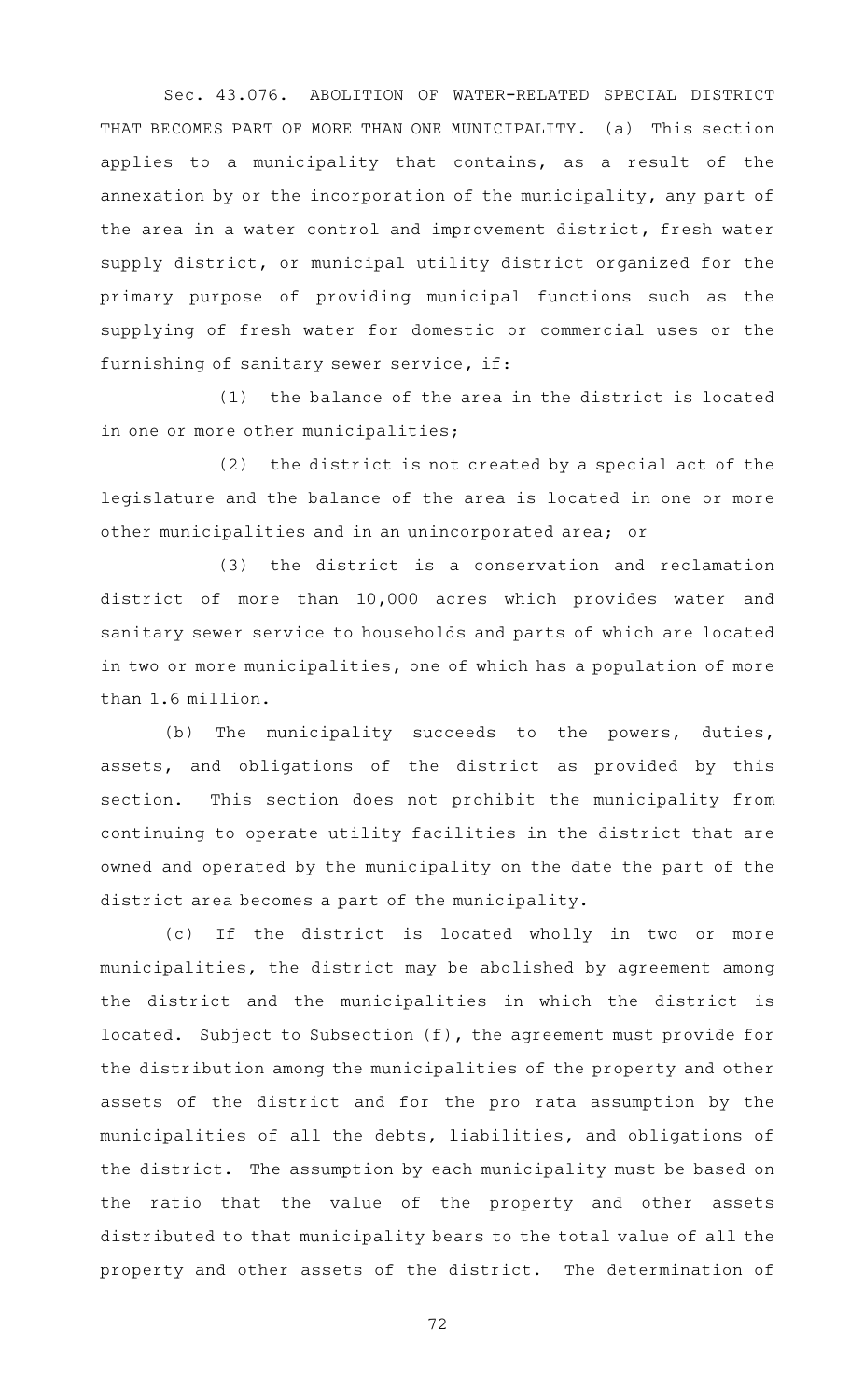Sec. 43.076. ABOLITION OF WATER-RELATED SPECIAL DISTRICT THAT BECOMES PART OF MORE THAN ONE MUNICIPALITY. (a) This section applies to a municipality that contains, as a result of the annexation by or the incorporation of the municipality, any part of the area in a water control and improvement district, fresh water supply district, or municipal utility district organized for the primary purpose of providing municipal functions such as the supplying of fresh water for domestic or commercial uses or the furnishing of sanitary sewer service, if:

(1) the balance of the area in the district is located in one or more other municipalities;

(2) the district is not created by a special act of the legislature and the balance of the area is located in one or more other municipalities and in an unincorporated area; or

(3) the district is a conservation and reclamation district of more than 10,000 acres which provides water and sanitary sewer service to households and parts of which are located in two or more municipalities, one of which has a population of more than 1.6 million.

(b) The municipality succeeds to the powers, duties, assets, and obligations of the district as provided by this section. This section does not prohibit the municipality from continuing to operate utility facilities in the district that are owned and operated by the municipality on the date the part of the district area becomes a part of the municipality.

(c) If the district is located wholly in two or more municipalities, the district may be abolished by agreement among the district and the municipalities in which the district is located. Subject to Subsection (f), the agreement must provide for the distribution among the municipalities of the property and other assets of the district and for the pro rata assumption by the municipalities of all the debts, liabilities, and obligations of the district. The assumption by each municipality must be based on the ratio that the value of the property and other assets distributed to that municipality bears to the total value of all the property and other assets of the district. The determination of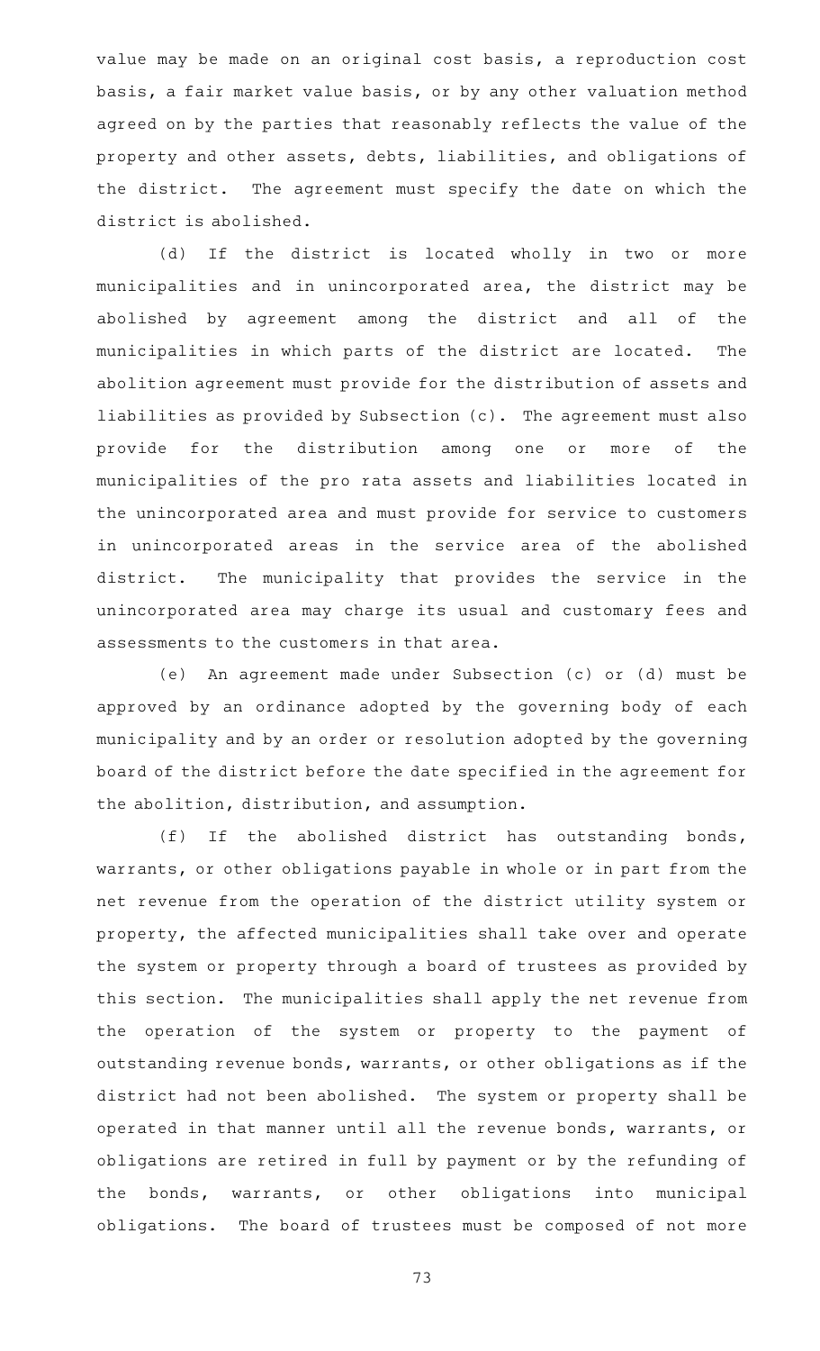value may be made on an original cost basis, a reproduction cost basis, a fair market value basis, or by any other valuation method agreed on by the parties that reasonably reflects the value of the property and other assets, debts, liabilities, and obligations of the district. The agreement must specify the date on which the district is abolished.

(d) If the district is located wholly in two or more municipalities and in unincorporated area, the district may be abolished by agreement among the district and all of the municipalities in which parts of the district are located. The abolition agreement must provide for the distribution of assets and liabilities as provided by Subsection (c). The agreement must also provide for the distribution among one or more of the municipalities of the pro rata assets and liabilities located in the unincorporated area and must provide for service to customers in unincorporated areas in the service area of the abolished district. The municipality that provides the service in the unincorporated area may charge its usual and customary fees and assessments to the customers in that area.

(e) An agreement made under Subsection (c) or (d) must be approved by an ordinance adopted by the governing body of each municipality and by an order or resolution adopted by the governing board of the district before the date specified in the agreement for the abolition, distribution, and assumption.

(f) If the abolished district has outstanding bonds, warrants, or other obligations payable in whole or in part from the net revenue from the operation of the district utility system or property, the affected municipalities shall take over and operate the system or property through a board of trustees as provided by this section. The municipalities shall apply the net revenue from the operation of the system or property to the payment of outstanding revenue bonds, warrants, or other obligations as if the district had not been abolished. The system or property shall be operated in that manner until all the revenue bonds, warrants, or obligations are retired in full by payment or by the refunding of the bonds, warrants, or other obligations into municipal obligations. The board of trustees must be composed of not more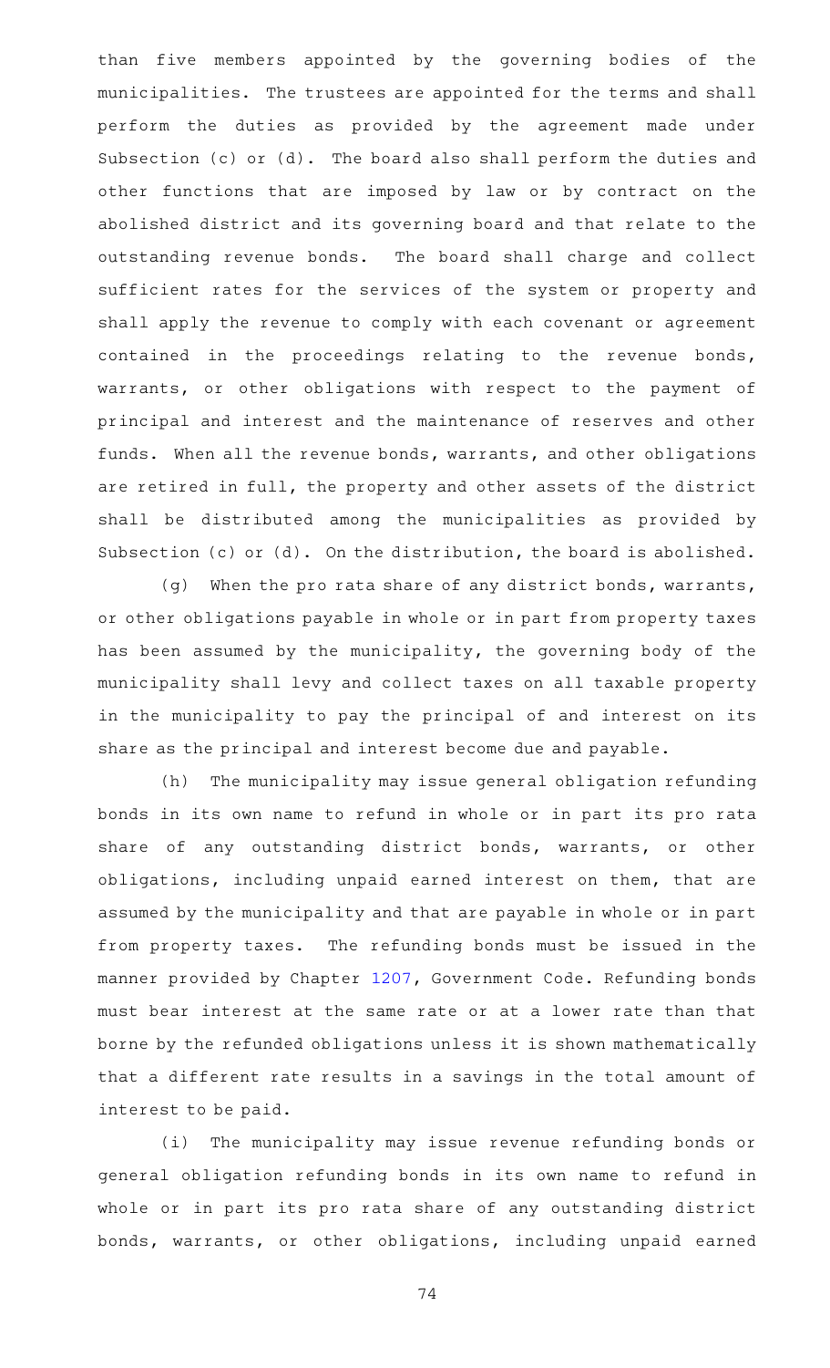than five members appointed by the governing bodies of the municipalities. The trustees are appointed for the terms and shall perform the duties as provided by the agreement made under Subsection (c) or (d). The board also shall perform the duties and other functions that are imposed by law or by contract on the abolished district and its governing board and that relate to the outstanding revenue bonds. The board shall charge and collect sufficient rates for the services of the system or property and shall apply the revenue to comply with each covenant or agreement contained in the proceedings relating to the revenue bonds, warrants, or other obligations with respect to the payment of principal and interest and the maintenance of reserves and other funds. When all the revenue bonds, warrants, and other obligations are retired in full, the property and other assets of the district shall be distributed among the municipalities as provided by Subsection (c) or (d). On the distribution, the board is abolished.

(g) When the pro rata share of any district bonds, warrants, or other obligations payable in whole or in part from property taxes has been assumed by the municipality, the governing body of the municipality shall levy and collect taxes on all taxable property in the municipality to pay the principal of and interest on its share as the principal and interest become due and payable.

(h) The municipality may issue general obligation refunding bonds in its own name to refund in whole or in part its pro rata share of any outstanding district bonds, warrants, or other obligations, including unpaid earned interest on them, that are assumed by the municipality and that are payable in whole or in part from property taxes. The refunding bonds must be issued in the manner provided by Chapter 1207, Government Code. Refunding bonds must bear interest at the same rate or at a lower rate than that borne by the refunded obligations unless it is shown mathematically that a different rate results in a savings in the total amount of interest to be paid.

(i) The municipality may issue revenue refunding bonds or general obligation refunding bonds in its own name to refund in whole or in part its pro rata share of any outstanding district bonds, warrants, or other obligations, including unpaid earned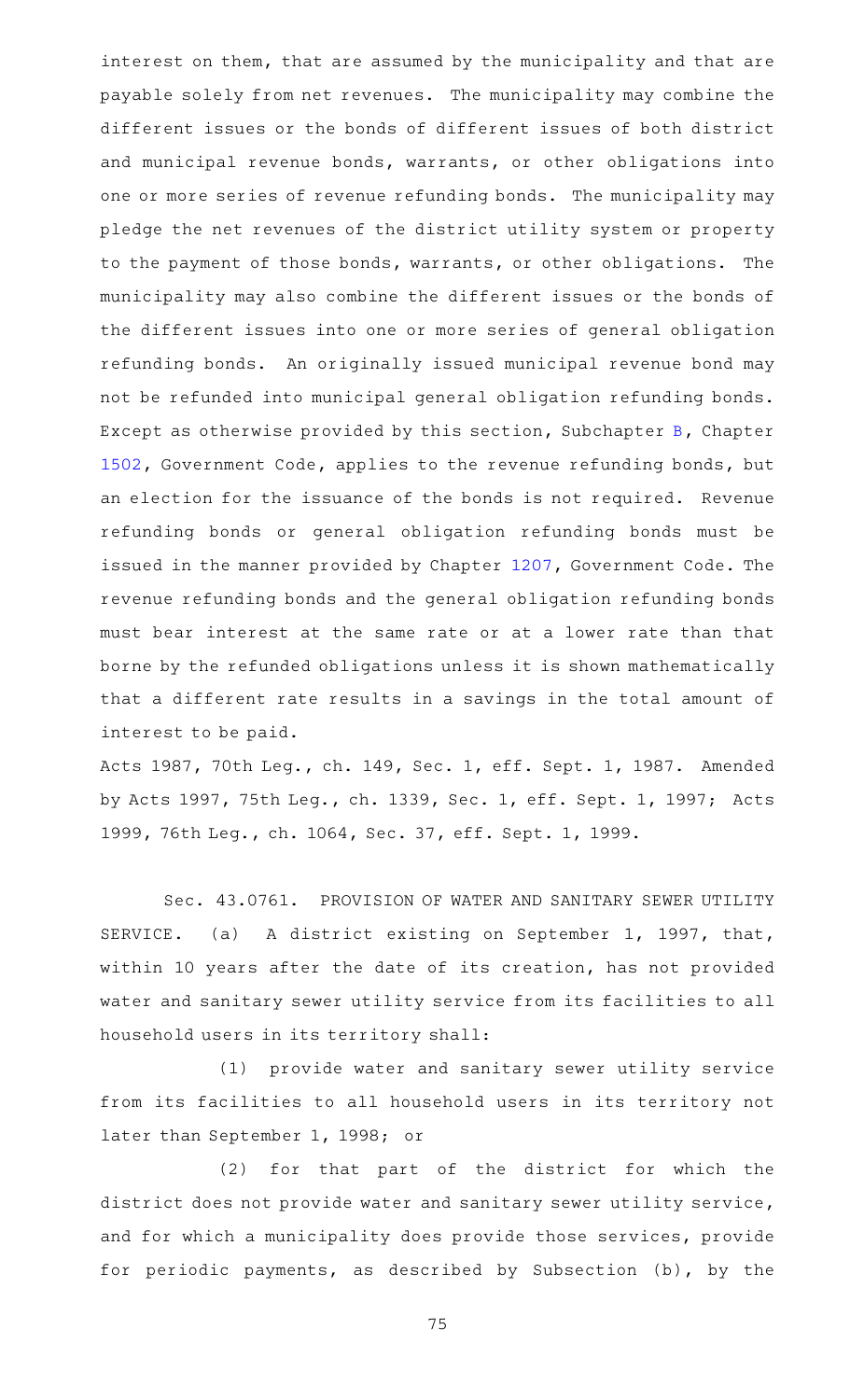interest on them, that are assumed by the municipality and that are payable solely from net revenues. The municipality may combine the different issues or the bonds of different issues of both district and municipal revenue bonds, warrants, or other obligations into one or more series of revenue refunding bonds. The municipality may pledge the net revenues of the district utility system or property to the payment of those bonds, warrants, or other obligations. The municipality may also combine the different issues or the bonds of the different issues into one or more series of general obligation refunding bonds. An originally issued municipal revenue bond may not be refunded into municipal general obligation refunding bonds. Except as otherwise provided by this section, Subchapter B, Chapter 1502, Government Code, applies to the revenue refunding bonds, but an election for the issuance of the bonds is not required. Revenue refunding bonds or general obligation refunding bonds must be issued in the manner provided by Chapter 1207, Government Code. The revenue refunding bonds and the general obligation refunding bonds must bear interest at the same rate or at a lower rate than that borne by the refunded obligations unless it is shown mathematically that a different rate results in a savings in the total amount of interest to be paid.

Acts 1987, 70th Leg., ch. 149, Sec. 1, eff. Sept. 1, 1987. Amended by Acts 1997, 75th Leg., ch. 1339, Sec. 1, eff. Sept. 1, 1997; Acts 1999, 76th Leg., ch. 1064, Sec. 37, eff. Sept. 1, 1999.

Sec. 43.0761. PROVISION OF WATER AND SANITARY SEWER UTILITY SERVICE. (a) A district existing on September 1, 1997, that, within 10 years after the date of its creation, has not provided water and sanitary sewer utility service from its facilities to all household users in its territory shall:

(1) provide water and sanitary sewer utility service from its facilities to all household users in its territory not later than September 1, 1998; or

(2) for that part of the district for which the district does not provide water and sanitary sewer utility service, and for which a municipality does provide those services, provide for periodic payments, as described by Subsection (b), by the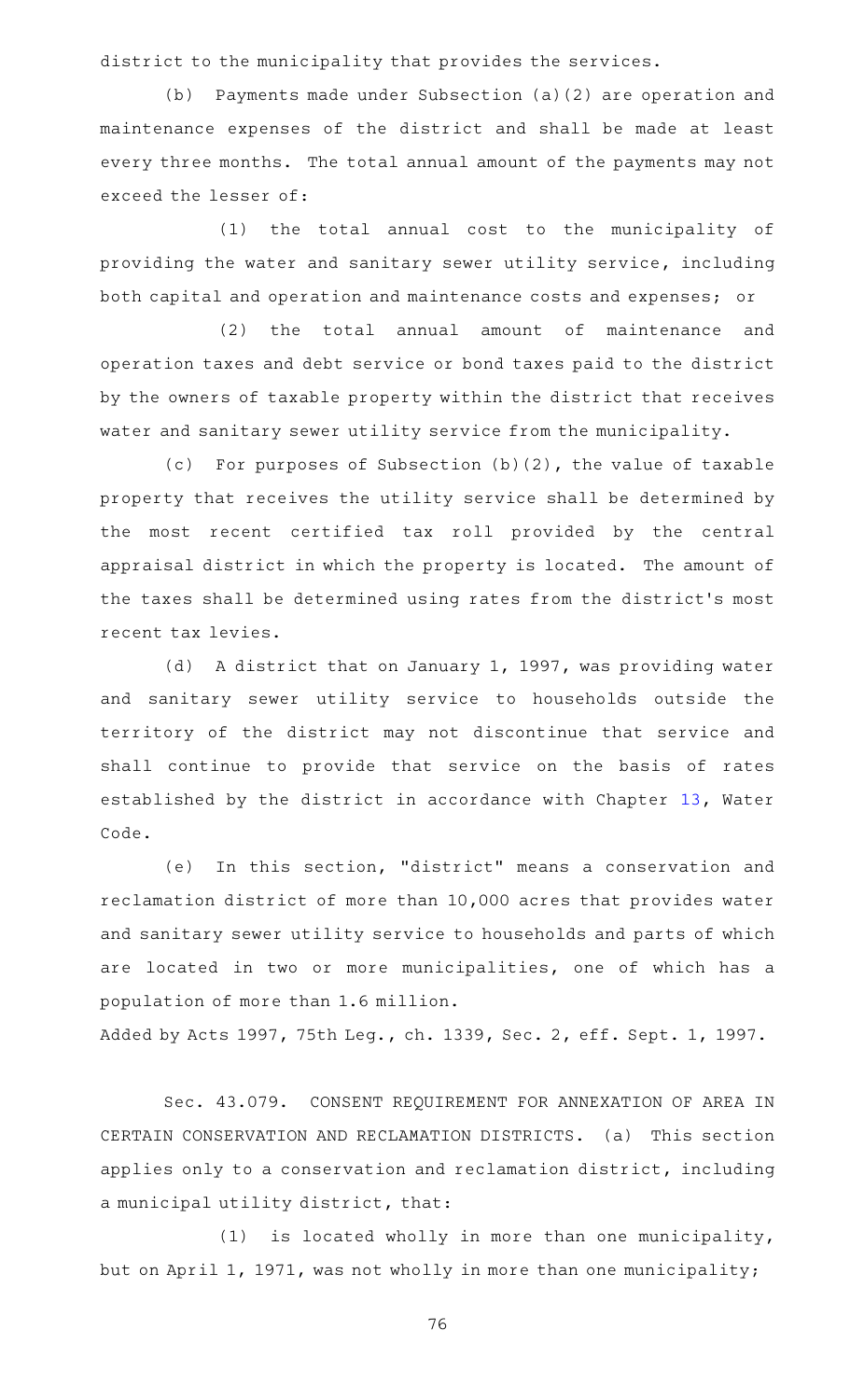district to the municipality that provides the services.

(b) Payments made under Subsection (a)(2) are operation and maintenance expenses of the district and shall be made at least every three months. The total annual amount of the payments may not exceed the lesser of:

(1) the total annual cost to the municipality of providing the water and sanitary sewer utility service, including both capital and operation and maintenance costs and expenses; or

(2) the total annual amount of maintenance and operation taxes and debt service or bond taxes paid to the district by the owners of taxable property within the district that receives water and sanitary sewer utility service from the municipality.

(c) For purposes of Subsection (b)(2), the value of taxable property that receives the utility service shall be determined by the most recent certified tax roll provided by the central appraisal district in which the property is located. The amount of the taxes shall be determined using rates from the district's most recent tax levies.

(d) A district that on January 1, 1997, was providing water and sanitary sewer utility service to households outside the territory of the district may not discontinue that service and shall continue to provide that service on the basis of rates established by the district in accordance with Chapter 13, Water Code.

(e) In this section, "district" means a conservation and reclamation district of more than 10,000 acres that provides water and sanitary sewer utility service to households and parts of which are located in two or more municipalities, one of which has a population of more than 1.6 million.

Added by Acts 1997, 75th Leg., ch. 1339, Sec. 2, eff. Sept. 1, 1997.

Sec. 43.079. CONSENT REQUIREMENT FOR ANNEXATION OF AREA IN CERTAIN CONSERVATION AND RECLAMATION DISTRICTS. (a) This section applies only to a conservation and reclamation district, including a municipal utility district, that:

(1) is located wholly in more than one municipality, but on April 1, 1971, was not wholly in more than one municipality;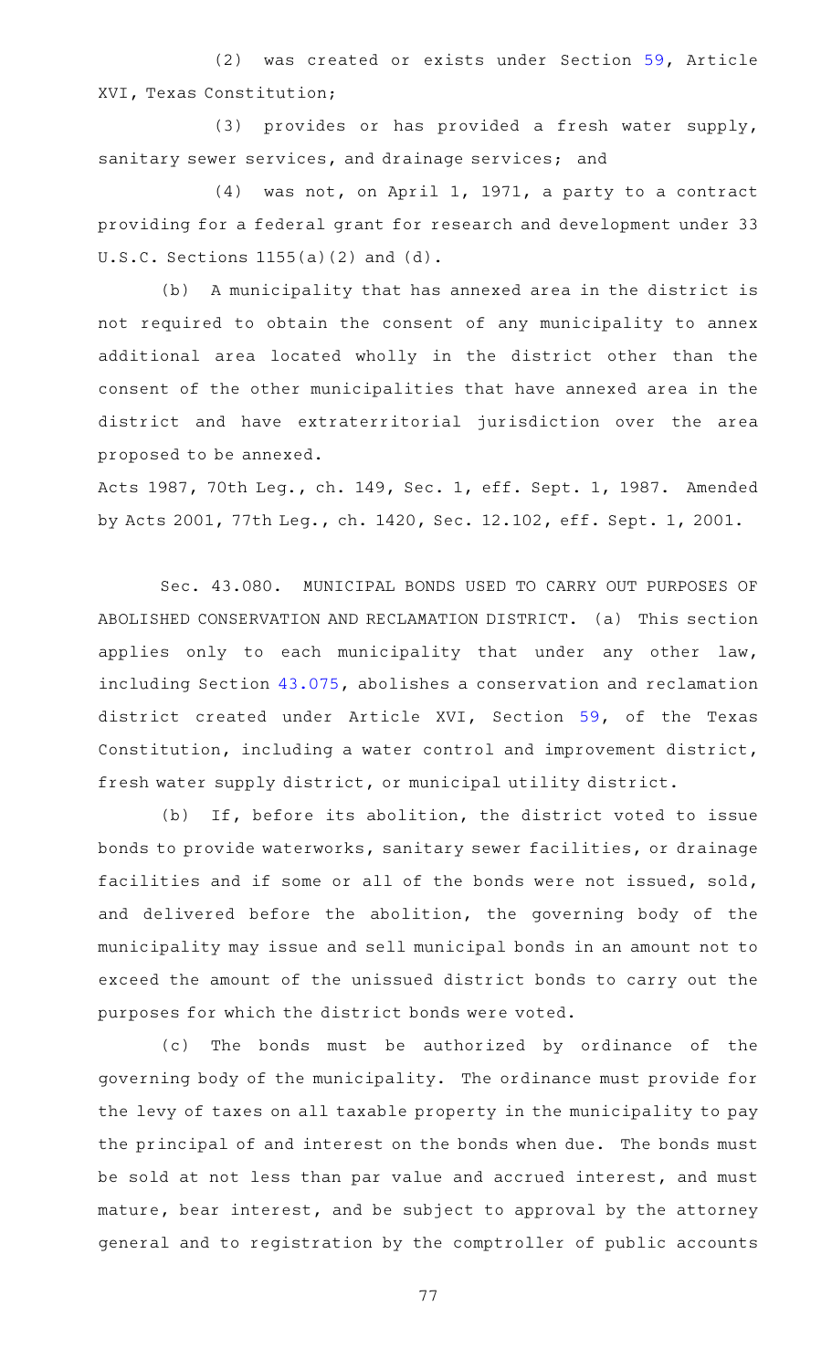(2) was created or exists under Section 59, Article XVI, Texas Constitution;

(3) provides or has provided a fresh water supply, sanitary sewer services, and drainage services; and

(4) was not, on April 1, 1971, a party to a contract providing for a federal grant for research and development under 33 U.S.C. Sections 1155(a)(2) and (d).

(b) A municipality that has annexed area in the district is not required to obtain the consent of any municipality to annex additional area located wholly in the district other than the consent of the other municipalities that have annexed area in the district and have extraterritorial jurisdiction over the area proposed to be annexed.

Acts 1987, 70th Leg., ch. 149, Sec. 1, eff. Sept. 1, 1987. Amended by Acts 2001, 77th Leg., ch. 1420, Sec. 12.102, eff. Sept. 1, 2001.

Sec. 43.080. MUNICIPAL BONDS USED TO CARRY OUT PURPOSES OF ABOLISHED CONSERVATION AND RECLAMATION DISTRICT. (a) This section applies only to each municipality that under any other law, including Section 43.075, abolishes a conservation and reclamation district created under Article XVI, Section 59, of the Texas Constitution, including a water control and improvement district, fresh water supply district, or municipal utility district.

(b) If, before its abolition, the district voted to issue bonds to provide waterworks, sanitary sewer facilities, or drainage facilities and if some or all of the bonds were not issued, sold, and delivered before the abolition, the governing body of the municipality may issue and sell municipal bonds in an amount not to exceed the amount of the unissued district bonds to carry out the purposes for which the district bonds were voted.

(c) The bonds must be authorized by ordinance of the governing body of the municipality. The ordinance must provide for the levy of taxes on all taxable property in the municipality to pay the principal of and interest on the bonds when due. The bonds must be sold at not less than par value and accrued interest, and must mature, bear interest, and be subject to approval by the attorney general and to registration by the comptroller of public accounts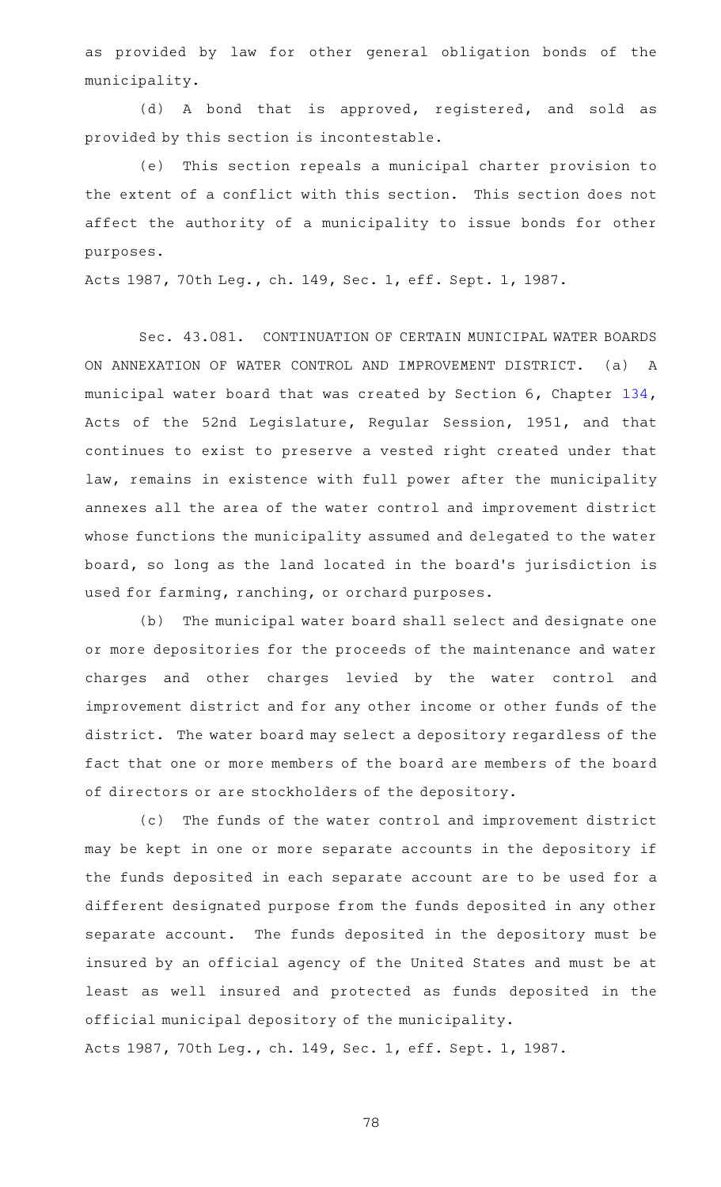as provided by law for other general obligation bonds of the municipality.

(d) A bond that is approved, registered, and sold as provided by this section is incontestable.

(e) This section repeals a municipal charter provision to the extent of a conflict with this section. This section does not affect the authority of a municipality to issue bonds for other purposes.

Acts 1987, 70th Leg., ch. 149, Sec. 1, eff. Sept. 1, 1987.

Sec. 43.081. CONTINUATION OF CERTAIN MUNICIPAL WATER BOARDS ON ANNEXATION OF WATER CONTROL AND IMPROVEMENT DISTRICT. (a) A municipal water board that was created by Section 6, Chapter 134, Acts of the 52nd Legislature, Regular Session, 1951, and that continues to exist to preserve a vested right created under that law, remains in existence with full power after the municipality annexes all the area of the water control and improvement district whose functions the municipality assumed and delegated to the water board, so long as the land located in the board's jurisdiction is used for farming, ranching, or orchard purposes.

(b) The municipal water board shall select and designate one or more depositories for the proceeds of the maintenance and water charges and other charges levied by the water control and improvement district and for any other income or other funds of the district. The water board may select a depository regardless of the fact that one or more members of the board are members of the board of directors or are stockholders of the depository.

(c) The funds of the water control and improvement district may be kept in one or more separate accounts in the depository if the funds deposited in each separate account are to be used for a different designated purpose from the funds deposited in any other separate account. The funds deposited in the depository must be insured by an official agency of the United States and must be at least as well insured and protected as funds deposited in the official municipal depository of the municipality.

Acts 1987, 70th Leg., ch. 149, Sec. 1, eff. Sept. 1, 1987.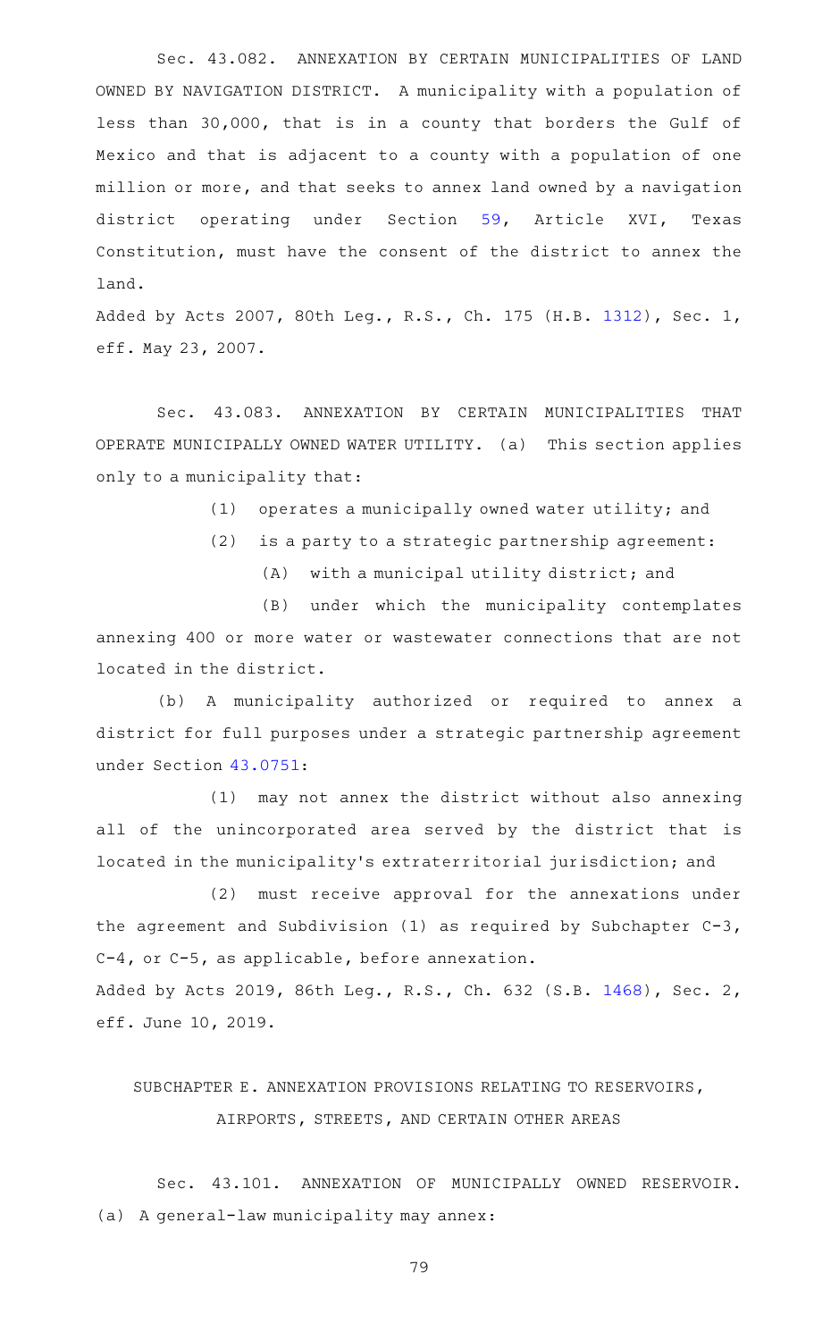Sec. 43.082. ANNEXATION BY CERTAIN MUNICIPALITIES OF LAND OWNED BY NAVIGATION DISTRICT. A municipality with a population of less than 30,000, that is in a county that borders the Gulf of Mexico and that is adjacent to a county with a population of one million or more, and that seeks to annex land owned by a navigation district operating under Section 59, Article XVI, Texas Constitution, must have the consent of the district to annex the land.

Added by Acts 2007, 80th Leg., R.S., Ch. 175 (H.B. 1312), Sec. 1, eff. May 23, 2007.

Sec. 43.083. ANNEXATION BY CERTAIN MUNICIPALITIES THAT OPERATE MUNICIPALLY OWNED WATER UTILITY. (a) This section applies only to a municipality that:

(1) operates a municipally owned water utility; and

(2) is a party to a strategic partnership agreement:

(A) with a municipal utility district; and

(B) under which the municipality contemplates annexing 400 or more water or wastewater connections that are not located in the district.

(b) A municipality authorized or required to annex a district for full purposes under a strategic partnership agreement under Section 43.0751:

(1) may not annex the district without also annexing all of the unincorporated area served by the district that is located in the municipality's extraterritorial jurisdiction; and

(2) must receive approval for the annexations under the agreement and Subdivision (1) as required by Subchapter C-3, C-4, or C-5, as applicable, before annexation.

Added by Acts 2019, 86th Leg., R.S., Ch. 632 (S.B. 1468), Sec. 2, eff. June 10, 2019.

## SUBCHAPTER E. ANNEXATION PROVISIONS RELATING TO RESERVOIRS, AIRPORTS, STREETS, AND CERTAIN OTHER AREAS

Sec. 43.101. ANNEXATION OF MUNICIPALLY OWNED RESERVOIR. (a) A general-law municipality may annex: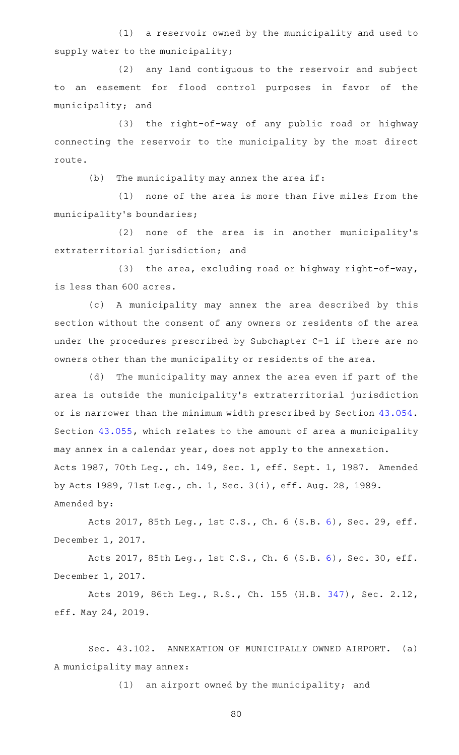(1) a reservoir owned by the municipality and used to supply water to the municipality;

(2) any land contiguous to the reservoir and subject to an easement for flood control purposes in favor of the municipality; and

(3) the right-of-way of any public road or highway connecting the reservoir to the municipality by the most direct route.

(b) The municipality may annex the area if:

(1) none of the area is more than five miles from the municipality's boundaries;

(2) none of the area is in another municipality's extraterritorial jurisdiction; and

(3) the area, excluding road or highway right-of-way, is less than 600 acres.

(c) A municipality may annex the area described by this section without the consent of any owners or residents of the area under the procedures prescribed by Subchapter C-1 if there are no owners other than the municipality or residents of the area.

(d) The municipality may annex the area even if part of the area is outside the municipality's extraterritorial jurisdiction or is narrower than the minimum width prescribed by Section 43.054. Section 43.055, which relates to the amount of area a municipality may annex in a calendar year, does not apply to the annexation.

Acts 1987, 70th Leg., ch. 149, Sec. 1, eff. Sept. 1, 1987. Amended by Acts 1989, 71st Leg., ch. 1, Sec. 3(i), eff. Aug. 28, 1989.

Amended by:

Acts 2017, 85th Leg., 1st C.S., Ch. 6 (S.B. 6), Sec. 29, eff. December 1, 2017.

Acts 2017, 85th Leg., 1st C.S., Ch. 6 (S.B. 6), Sec. 30, eff. December 1, 2017.

Acts 2019, 86th Leg., R.S., Ch. 155 (H.B. 347), Sec. 2.12, eff. May 24, 2019.

Sec. 43.102. ANNEXATION OF MUNICIPALLY OWNED AIRPORT. (a) A municipality may annex:

(1) an airport owned by the municipality; and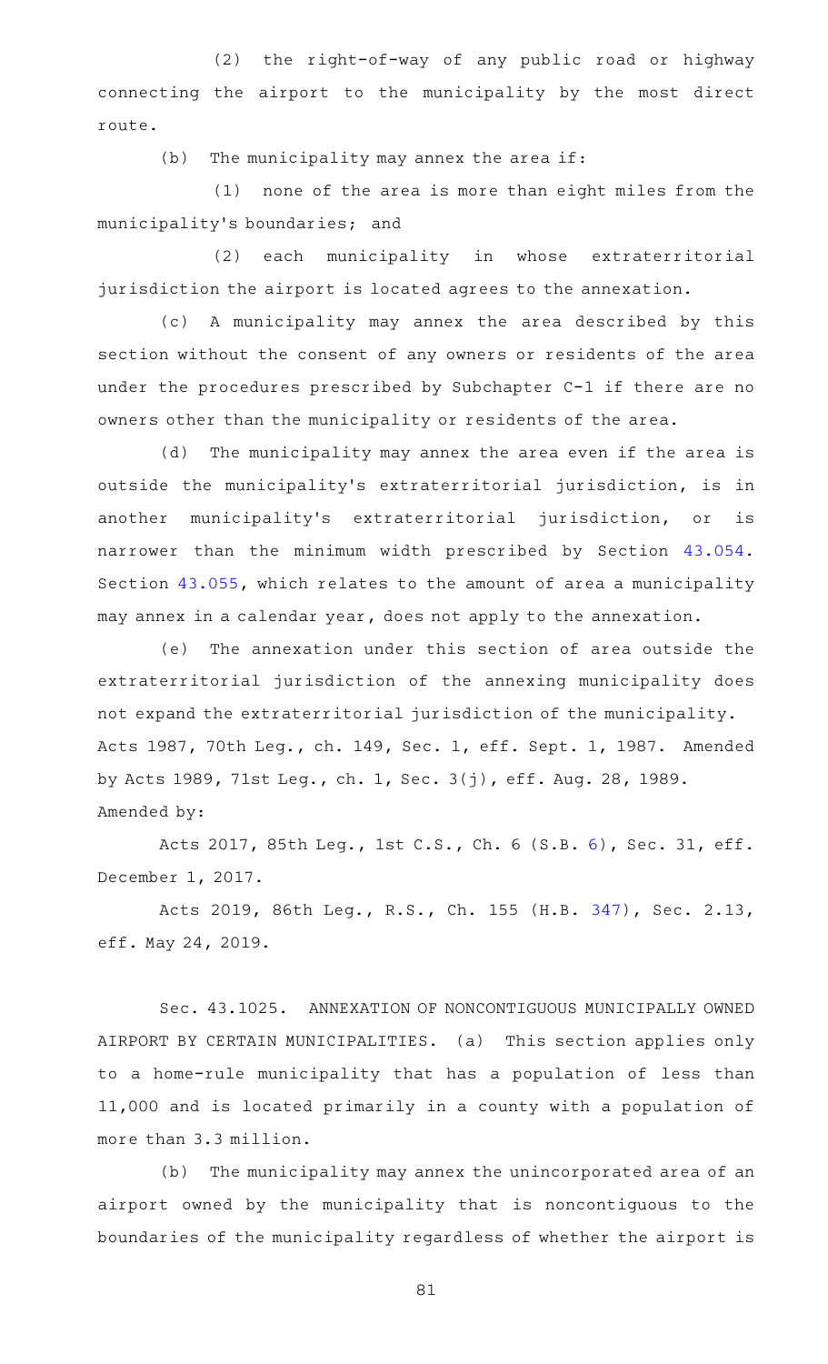(2) the right-of-way of any public road or highway connecting the airport to the municipality by the most direct route.

(b) The municipality may annex the area if:

(1) none of the area is more than eight miles from the municipality's boundaries; and

(2) each municipality in whose extraterritorial jurisdiction the airport is located agrees to the annexation.

(c) A municipality may annex the area described by this section without the consent of any owners or residents of the area under the procedures prescribed by Subchapter C-1 if there are no owners other than the municipality or residents of the area.

(d) The municipality may annex the area even if the area is outside the municipality's extraterritorial jurisdiction, is in another municipality's extraterritorial jurisdiction, or is narrower than the minimum width prescribed by Section 43.054. Section 43.055, which relates to the amount of area a municipality may annex in a calendar year, does not apply to the annexation.

(e) The annexation under this section of area outside the extraterritorial jurisdiction of the annexing municipality does not expand the extraterritorial jurisdiction of the municipality.

Acts 1987, 70th Leg., ch. 149, Sec. 1, eff. Sept. 1, 1987. Amended by Acts 1989, 71st Leg., ch. 1, Sec. 3(j), eff. Aug. 28, 1989.

Amended by:

Acts 2017, 85th Leg., 1st C.S., Ch. 6 (S.B. 6), Sec. 31, eff. December 1, 2017.

Acts 2019, 86th Leg., R.S., Ch. 155 (H.B. 347), Sec. 2.13, eff. May 24, 2019.

Sec. 43.1025. ANNEXATION OF NONCONTIGUOUS MUNICIPALLY OWNED AIRPORT BY CERTAIN MUNICIPALITIES. (a) This section applies only to a home-rule municipality that has a population of less than 11,000 and is located primarily in a county with a population of more than 3.3 million.

(b) The municipality may annex the unincorporated area of an airport owned by the municipality that is noncontiguous to the boundaries of the municipality regardless of whether the airport is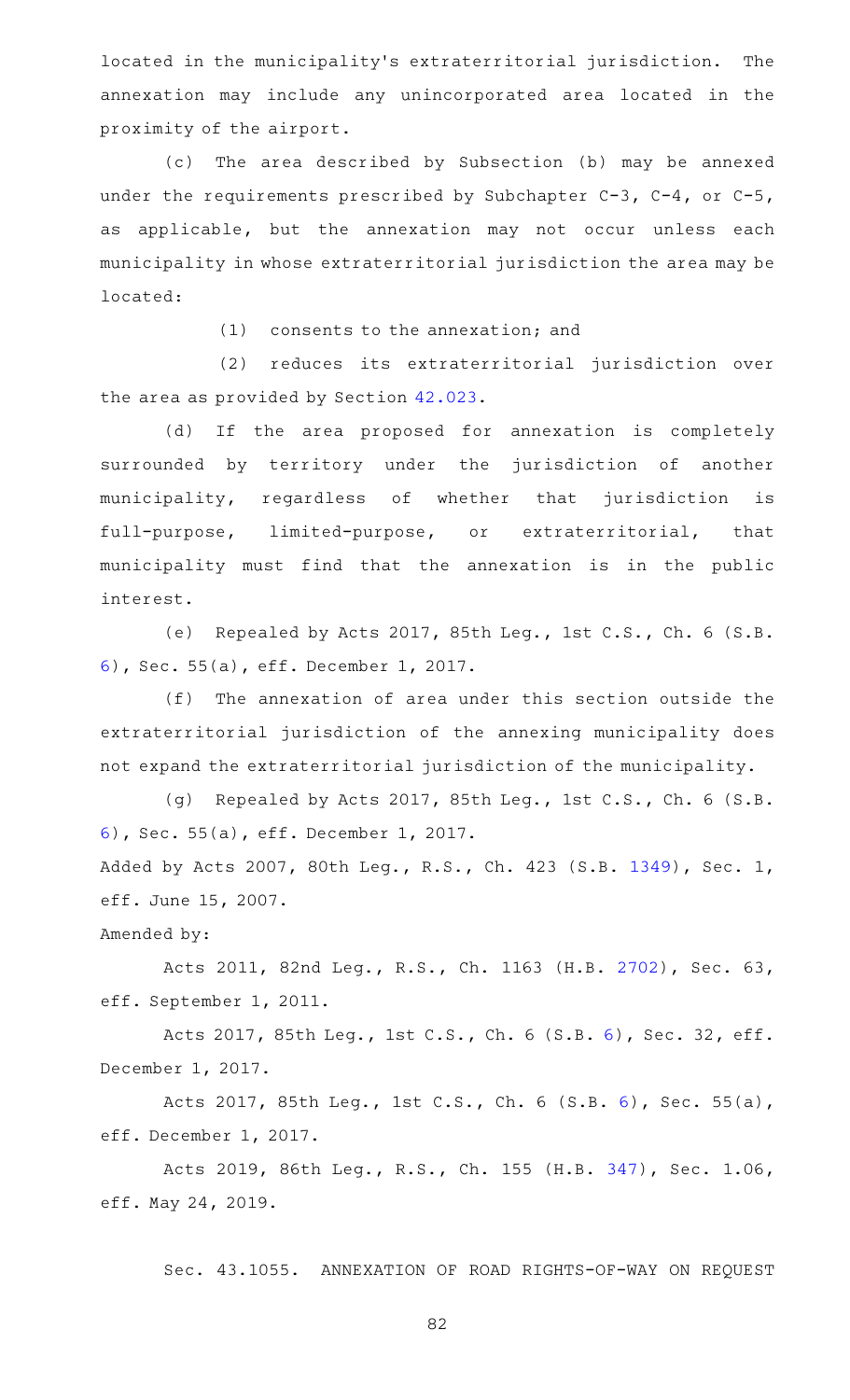located in the municipality's extraterritorial jurisdiction. The annexation may include any unincorporated area located in the proximity of the airport.

(c) The area described by Subsection (b) may be annexed under the requirements prescribed by Subchapter C-3, C-4, or C-5, as applicable, but the annexation may not occur unless each municipality in whose extraterritorial jurisdiction the area may be located:

(1) consents to the annexation; and

(2) reduces its extraterritorial jurisdiction over the area as provided by Section 42.023.

(d) If the area proposed for annexation is completely surrounded by territory under the jurisdiction of another municipality, regardless of whether that jurisdiction is full-purpose, limited-purpose, or extraterritorial, that municipality must find that the annexation is in the public interest.

(e) Repealed by Acts 2017, 85th Leg., 1st C.S., Ch. 6 (S.B. 6), Sec. 55(a), eff. December 1, 2017.

(f) The annexation of area under this section outside the extraterritorial jurisdiction of the annexing municipality does not expand the extraterritorial jurisdiction of the municipality.

(g) Repealed by Acts 2017, 85th Leg., 1st C.S., Ch. 6 (S.B. 6), Sec. 55(a), eff. December 1, 2017.

Added by Acts 2007, 80th Leg., R.S., Ch. 423 (S.B. 1349), Sec. 1, eff. June 15, 2007.

Amended by:

Acts 2011, 82nd Leg., R.S., Ch. 1163 (H.B. 2702), Sec. 63, eff. September 1, 2011.

Acts 2017, 85th Leg., 1st C.S., Ch. 6 (S.B. 6), Sec. 32, eff. December 1, 2017.

Acts 2017, 85th Leg., 1st C.S., Ch. 6 (S.B. 6), Sec. 55(a), eff. December 1, 2017.

Acts 2019, 86th Leg., R.S., Ch. 155 (H.B. 347), Sec. 1.06, eff. May 24, 2019.

Sec. 43.1055. ANNEXATION OF ROAD RIGHTS-OF-WAY ON REQUEST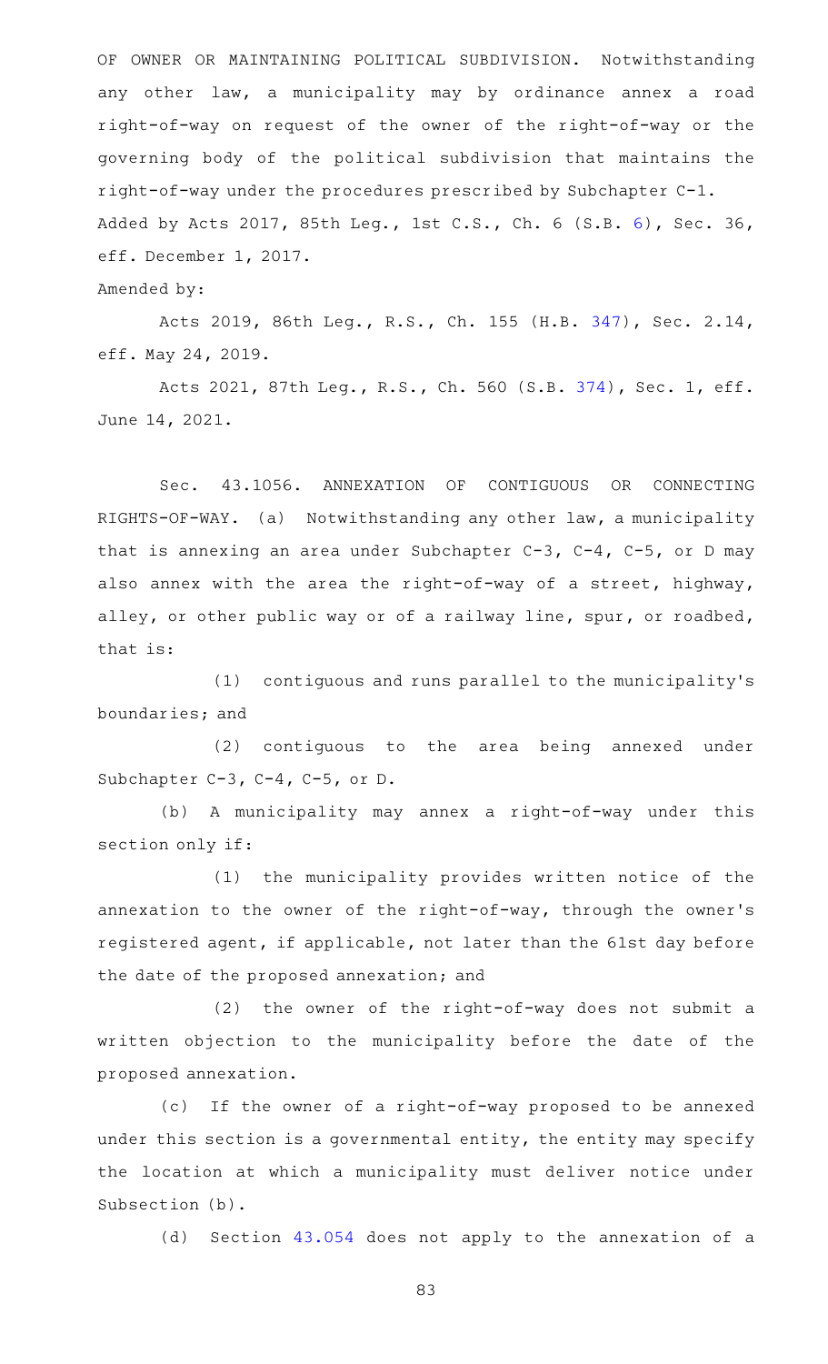OF OWNER OR MAINTAINING POLITICAL SUBDIVISION. Notwithstanding any other law, a municipality may by ordinance annex a road right-of-way on request of the owner of the right-of-way or the governing body of the political subdivision that maintains the right-of-way under the procedures prescribed by Subchapter C-1.

Added by Acts 2017, 85th Leg., 1st C.S., Ch. 6 (S.B. 6), Sec. 36, eff. December 1, 2017.

Amended by:

Acts 2019, 86th Leg., R.S., Ch. 155 (H.B. 347), Sec. 2.14, eff. May 24, 2019.

Acts 2021, 87th Leg., R.S., Ch. 560 (S.B. 374), Sec. 1, eff. June 14, 2021.

Sec. 43.1056. ANNEXATION OF CONTIGUOUS OR CONNECTING RIGHTS-OF-WAY. (a) Notwithstanding any other law, a municipality that is annexing an area under Subchapter C-3, C-4, C-5, or D may also annex with the area the right-of-way of a street, highway, alley, or other public way or of a railway line, spur, or roadbed, that is:

(1) contiguous and runs parallel to the municipality's boundaries; and

(2) contiguous to the area being annexed under Subchapter C-3, C-4, C-5, or D.

(b) A municipality may annex a right-of-way under this section only if:

(1) the municipality provides written notice of the annexation to the owner of the right-of-way, through the owner's registered agent, if applicable, not later than the 61st day before the date of the proposed annexation; and

(2) the owner of the right-of-way does not submit a written objection to the municipality before the date of the proposed annexation.

(c) If the owner of a right-of-way proposed to be annexed under this section is a governmental entity, the entity may specify the location at which a municipality must deliver notice under Subsection (b).

(d) Section 43.054 does not apply to the annexation of a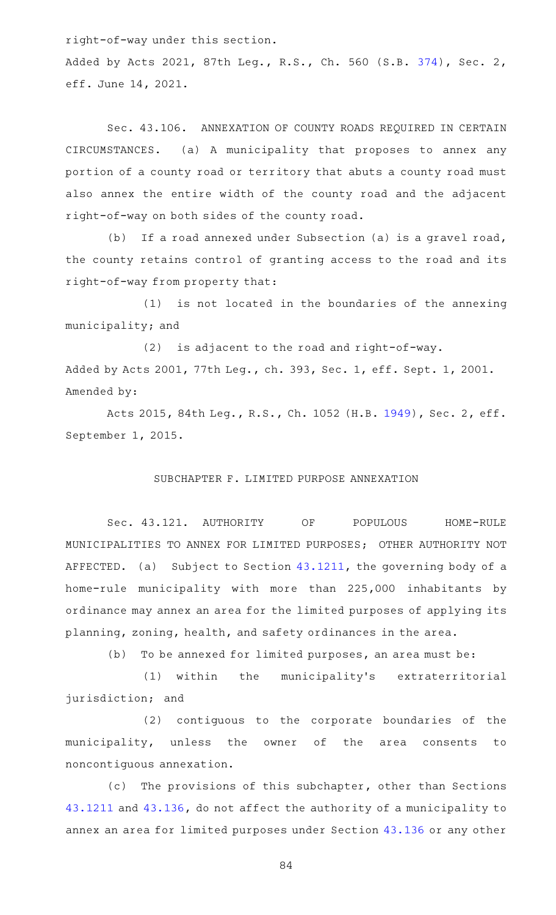right-of-way under this section.

Added by Acts 2021, 87th Leg., R.S., Ch. 560 (S.B. 374), Sec. 2, eff. June 14, 2021.

Sec. 43.106. ANNEXATION OF COUNTY ROADS REQUIRED IN CERTAIN CIRCUMSTANCES. (a) A municipality that proposes to annex any portion of a county road or territory that abuts a county road must also annex the entire width of the county road and the adjacent right-of-way on both sides of the county road.

(b) If a road annexed under Subsection (a) is a gravel road, the county retains control of granting access to the road and its right-of-way from property that:

(1) is not located in the boundaries of the annexing municipality; and

(2) is adjacent to the road and right-of-way.

Added by Acts 2001, 77th Leg., ch. 393, Sec. 1, eff. Sept. 1, 2001.
Amended by:

Acts 2015, 84th Leg., R.S., Ch. 1052 (H.B. 1949), Sec. 2, eff. September 1, 2015.

## SUBCHAPTER F. LIMITED PURPOSE ANNEXATION

Sec. 43.121. AUTHORITY OF POPULOUS HOME-RULE MUNICIPALITIES TO ANNEX FOR LIMITED PURPOSES; OTHER AUTHORITY NOT AFFECTED. (a) Subject to Section 43.1211, the governing body of a home-rule municipality with more than 225,000 inhabitants by ordinance may annex an area for the limited purposes of applying its planning, zoning, health, and safety ordinances in the area.

(b) To be annexed for limited purposes, an area must be:

(1) within the municipality's extraterritorial jurisdiction; and

(2) contiguous to the corporate boundaries of the municipality, unless the owner of the area consents to noncontiguous annexation.

(c) The provisions of this subchapter, other than Sections 43.1211 and 43.136, do not affect the authority of a municipality to annex an area for limited purposes under Section 43.136 or any other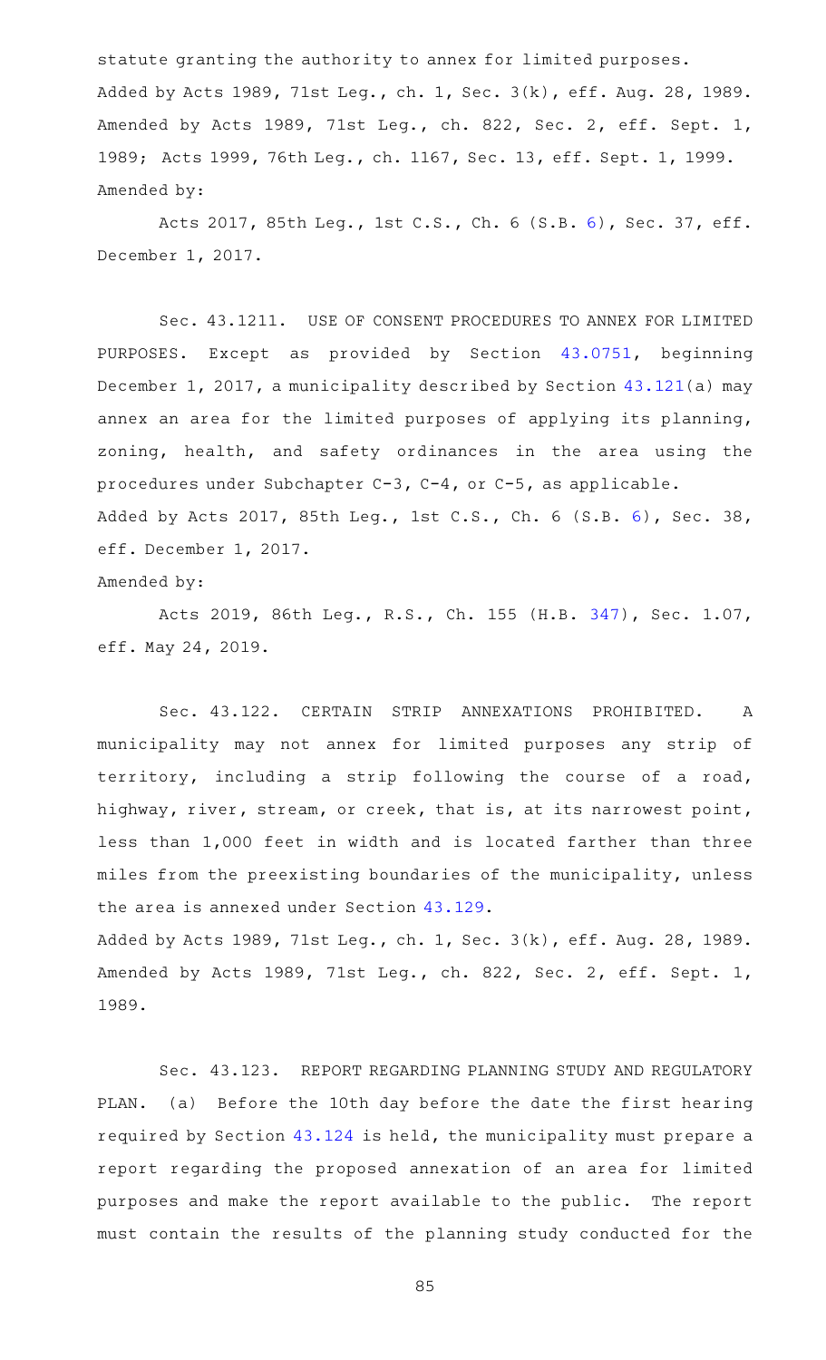statute granting the authority to annex for limited purposes.
Added by Acts 1989, 71st Leg., ch. 1, Sec. 3(k), eff. Aug. 28, 1989. Amended by Acts 1989, 71st Leg., ch. 822, Sec. 2, eff. Sept. 1, 1989; Acts 1999, 76th Leg., ch. 1167, Sec. 13, eff. Sept. 1, 1999.
Amended by:

Acts 2017, 85th Leg., 1st C.S., Ch. 6 (S.B. 6), Sec. 37, eff. December 1, 2017.

Sec. 43.1211. USE OF CONSENT PROCEDURES TO ANNEX FOR LIMITED PURPOSES. Except as provided by Section 43.0751, beginning December 1, 2017, a municipality described by Section 43.121(a) may annex an area for the limited purposes of applying its planning, zoning, health, and safety ordinances in the area using the procedures under Subchapter C-3, C-4, or C-5, as applicable.
Added by Acts 2017, 85th Leg., 1st C.S., Ch. 6 (S.B. 6), Sec. 38, eff. December 1, 2017.
Amended by:

Acts 2019, 86th Leg., R.S., Ch. 155 (H.B. 347), Sec. 1.07, eff. May 24, 2019.

Sec. 43.122. CERTAIN STRIP ANNEXATIONS PROHIBITED. A municipality may not annex for limited purposes any strip of territory, including a strip following the course of a road, highway, river, stream, or creek, that is, at its narrowest point, less than 1,000 feet in width and is located farther than three miles from the preexisting boundaries of the municipality, unless the area is annexed under Section 43.129.
Added by Acts 1989, 71st Leg., ch. 1, Sec. 3(k), eff. Aug. 28, 1989. Amended by Acts 1989, 71st Leg., ch. 822, Sec. 2, eff. Sept. 1, 1989.

Sec. 43.123. REPORT REGARDING PLANNING STUDY AND REGULATORY PLAN. (a) Before the 10th day before the date the first hearing required by Section 43.124 is held, the municipality must prepare a report regarding the proposed annexation of an area for limited purposes and make the report available to the public. The report must contain the results of the planning study conducted for the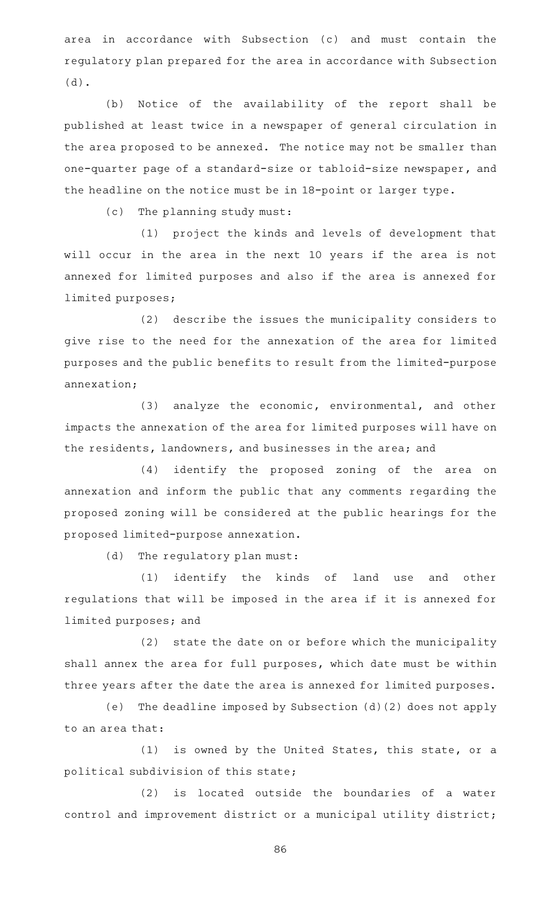area in accordance with Subsection (c) and must contain the regulatory plan prepared for the area in accordance with Subsection (d).

(b) Notice of the availability of the report shall be published at least twice in a newspaper of general circulation in the area proposed to be annexed. The notice may not be smaller than one-quarter page of a standard-size or tabloid-size newspaper, and the headline on the notice must be in 18-point or larger type.

(c) The planning study must:

(1) project the kinds and levels of development that will occur in the area in the next 10 years if the area is not annexed for limited purposes and also if the area is annexed for limited purposes;

(2) describe the issues the municipality considers to give rise to the need for the annexation of the area for limited purposes and the public benefits to result from the limited-purpose annexation;

(3) analyze the economic, environmental, and other impacts the annexation of the area for limited purposes will have on the residents, landowners, and businesses in the area; and

(4) identify the proposed zoning of the area on annexation and inform the public that any comments regarding the proposed zoning will be considered at the public hearings for the proposed limited-purpose annexation.

(d) The regulatory plan must:

(1) identify the kinds of land use and other regulations that will be imposed in the area if it is annexed for limited purposes; and

(2) state the date on or before which the municipality shall annex the area for full purposes, which date must be within three years after the date the area is annexed for limited purposes.

(e) The deadline imposed by Subsection (d)(2) does not apply to an area that:

(1) is owned by the United States, this state, or a political subdivision of this state;

(2) is located outside the boundaries of a water control and improvement district or a municipal utility district;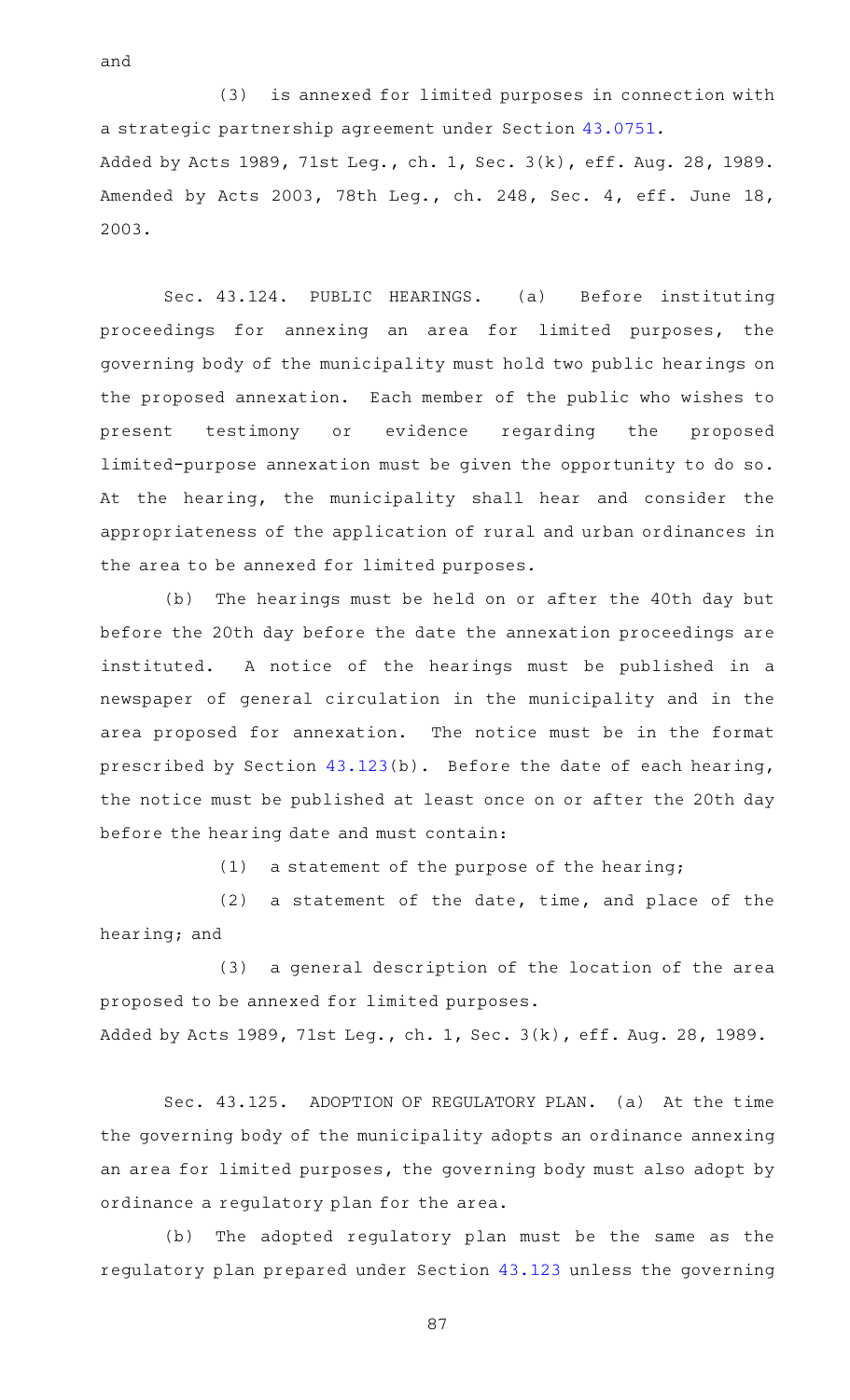and

(3) is annexed for limited purposes in connection with a strategic partnership agreement under Section 43.0751.

Added by Acts 1989, 71st Leg., ch. 1, Sec. 3(k), eff. Aug. 28, 1989. Amended by Acts 2003, 78th Leg., ch. 248, Sec. 4, eff. June 18, 2003.

Sec. 43.124. PUBLIC HEARINGS. (a) Before instituting proceedings for annexing an area for limited purposes, the governing body of the municipality must hold two public hearings on the proposed annexation. Each member of the public who wishes to present testimony or evidence regarding the proposed limited-purpose annexation must be given the opportunity to do so. At the hearing, the municipality shall hear and consider the appropriateness of the application of rural and urban ordinances in the area to be annexed for limited purposes.

(b) The hearings must be held on or after the 40th day but before the 20th day before the date the annexation proceedings are instituted. A notice of the hearings must be published in a newspaper of general circulation in the municipality and in the area proposed for annexation. The notice must be in the format prescribed by Section 43.123(b). Before the date of each hearing, the notice must be published at least once on or after the 20th day before the hearing date and must contain:

(1) a statement of the purpose of the hearing;

(2) a statement of the date, time, and place of the hearing; and

(3) a general description of the location of the area proposed to be annexed for limited purposes.

Added by Acts 1989, 71st Leg., ch. 1, Sec. 3(k), eff. Aug. 28, 1989.

Sec. 43.125. ADOPTION OF REGULATORY PLAN. (a) At the time the governing body of the municipality adopts an ordinance annexing an area for limited purposes, the governing body must also adopt by ordinance a regulatory plan for the area.

(b) The adopted regulatory plan must be the same as the regulatory plan prepared under Section 43.123 unless the governing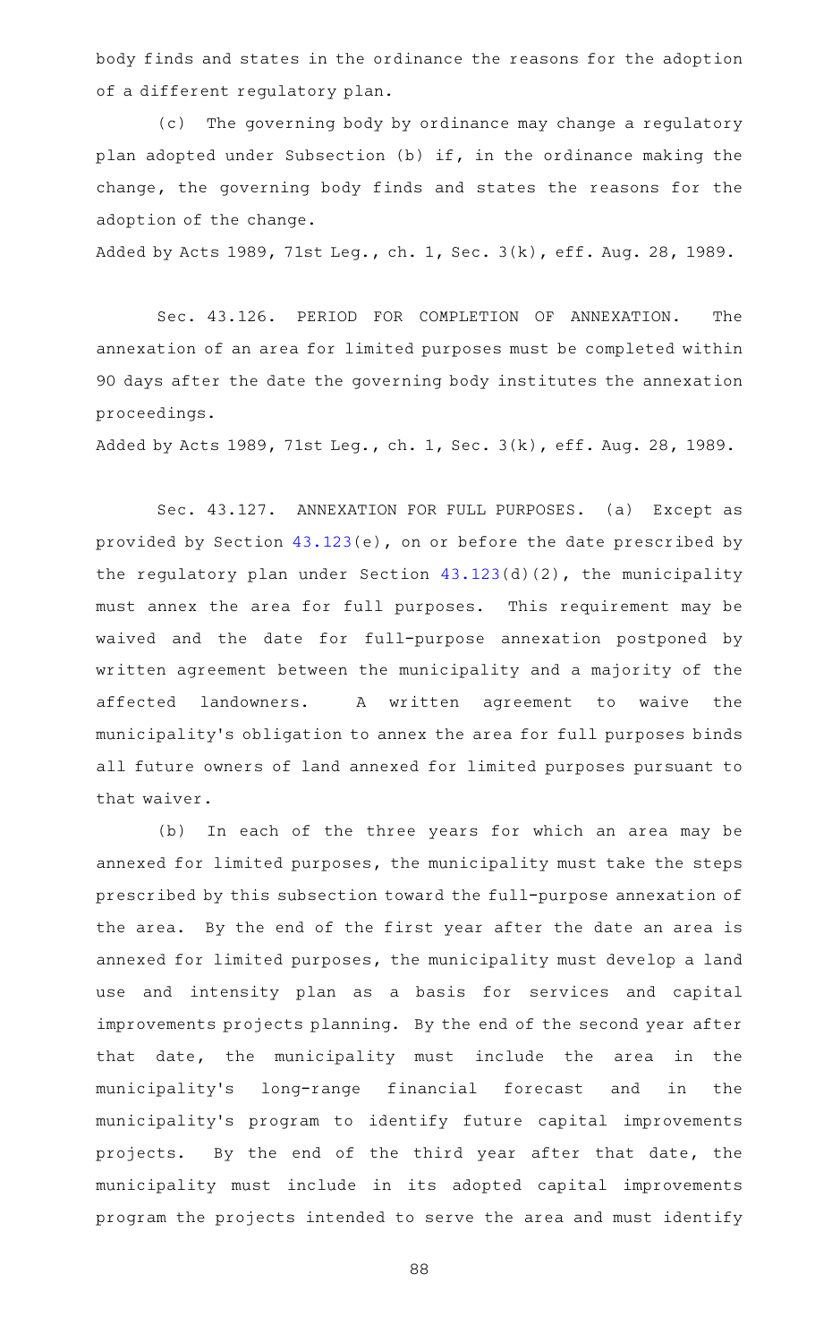body finds and states in the ordinance the reasons for the adoption of a different regulatory plan.

(c) The governing body by ordinance may change a regulatory plan adopted under Subsection (b) if, in the ordinance making the change, the governing body finds and states the reasons for the adoption of the change.

Added by Acts 1989, 71st Leg., ch. 1, Sec. 3(k), eff. Aug. 28, 1989.

Sec. 43.126. PERIOD FOR COMPLETION OF ANNEXATION. The annexation of an area for limited purposes must be completed within 90 days after the date the governing body institutes the annexation proceedings.

Added by Acts 1989, 71st Leg., ch. 1, Sec. 3(k), eff. Aug. 28, 1989.

Sec. 43.127. ANNEXATION FOR FULL PURPOSES. (a) Except as provided by Section 43.123(e), on or before the date prescribed by the regulatory plan under Section 43.123(d)(2), the municipality must annex the area for full purposes. This requirement may be waived and the date for full-purpose annexation postponed by written agreement between the municipality and a majority of the affected landowners. A written agreement to waive the municipality's obligation to annex the area for full purposes binds all future owners of land annexed for limited purposes pursuant to that waiver.

(b) In each of the three years for which an area may be annexed for limited purposes, the municipality must take the steps prescribed by this subsection toward the full-purpose annexation of the area. By the end of the first year after the date an area is annexed for limited purposes, the municipality must develop a land use and intensity plan as a basis for services and capital improvements projects planning. By the end of the second year after that date, the municipality must include the area in the municipality's long-range financial forecast and in the municipality's program to identify future capital improvements projects. By the end of the third year after that date, the municipality must include in its adopted capital improvements program the projects intended to serve the area and must identify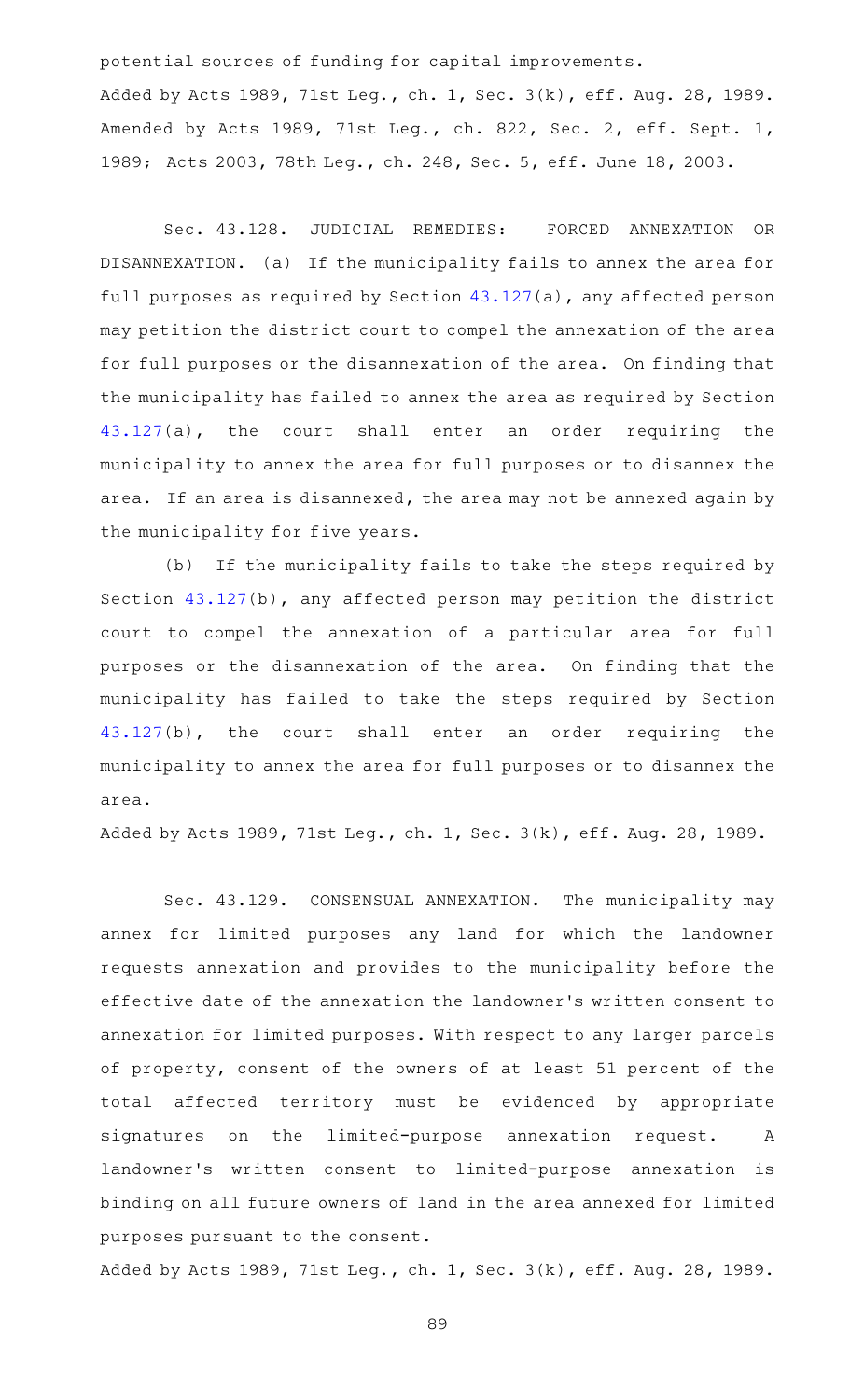potential sources of funding for capital improvements.
Added by Acts 1989, 71st Leg., ch. 1, Sec. 3(k), eff. Aug. 28, 1989. Amended by Acts 1989, 71st Leg., ch. 822, Sec. 2, eff. Sept. 1, 1989; Acts 2003, 78th Leg., ch. 248, Sec. 5, eff. June 18, 2003.

Sec. 43.128. JUDICIAL REMEDIES: FORCED ANNEXATION OR DISANNEXATION. (a) If the municipality fails to annex the area for full purposes as required by Section 43.127(a), any affected person may petition the district court to compel the annexation of the area for full purposes or the disannexation of the area. On finding that the municipality has failed to annex the area as required by Section 43.127(a), the court shall enter an order requiring the municipality to annex the area for full purposes or to disannex the area. If an area is disannexed, the area may not be annexed again by the municipality for five years.

(b) If the municipality fails to take the steps required by Section 43.127(b), any affected person may petition the district court to compel the annexation of a particular area for full purposes or the disannexation of the area. On finding that the municipality has failed to take the steps required by Section 43.127(b), the court shall enter an order requiring the municipality to annex the area for full purposes or to disannex the area.

Added by Acts 1989, 71st Leg., ch. 1, Sec. 3(k), eff. Aug. 28, 1989.

Sec. 43.129. CONSENSUAL ANNEXATION. The municipality may annex for limited purposes any land for which the landowner requests annexation and provides to the municipality before the effective date of the annexation the landowner's written consent to annexation for limited purposes. With respect to any larger parcels of property, consent of the owners of at least 51 percent of the total affected territory must be evidenced by appropriate signatures on the limited-purpose annexation request. A landowner's written consent to limited-purpose annexation is binding on all future owners of land in the area annexed for limited purposes pursuant to the consent.

Added by Acts 1989, 71st Leg., ch. 1, Sec. 3(k), eff. Aug. 28, 1989.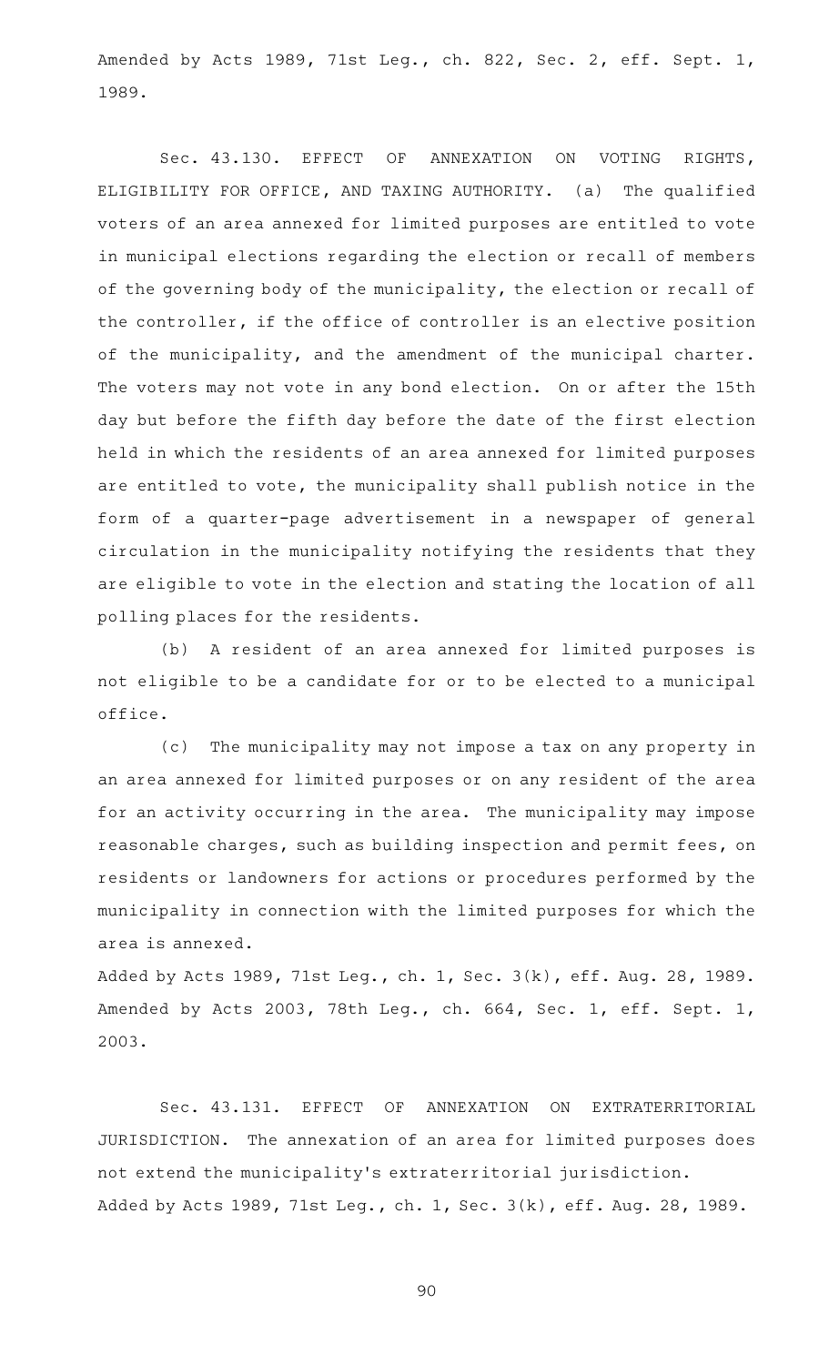Amended by Acts 1989, 71st Leg., ch. 822, Sec. 2, eff. Sept. 1, 1989.

Sec. 43.130. EFFECT OF ANNEXATION ON VOTING RIGHTS, ELIGIBILITY FOR OFFICE, AND TAXING AUTHORITY. (a) The qualified voters of an area annexed for limited purposes are entitled to vote in municipal elections regarding the election or recall of members of the governing body of the municipality, the election or recall of the controller, if the office of controller is an elective position of the municipality, and the amendment of the municipal charter. The voters may not vote in any bond election. On or after the 15th day but before the fifth day before the date of the first election held in which the residents of an area annexed for limited purposes are entitled to vote, the municipality shall publish notice in the form of a quarter-page advertisement in a newspaper of general circulation in the municipality notifying the residents that they are eligible to vote in the election and stating the location of all polling places for the residents.

(b) A resident of an area annexed for limited purposes is not eligible to be a candidate for or to be elected to a municipal office.

(c) The municipality may not impose a tax on any property in an area annexed for limited purposes or on any resident of the area for an activity occurring in the area. The municipality may impose reasonable charges, such as building inspection and permit fees, on residents or landowners for actions or procedures performed by the municipality in connection with the limited purposes for which the area is annexed.

Added by Acts 1989, 71st Leg., ch. 1, Sec. 3(k), eff. Aug. 28, 1989. Amended by Acts 2003, 78th Leg., ch. 664, Sec. 1, eff. Sept. 1, 2003.

Sec. 43.131. EFFECT OF ANNEXATION ON EXTRATERRITORIAL JURISDICTION. The annexation of an area for limited purposes does not extend the municipality's extraterritorial jurisdiction.

Added by Acts 1989, 71st Leg., ch. 1, Sec. 3(k), eff. Aug. 28, 1989.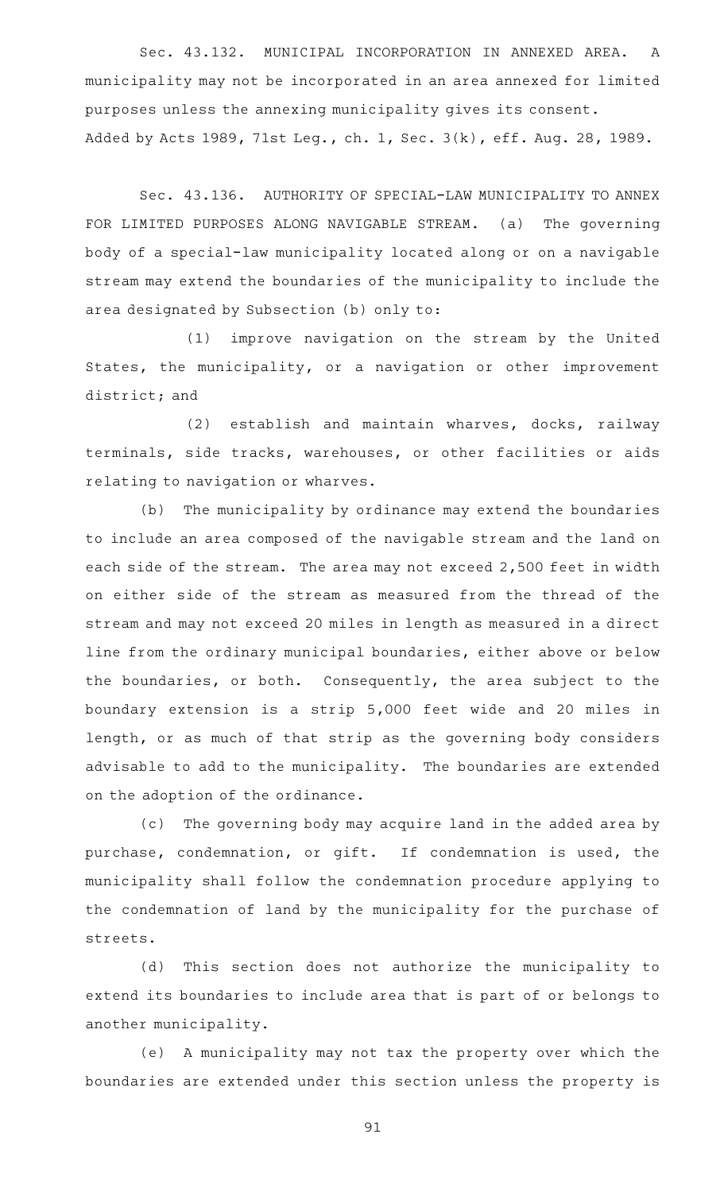Sec. 43.132. MUNICIPAL INCORPORATION IN ANNEXED AREA. A municipality may not be incorporated in an area annexed for limited purposes unless the annexing municipality gives its consent.

Added by Acts 1989, 71st Leg., ch. 1, Sec. 3(k), eff. Aug. 28, 1989.

Sec. 43.136. AUTHORITY OF SPECIAL-LAW MUNICIPALITY TO ANNEX FOR LIMITED PURPOSES ALONG NAVIGABLE STREAM. (a) The governing body of a special-law municipality located along or on a navigable stream may extend the boundaries of the municipality to include the area designated by Subsection (b) only to:

(1) improve navigation on the stream by the United States, the municipality, or a navigation or other improvement district; and

(2) establish and maintain wharves, docks, railway terminals, side tracks, warehouses, or other facilities or aids relating to navigation or wharves.

(b) The municipality by ordinance may extend the boundaries to include an area composed of the navigable stream and the land on each side of the stream. The area may not exceed 2,500 feet in width on either side of the stream as measured from the thread of the stream and may not exceed 20 miles in length as measured in a direct line from the ordinary municipal boundaries, either above or below the boundaries, or both. Consequently, the area subject to the boundary extension is a strip 5,000 feet wide and 20 miles in length, or as much of that strip as the governing body considers advisable to add to the municipality. The boundaries are extended on the adoption of the ordinance.

(c) The governing body may acquire land in the added area by purchase, condemnation, or gift. If condemnation is used, the municipality shall follow the condemnation procedure applying to the condemnation of land by the municipality for the purchase of streets.

(d) This section does not authorize the municipality to extend its boundaries to include area that is part of or belongs to another municipality.

(e) A municipality may not tax the property over which the boundaries are extended under this section unless the property is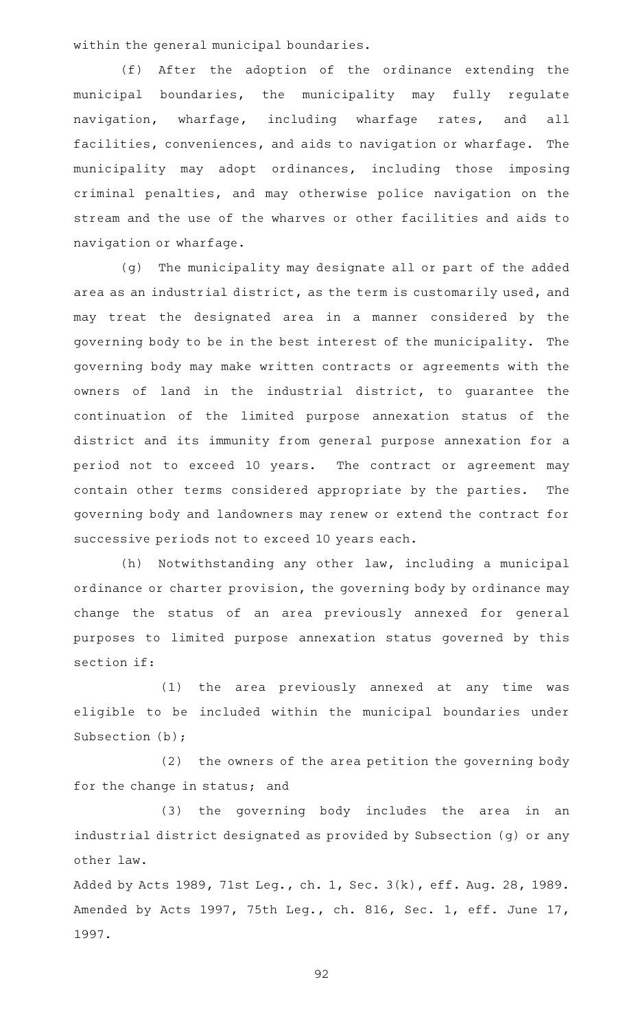within the general municipal boundaries.

(f) After the adoption of the ordinance extending the municipal boundaries, the municipality may fully regulate navigation, wharfage, including wharfage rates, and all facilities, conveniences, and aids to navigation or wharfage. The municipality may adopt ordinances, including those imposing criminal penalties, and may otherwise police navigation on the stream and the use of the wharves or other facilities and aids to navigation or wharfage.

(g) The municipality may designate all or part of the added area as an industrial district, as the term is customarily used, and may treat the designated area in a manner considered by the governing body to be in the best interest of the municipality. The governing body may make written contracts or agreements with the owners of land in the industrial district, to guarantee the continuation of the limited purpose annexation status of the district and its immunity from general purpose annexation for a period not to exceed 10 years. The contract or agreement may contain other terms considered appropriate by the parties. The governing body and landowners may renew or extend the contract for successive periods not to exceed 10 years each.

(h) Notwithstanding any other law, including a municipal ordinance or charter provision, the governing body by ordinance may change the status of an area previously annexed for general purposes to limited purpose annexation status governed by this section if:

(1) the area previously annexed at any time was eligible to be included within the municipal boundaries under Subsection (b);

(2) the owners of the area petition the governing body for the change in status; and

(3) the governing body includes the area in an industrial district designated as provided by Subsection (g) or any other law.

Added by Acts 1989, 71st Leg., ch. 1, Sec. 3(k), eff. Aug. 28, 1989. Amended by Acts 1997, 75th Leg., ch. 816, Sec. 1, eff. June 17, 1997.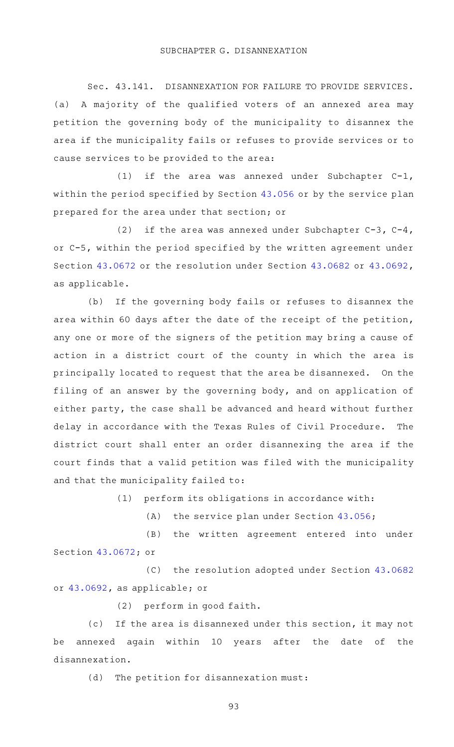## SUBCHAPTER G. DISANNEXATION

Sec. 43.141. DISANNEXATION FOR FAILURE TO PROVIDE SERVICES. (a) A majority of the qualified voters of an annexed area may petition the governing body of the municipality to disannex the area if the municipality fails or refuses to provide services or to cause services to be provided to the area:

(1) if the area was annexed under Subchapter C-1, within the period specified by Section 43.056 or by the service plan prepared for the area under that section; or

(2) if the area was annexed under Subchapter C-3, C-4, or C-5, within the period specified by the written agreement under Section 43.0672 or the resolution under Section 43.0682 or 43.0692, as applicable.

(b) If the governing body fails or refuses to disannex the area within 60 days after the date of the receipt of the petition, any one or more of the signers of the petition may bring a cause of action in a district court of the county in which the area is principally located to request that the area be disannexed. On the filing of an answer by the governing body, and on application of either party, the case shall be advanced and heard without further delay in accordance with the Texas Rules of Civil Procedure. The district court shall enter an order disannexing the area if the court finds that a valid petition was filed with the municipality and that the municipality failed to:

(1) perform its obligations in accordance with:

(A) the service plan under Section 43.056;

(B) the written agreement entered into under Section 43.0672; or

(C) the resolution adopted under Section 43.0682 or 43.0692, as applicable; or

(2) perform in good faith.

(c) If the area is disannexed under this section, it may not be annexed again within 10 years after the date of the disannexation.

(d) The petition for disannexation must: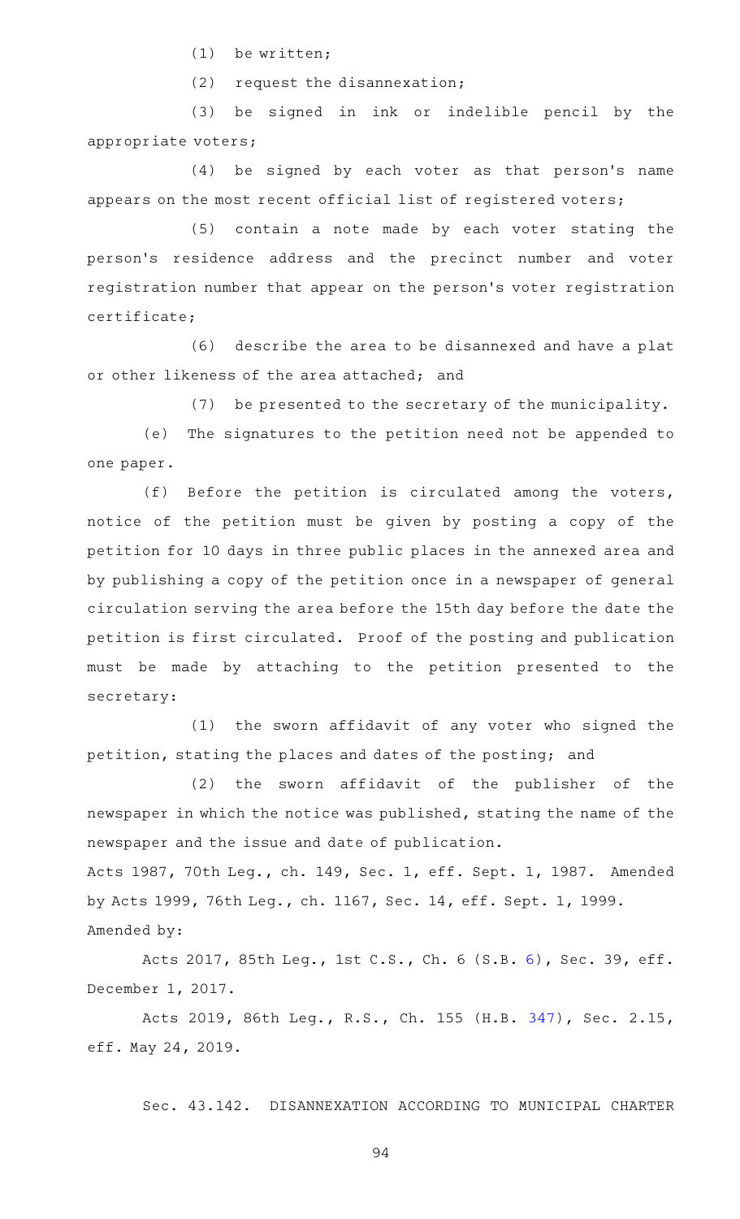(1) be written;

(2) request the disannexation;

(3) be signed in ink or indelible pencil by the appropriate voters;

(4) be signed by each voter as that person's name appears on the most recent official list of registered voters;

(5) contain a note made by each voter stating the person's residence address and the precinct number and voter registration number that appear on the person's voter registration certificate;

(6) describe the area to be disannexed and have a plat or other likeness of the area attached; and

(7) be presented to the secretary of the municipality.

(e) The signatures to the petition need not be appended to one paper.

(f) Before the petition is circulated among the voters, notice of the petition must be given by posting a copy of the petition for 10 days in three public places in the annexed area and by publishing a copy of the petition once in a newspaper of general circulation serving the area before the 15th day before the date the petition is first circulated. Proof of the posting and publication must be made by attaching to the petition presented to the secretary:

(1) the sworn affidavit of any voter who signed the petition, stating the places and dates of the posting; and

(2) the sworn affidavit of the publisher of the newspaper in which the notice was published, stating the name of the newspaper and the issue and date of publication.

Acts 1987, 70th Leg., ch. 149, Sec. 1, eff. Sept. 1, 1987. Amended by Acts 1999, 76th Leg., ch. 1167, Sec. 14, eff. Sept. 1, 1999.
Amended by:

Acts 2017, 85th Leg., 1st C.S., Ch. 6 (S.B. 6), Sec. 39, eff. December 1, 2017.

Acts 2019, 86th Leg., R.S., Ch. 155 (H.B. 347), Sec. 2.15, eff. May 24, 2019.

Sec. 43.142. DISANNEXATION ACCORDING TO MUNICIPAL CHARTER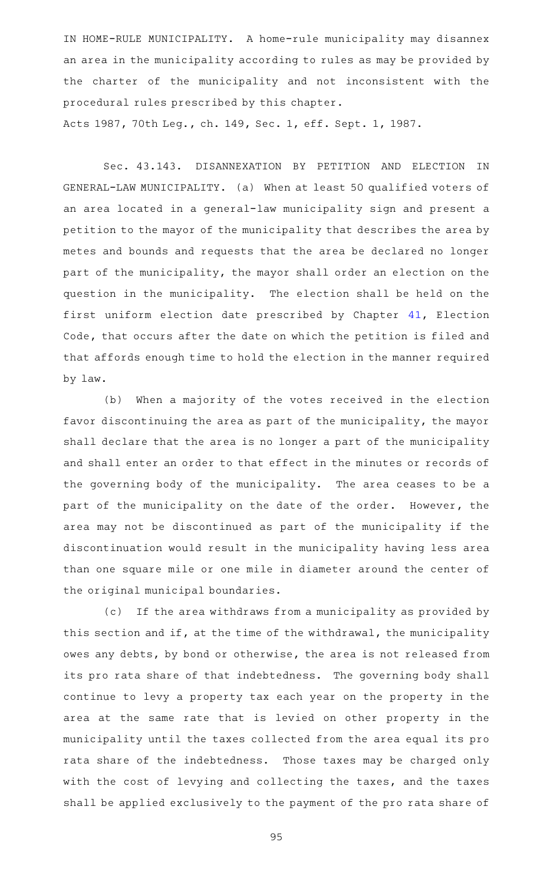IN HOME-RULE MUNICIPALITY. A home-rule municipality may disannex an area in the municipality according to rules as may be provided by the charter of the municipality and not inconsistent with the procedural rules prescribed by this chapter.

Acts 1987, 70th Leg., ch. 149, Sec. 1, eff. Sept. 1, 1987.

Sec. 43.143. DISANNEXATION BY PETITION AND ELECTION IN GENERAL-LAW MUNICIPALITY. (a) When at least 50 qualified voters of an area located in a general-law municipality sign and present a petition to the mayor of the municipality that describes the area by metes and bounds and requests that the area be declared no longer part of the municipality, the mayor shall order an election on the question in the municipality. The election shall be held on the first uniform election date prescribed by Chapter 41, Election Code, that occurs after the date on which the petition is filed and that affords enough time to hold the election in the manner required by law.

(b) When a majority of the votes received in the election favor discontinuing the area as part of the municipality, the mayor shall declare that the area is no longer a part of the municipality and shall enter an order to that effect in the minutes or records of the governing body of the municipality. The area ceases to be a part of the municipality on the date of the order. However, the area may not be discontinued as part of the municipality if the discontinuation would result in the municipality having less area than one square mile or one mile in diameter around the center of the original municipal boundaries.

(c) If the area withdraws from a municipality as provided by this section and if, at the time of the withdrawal, the municipality owes any debts, by bond or otherwise, the area is not released from its pro rata share of that indebtedness. The governing body shall continue to levy a property tax each year on the property in the area at the same rate that is levied on other property in the municipality until the taxes collected from the area equal its pro rata share of the indebtedness. Those taxes may be charged only with the cost of levying and collecting the taxes, and the taxes shall be applied exclusively to the payment of the pro rata share of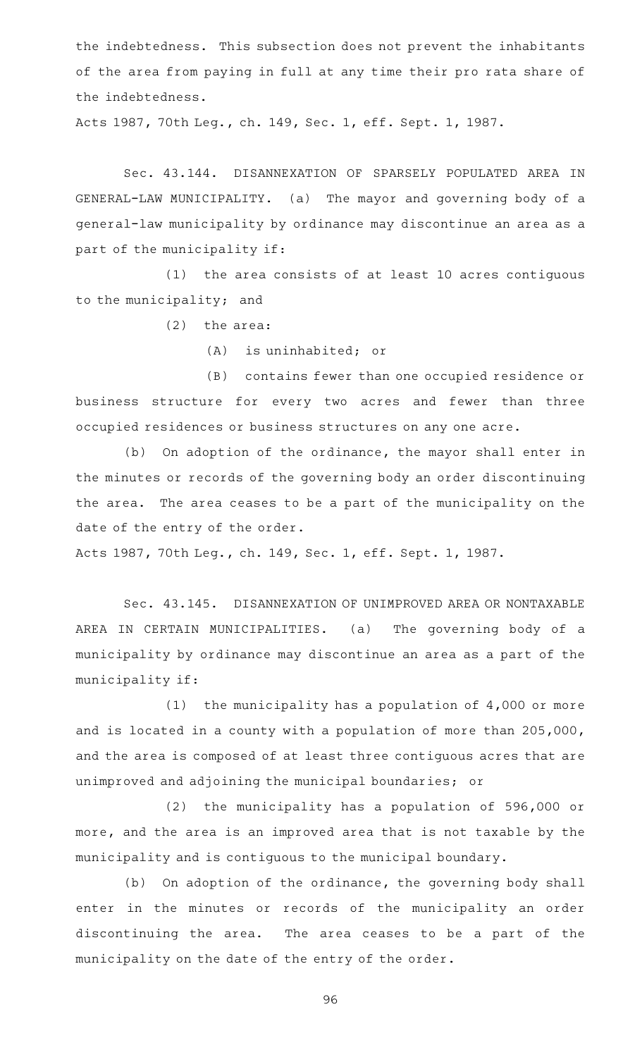the indebtedness. This subsection does not prevent the inhabitants of the area from paying in full at any time their pro rata share of the indebtedness.

Acts 1987, 70th Leg., ch. 149, Sec. 1, eff. Sept. 1, 1987.

Sec. 43.144. DISANNEXATION OF SPARSELY POPULATED AREA IN GENERAL-LAW MUNICIPALITY. (a) The mayor and governing body of a general-law municipality by ordinance may discontinue an area as a part of the municipality if:

(1) the area consists of at least 10 acres contiguous to the municipality; and

(2) the area:

(A) is uninhabited; or

(B) contains fewer than one occupied residence or business structure for every two acres and fewer than three occupied residences or business structures on any one acre.

(b) On adoption of the ordinance, the mayor shall enter in the minutes or records of the governing body an order discontinuing the area. The area ceases to be a part of the municipality on the date of the entry of the order.

Acts 1987, 70th Leg., ch. 149, Sec. 1, eff. Sept. 1, 1987.

Sec. 43.145. DISANNEXATION OF UNIMPROVED AREA OR NONTAXABLE AREA IN CERTAIN MUNICIPALITIES. (a) The governing body of a municipality by ordinance may discontinue an area as a part of the municipality if:

(1) the municipality has a population of 4,000 or more and is located in a county with a population of more than 205,000, and the area is composed of at least three contiguous acres that are unimproved and adjoining the municipal boundaries; or

(2) the municipality has a population of 596,000 or more, and the area is an improved area that is not taxable by the municipality and is contiguous to the municipal boundary.

(b) On adoption of the ordinance, the governing body shall enter in the minutes or records of the municipality an order discontinuing the area. The area ceases to be a part of the municipality on the date of the entry of the order.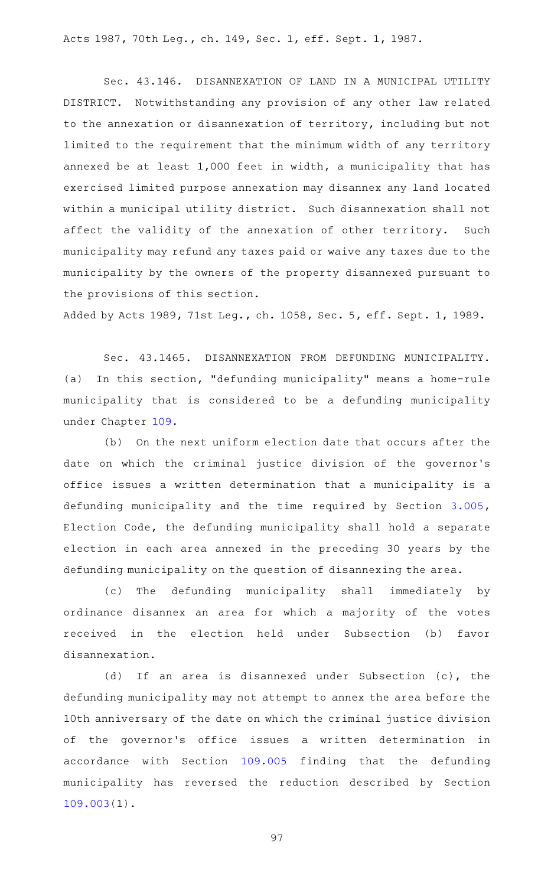Acts 1987, 70th Leg., ch. 149, Sec. 1, eff. Sept. 1, 1987.

Sec. 43.146. DISANNEXATION OF LAND IN A MUNICIPAL UTILITY DISTRICT. Notwithstanding any provision of any other law related to the annexation or disannexation of territory, including but not limited to the requirement that the minimum width of any territory annexed be at least 1,000 feet in width, a municipality that has exercised limited purpose annexation may disannex any land located within a municipal utility district. Such disannexation shall not affect the validity of the annexation of other territory. Such municipality may refund any taxes paid or waive any taxes due to the municipality by the owners of the property disannexed pursuant to the provisions of this section.

Added by Acts 1989, 71st Leg., ch. 1058, Sec. 5, eff. Sept. 1, 1989.

Sec. 43.1465. DISANNEXATION FROM DEFUNDING MUNICIPALITY. (a) In this section, "defunding municipality" means a home-rule municipality that is considered to be a defunding municipality under Chapter 109.

(b) On the next uniform election date that occurs after the date on which the criminal justice division of the governor's office issues a written determination that a municipality is a defunding municipality and the time required by Section 3.005, Election Code, the defunding municipality shall hold a separate election in each area annexed in the preceding 30 years by the defunding municipality on the question of disannexing the area.

(c) The defunding municipality shall immediately by ordinance disannex an area for which a majority of the votes received in the election held under Subsection (b) favor disannexation.

(d) If an area is disannexed under Subsection (c), the defunding municipality may not attempt to annex the area before the 10th anniversary of the date on which the criminal justice division of the governor's office issues a written determination in accordance with Section 109.005 finding that the defunding municipality has reversed the reduction described by Section 109.003(1).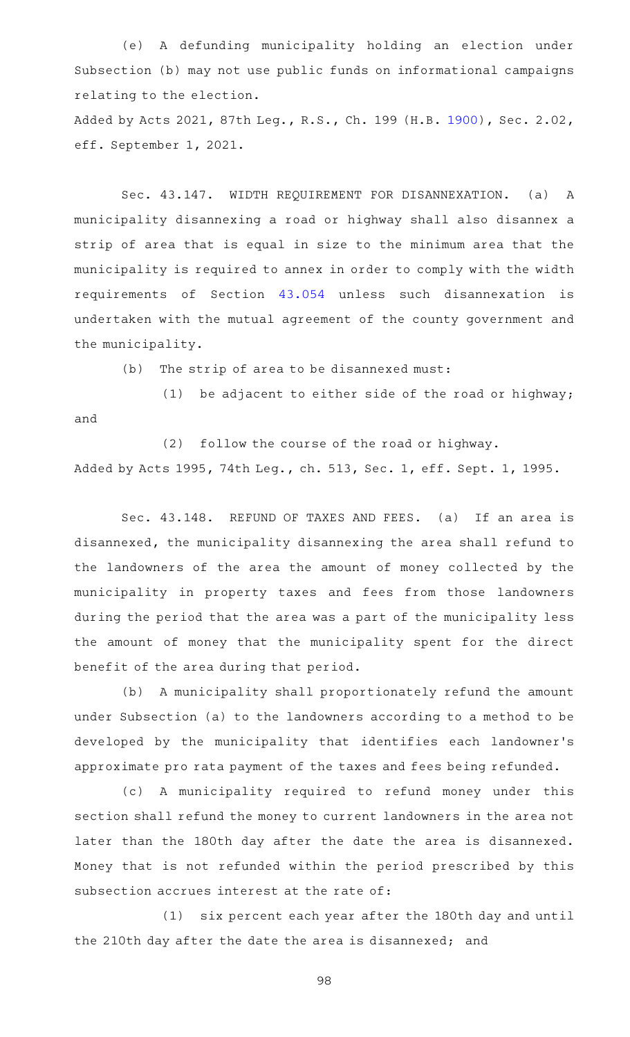(e) A defunding municipality holding an election under Subsection (b) may not use public funds on informational campaigns relating to the election.

Added by Acts 2021, 87th Leg., R.S., Ch. 199 (H.B. 1900), Sec. 2.02, eff. September 1, 2021.

Sec. 43.147. WIDTH REQUIREMENT FOR DISANNEXATION. (a) A municipality disannexing a road or highway shall also disannex a strip of area that is equal in size to the minimum area that the municipality is required to annex in order to comply with the width requirements of Section 43.054 unless such disannexation is undertaken with the mutual agreement of the county government and the municipality.

(b) The strip of area to be disannexed must:

(1) be adjacent to either side of the road or highway; and

(2) follow the course of the road or highway.

Added by Acts 1995, 74th Leg., ch. 513, Sec. 1, eff. Sept. 1, 1995.

Sec. 43.148. REFUND OF TAXES AND FEES. (a) If an area is disannexed, the municipality disannexing the area shall refund to the landowners of the area the amount of money collected by the municipality in property taxes and fees from those landowners during the period that the area was a part of the municipality less the amount of money that the municipality spent for the direct benefit of the area during that period.

(b) A municipality shall proportionately refund the amount under Subsection (a) to the landowners according to a method to be developed by the municipality that identifies each landowner's approximate pro rata payment of the taxes and fees being refunded.

(c) A municipality required to refund money under this section shall refund the money to current landowners in the area not later than the 180th day after the date the area is disannexed. Money that is not refunded within the period prescribed by this subsection accrues interest at the rate of:

(1) six percent each year after the 180th day and until the 210th day after the date the area is disannexed; and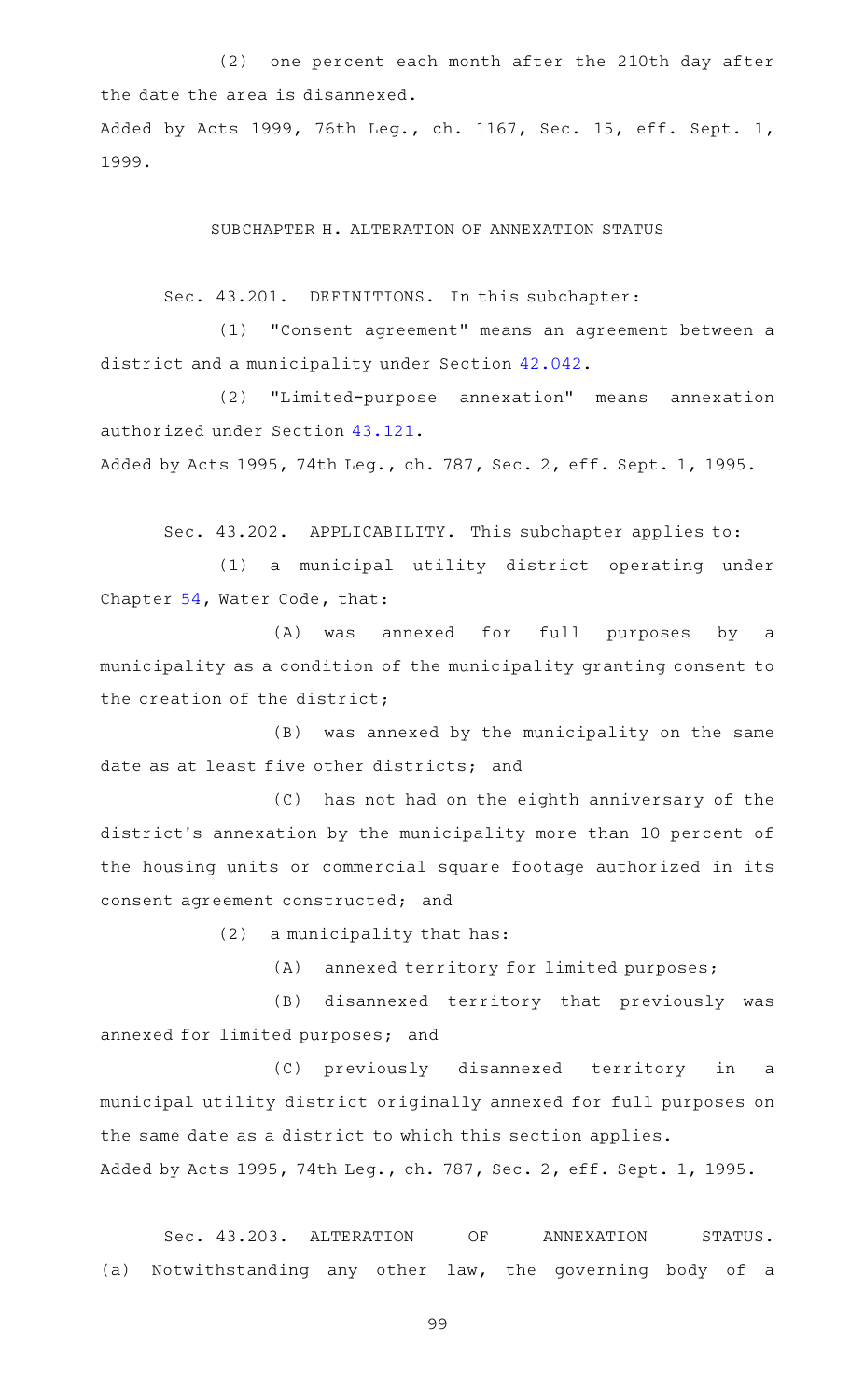(2) one percent each month after the 210th day after the date the area is disannexed.

Added by Acts 1999, 76th Leg., ch. 1167, Sec. 15, eff. Sept. 1, 1999.

## SUBCHAPTER H. ALTERATION OF ANNEXATION STATUS

Sec. 43.201. DEFINITIONS. In this subchapter:

(1) "Consent agreement" means an agreement between a district and a municipality under Section 42.042.

(2) "Limited-purpose annexation" means annexation authorized under Section 43.121.

Added by Acts 1995, 74th Leg., ch. 787, Sec. 2, eff. Sept. 1, 1995.

Sec. 43.202. APPLICABILITY. This subchapter applies to:

(1) a municipal utility district operating under Chapter 54, Water Code, that:

(A) was annexed for full purposes by a municipality as a condition of the municipality granting consent to the creation of the district;

(B) was annexed by the municipality on the same date as at least five other districts; and

(C) has not had on the eighth anniversary of the district's annexation by the municipality more than 10 percent of the housing units or commercial square footage authorized in its consent agreement constructed; and

(2) a municipality that has:

(A) annexed territory for limited purposes;

(B) disannexed territory that previously was annexed for limited purposes; and

(C) previously disannexed territory in a municipal utility district originally annexed for full purposes on the same date as a district to which this section applies.

Added by Acts 1995, 74th Leg., ch. 787, Sec. 2, eff. Sept. 1, 1995.

Sec. 43.203. ALTERATION OF ANNEXATION STATUS. (a) Notwithstanding any other law, the governing body of a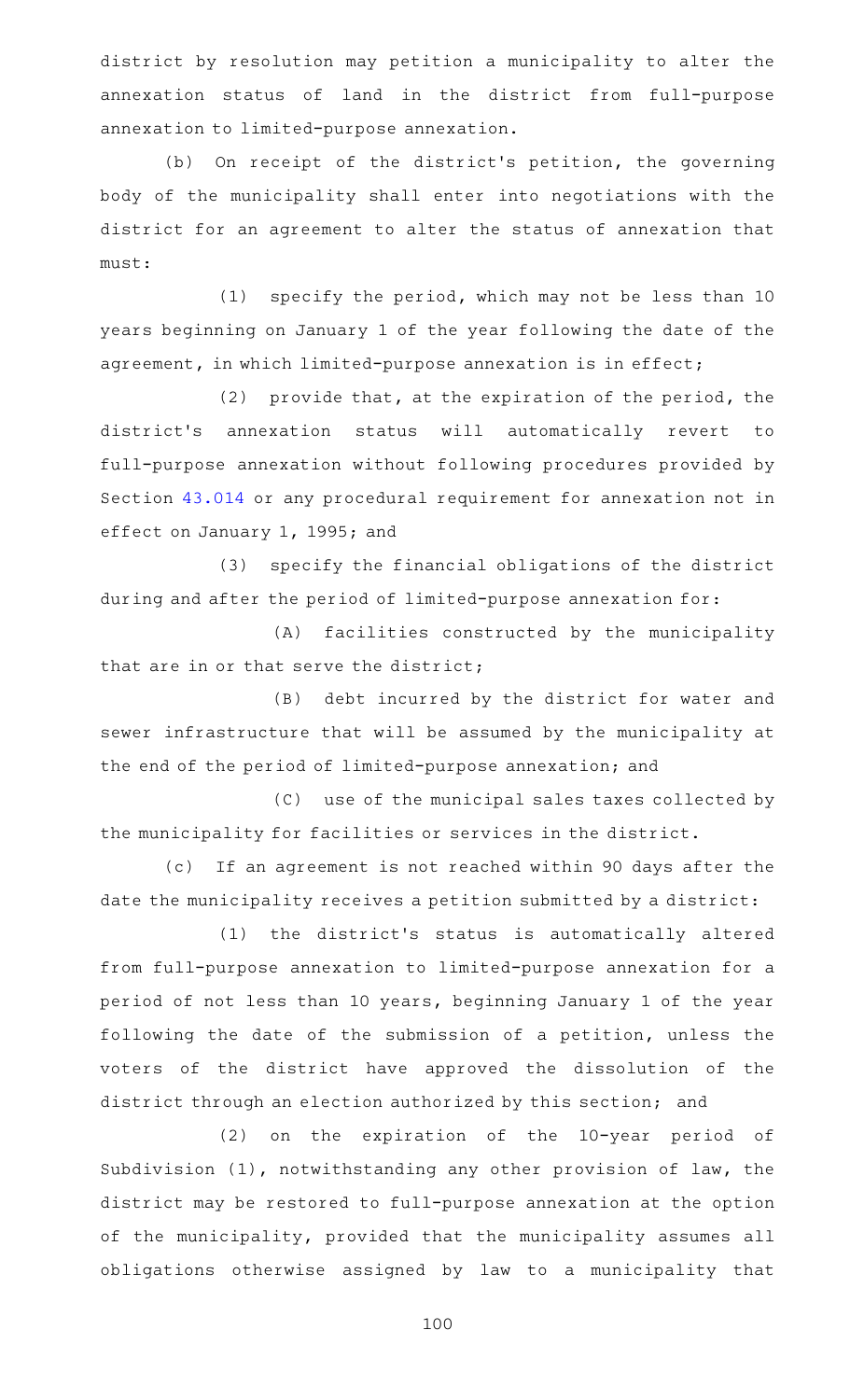district by resolution may petition a municipality to alter the annexation status of land in the district from full-purpose annexation to limited-purpose annexation.

(b) On receipt of the district's petition, the governing body of the municipality shall enter into negotiations with the district for an agreement to alter the status of annexation that must:

(1) specify the period, which may not be less than 10 years beginning on January 1 of the year following the date of the agreement, in which limited-purpose annexation is in effect;

(2) provide that, at the expiration of the period, the district's annexation status will automatically revert to full-purpose annexation without following procedures provided by Section 43.014 or any procedural requirement for annexation not in effect on January 1, 1995; and

(3) specify the financial obligations of the district during and after the period of limited-purpose annexation for:

(A) facilities constructed by the municipality that are in or that serve the district;

(B) debt incurred by the district for water and sewer infrastructure that will be assumed by the municipality at the end of the period of limited-purpose annexation; and

(C) use of the municipal sales taxes collected by the municipality for facilities or services in the district.

(c) If an agreement is not reached within 90 days after the date the municipality receives a petition submitted by a district:

(1) the district's status is automatically altered from full-purpose annexation to limited-purpose annexation for a period of not less than 10 years, beginning January 1 of the year following the date of the submission of a petition, unless the voters of the district have approved the dissolution of the district through an election authorized by this section; and

(2) on the expiration of the 10-year period of Subdivision (1), notwithstanding any other provision of law, the district may be restored to full-purpose annexation at the option of the municipality, provided that the municipality assumes all obligations otherwise assigned by law to a municipality that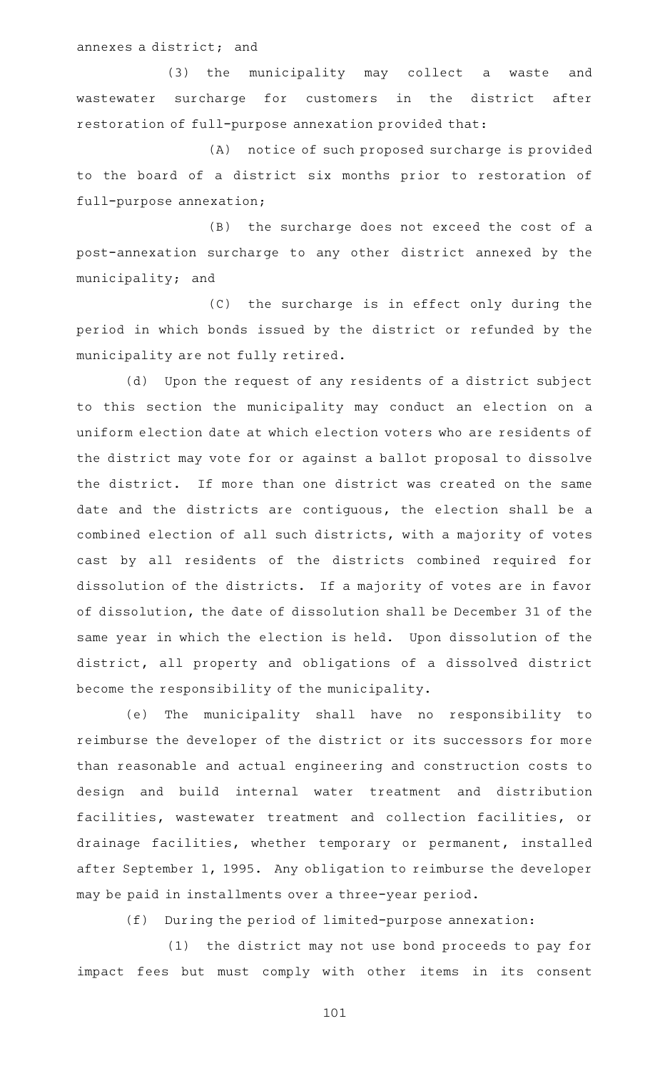annexes a district; and

(3) the municipality may collect a waste and wastewater surcharge for customers in the district after restoration of full-purpose annexation provided that:

(A) notice of such proposed surcharge is provided to the board of a district six months prior to restoration of full-purpose annexation;

(B) the surcharge does not exceed the cost of a post-annexation surcharge to any other district annexed by the municipality; and

(C) the surcharge is in effect only during the period in which bonds issued by the district or refunded by the municipality are not fully retired.

(d) Upon the request of any residents of a district subject to this section the municipality may conduct an election on a uniform election date at which election voters who are residents of the district may vote for or against a ballot proposal to dissolve the district. If more than one district was created on the same date and the districts are contiguous, the election shall be a combined election of all such districts, with a majority of votes cast by all residents of the districts combined required for dissolution of the districts. If a majority of votes are in favor of dissolution, the date of dissolution shall be December 31 of the same year in which the election is held. Upon dissolution of the district, all property and obligations of a dissolved district become the responsibility of the municipality.

(e) The municipality shall have no responsibility to reimburse the developer of the district or its successors for more than reasonable and actual engineering and construction costs to design and build internal water treatment and distribution facilities, wastewater treatment and collection facilities, or drainage facilities, whether temporary or permanent, installed after September 1, 1995. Any obligation to reimburse the developer may be paid in installments over a three-year period.

(f) During the period of limited-purpose annexation:

(1) the district may not use bond proceeds to pay for impact fees but must comply with other items in its consent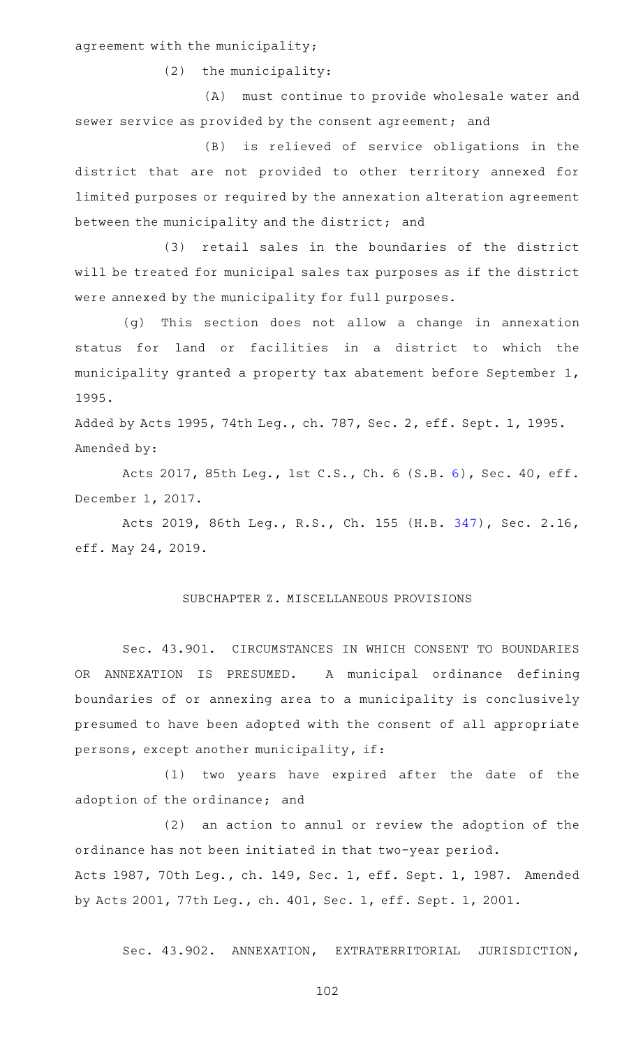agreement with the municipality;

(2) the municipality:

(A) must continue to provide wholesale water and sewer service as provided by the consent agreement; and

(B) is relieved of service obligations in the district that are not provided to other territory annexed for limited purposes or required by the annexation alteration agreement between the municipality and the district; and

(3) retail sales in the boundaries of the district will be treated for municipal sales tax purposes as if the district were annexed by the municipality for full purposes.

(g) This section does not allow a change in annexation status for land or facilities in a district to which the municipality granted a property tax abatement before September 1, 1995.

Added by Acts 1995, 74th Leg., ch. 787, Sec. 2, eff. Sept. 1, 1995.
Amended by:

Acts 2017, 85th Leg., 1st C.S., Ch. 6 (S.B. 6), Sec. 40, eff. December 1, 2017.

Acts 2019, 86th Leg., R.S., Ch. 155 (H.B. 347), Sec. 2.16, eff. May 24, 2019.

## SUBCHAPTER Z. MISCELLANEOUS PROVISIONS

Sec. 43.901. CIRCUMSTANCES IN WHICH CONSENT TO BOUNDARIES OR ANNEXATION IS PRESUMED. A municipal ordinance defining boundaries of or annexing area to a municipality is conclusively presumed to have been adopted with the consent of all appropriate persons, except another municipality, if:

(1) two years have expired after the date of the adoption of the ordinance; and

(2) an action to annul or review the adoption of the ordinance has not been initiated in that two-year period.

Acts 1987, 70th Leg., ch. 149, Sec. 1, eff. Sept. 1, 1987. Amended by Acts 2001, 77th Leg., ch. 401, Sec. 1, eff. Sept. 1, 2001.

Sec. 43.902. ANNEXATION, EXTRATERRITORIAL JURISDICTION,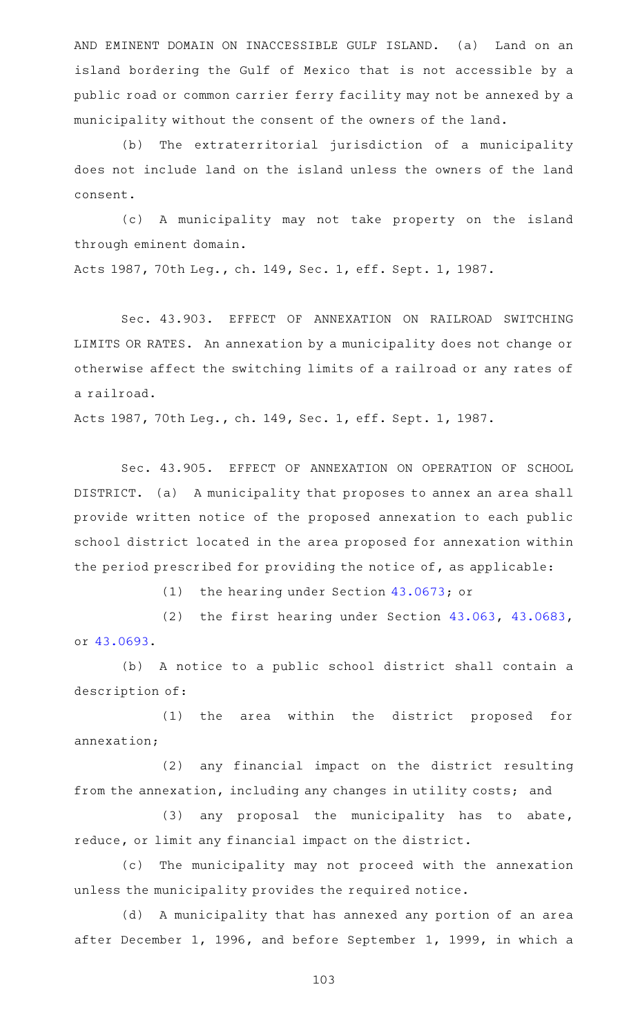AND EMINENT DOMAIN ON INACCESSIBLE GULF ISLAND. (a) Land on an island bordering the Gulf of Mexico that is not accessible by a public road or common carrier ferry facility may not be annexed by a municipality without the consent of the owners of the land.

(b) The extraterritorial jurisdiction of a municipality does not include land on the island unless the owners of the land consent.

(c) A municipality may not take property on the island through eminent domain.

Acts 1987, 70th Leg., ch. 149, Sec. 1, eff. Sept. 1, 1987.

Sec. 43.903. EFFECT OF ANNEXATION ON RAILROAD SWITCHING LIMITS OR RATES. An annexation by a municipality does not change or otherwise affect the switching limits of a railroad or any rates of a railroad.

Acts 1987, 70th Leg., ch. 149, Sec. 1, eff. Sept. 1, 1987.

Sec. 43.905. EFFECT OF ANNEXATION ON OPERATION OF SCHOOL DISTRICT. (a) A municipality that proposes to annex an area shall provide written notice of the proposed annexation to each public school district located in the area proposed for annexation within the period prescribed for providing the notice of, as applicable:

(1) the hearing under Section 43.0673; or

(2) the first hearing under Section 43.063, 43.0683, or 43.0693.

(b) A notice to a public school district shall contain a description of:

(1) the area within the district proposed for annexation;

(2) any financial impact on the district resulting from the annexation, including any changes in utility costs; and

(3) any proposal the municipality has to abate, reduce, or limit any financial impact on the district.

(c) The municipality may not proceed with the annexation unless the municipality provides the required notice.

(d) A municipality that has annexed any portion of an area after December 1, 1996, and before September 1, 1999, in which a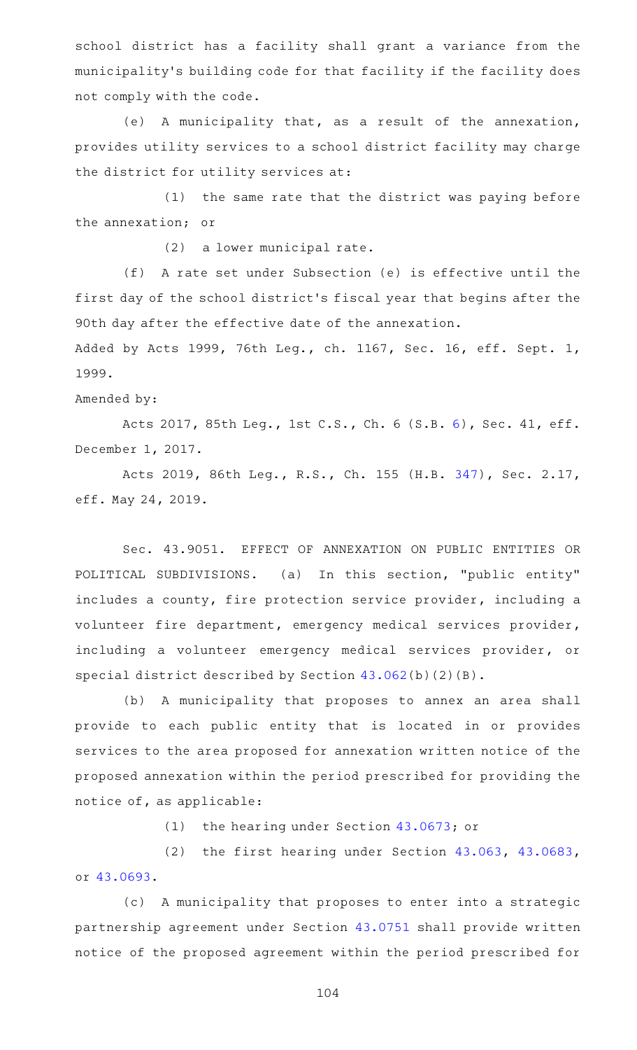school district has a facility shall grant a variance from the municipality's building code for that facility if the facility does not comply with the code.

(e) A municipality that, as a result of the annexation, provides utility services to a school district facility may charge the district for utility services at:

(1) the same rate that the district was paying before the annexation; or

(2) a lower municipal rate.

(f) A rate set under Subsection (e) is effective until the first day of the school district's fiscal year that begins after the 90th day after the effective date of the annexation.

Added by Acts 1999, 76th Leg., ch. 1167, Sec. 16, eff. Sept. 1, 1999.

Amended by:

Acts 2017, 85th Leg., 1st C.S., Ch. 6 (S.B. 6), Sec. 41, eff. December 1, 2017.

Acts 2019, 86th Leg., R.S., Ch. 155 (H.B. 347), Sec. 2.17, eff. May 24, 2019.

Sec. 43.9051. EFFECT OF ANNEXATION ON PUBLIC ENTITIES OR POLITICAL SUBDIVISIONS. (a) In this section, "public entity" includes a county, fire protection service provider, including a volunteer fire department, emergency medical services provider, including a volunteer emergency medical services provider, or special district described by Section 43.062(b)(2)(B).

(b) A municipality that proposes to annex an area shall provide to each public entity that is located in or provides services to the area proposed for annexation written notice of the proposed annexation within the period prescribed for providing the notice of, as applicable:

(1) the hearing under Section 43.0673; or

(2) the first hearing under Section 43.063, 43.0683, or 43.0693.

(c) A municipality that proposes to enter into a strategic partnership agreement under Section 43.0751 shall provide written notice of the proposed agreement within the period prescribed for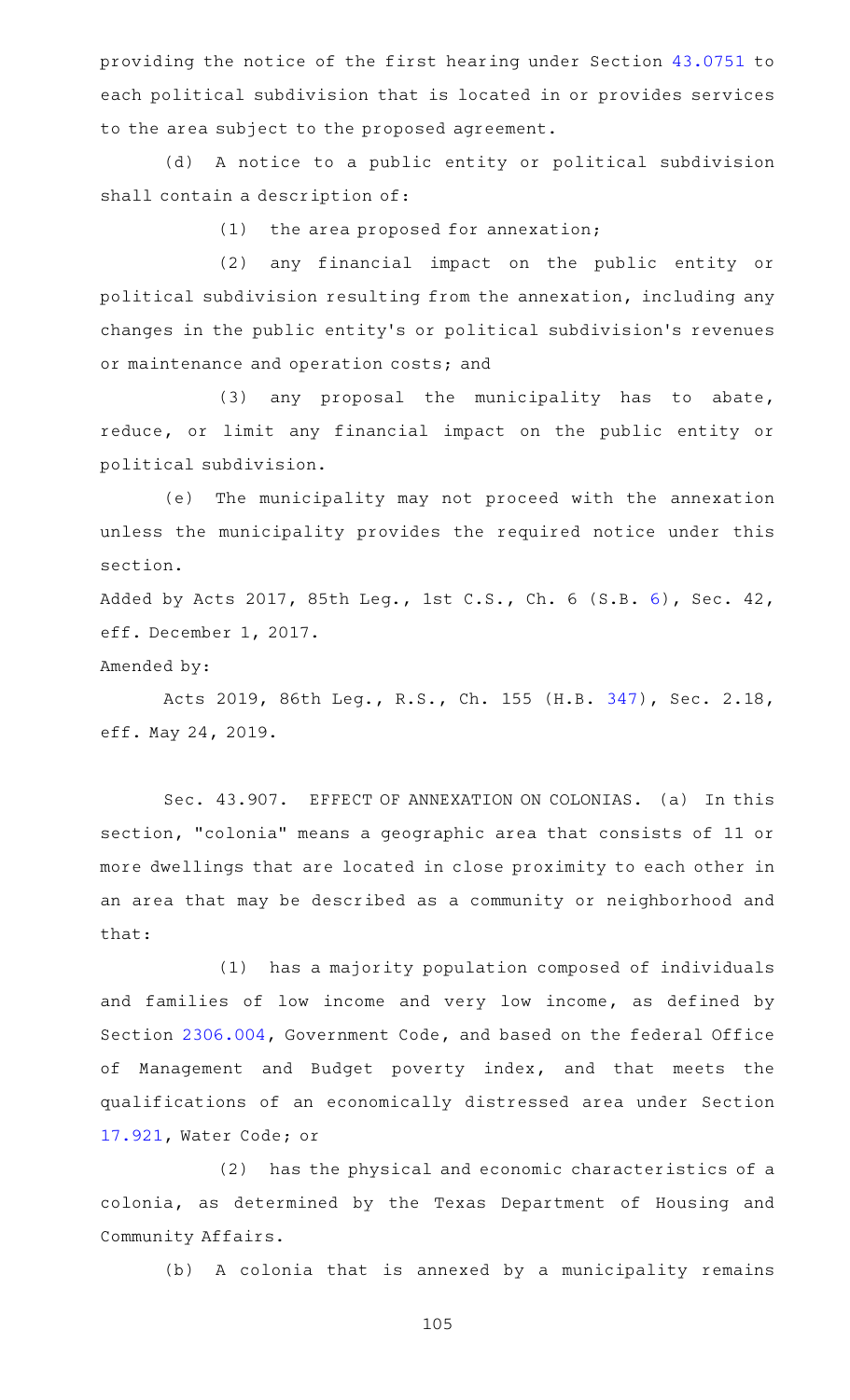providing the notice of the first hearing under Section 43.0751 to each political subdivision that is located in or provides services to the area subject to the proposed agreement.

(d) A notice to a public entity or political subdivision shall contain a description of:

(1) the area proposed for annexation;

(2) any financial impact on the public entity or political subdivision resulting from the annexation, including any changes in the public entity's or political subdivision's revenues or maintenance and operation costs; and

(3) any proposal the municipality has to abate, reduce, or limit any financial impact on the public entity or political subdivision.

(e) The municipality may not proceed with the annexation unless the municipality provides the required notice under this section.

Added by Acts 2017, 85th Leg., 1st C.S., Ch. 6 (S.B. 6), Sec. 42, eff. December 1, 2017.

Amended by:

Acts 2019, 86th Leg., R.S., Ch. 155 (H.B. 347), Sec. 2.18, eff. May 24, 2019.

Sec. 43.907. EFFECT OF ANNEXATION ON COLONIAS. (a) In this section, "colonia" means a geographic area that consists of 11 or more dwellings that are located in close proximity to each other in an area that may be described as a community or neighborhood and that:

(1) has a majority population composed of individuals and families of low income and very low income, as defined by Section 2306.004, Government Code, and based on the federal Office of Management and Budget poverty index, and that meets the qualifications of an economically distressed area under Section 17.921, Water Code; or

(2) has the physical and economic characteristics of a colonia, as determined by the Texas Department of Housing and Community Affairs.

(b) A colonia that is annexed by a municipality remains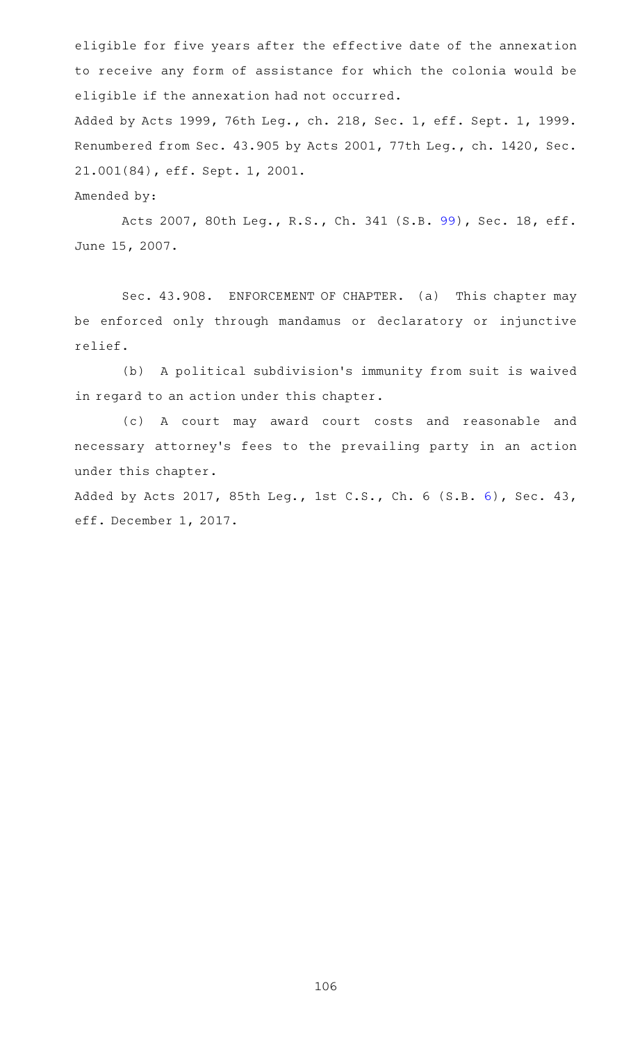eligible for five years after the effective date of the annexation to receive any form of assistance for which the colonia would be eligible if the annexation had not occurred.

Added by Acts 1999, 76th Leg., ch. 218, Sec. 1, eff. Sept. 1, 1999. Renumbered from Sec. 43.905 by Acts 2001, 77th Leg., ch. 1420, Sec. 21.001(84), eff. Sept. 1, 2001.

Amended by:

Acts 2007, 80th Leg., R.S., Ch. 341 (S.B. 99), Sec. 18, eff. June 15, 2007.

Sec. 43.908. ENFORCEMENT OF CHAPTER. (a) This chapter may be enforced only through mandamus or declaratory or injunctive relief.

(b) A political subdivision's immunity from suit is waived in regard to an action under this chapter.

(c) A court may award court costs and reasonable and necessary attorney's fees to the prevailing party in an action under this chapter.

Added by Acts 2017, 85th Leg., 1st C.S., Ch. 6 (S.B. 6), Sec. 43, eff. December 1, 2017.